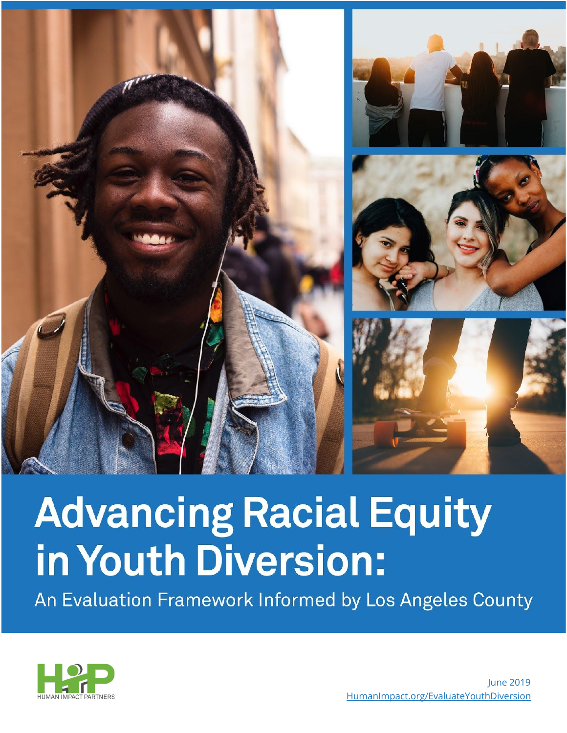# Advancing Racial Equity in Youth Diversion:

## An Evaluation Framework Informed by Los Angeles County

HUMAN IMPACT PARTNERS

June 2019

HumanImpact.org/EvaluateYouthDiversion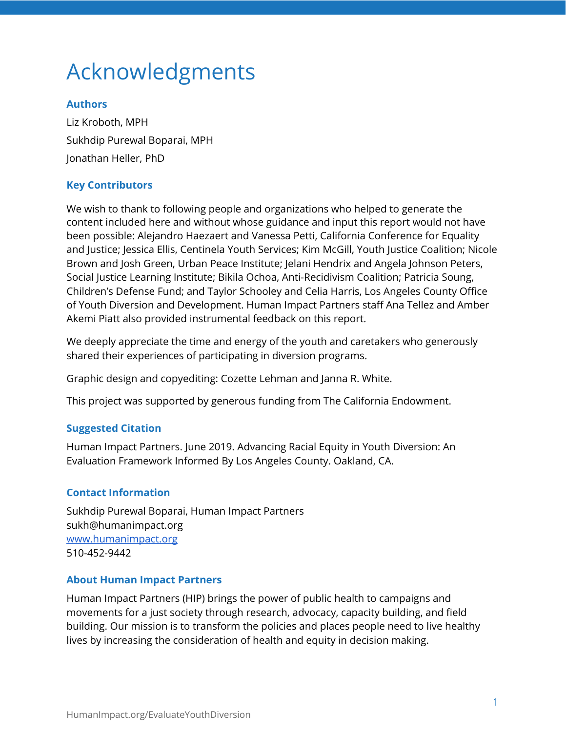# Acknowledgments

### Authors

Liz Kroboth, MPH

Sukhdip Purewal Boparai, MPH

Jonathan Heller, PhD

### Key Contributors

We wish to thank to following people and organizations who helped to generate the content included here and without whose guidance and input this report would not have been possible: Alejandro Haezaert and Vanessa Petti, California Conference for Equality and Justice; Jessica Ellis, Centinela Youth Services; Kim McGill, Youth Justice Coalition; Nicole Brown and Josh Green, Urban Peace Institute; Jelani Hendrix and Angela Johnson Peters, Social Justice Learning Institute; Bikila Ochoa, Anti-Recidivism Coalition; Patricia Soung, Children's Defense Fund; and Taylor Schooley and Celia Harris, Los Angeles County Office of Youth Diversion and Development. Human Impact Partners staff Ana Tellez and Amber Akemi Piatt also provided instrumental feedback on this report.

We deeply appreciate the time and energy of the youth and caretakers who generously shared their experiences of participating in diversion programs.

Graphic design and copyediting: Cozette Lehman and Janna R. White.

This project was supported by generous funding from The California Endowment.

### Suggested Citation

Human Impact Partners. June 2019. Advancing Racial Equity in Youth Diversion: An Evaluation Framework Informed By Los Angeles County. Oakland, CA.

### Contact Information

Sukhdip Purewal Boparai, Human Impact Partners
sukh@humanimpact.org
[www.humanimpact.org](http://www.humanimpact.org)
510-452-9442

### About Human Impact Partners

Human Impact Partners (HIP) brings the power of public health to campaigns and movements for a just society through research, advocacy, capacity building, and field building. Our mission is to transform the policies and places people need to live healthy lives by increasing the consideration of health and equity in decision making.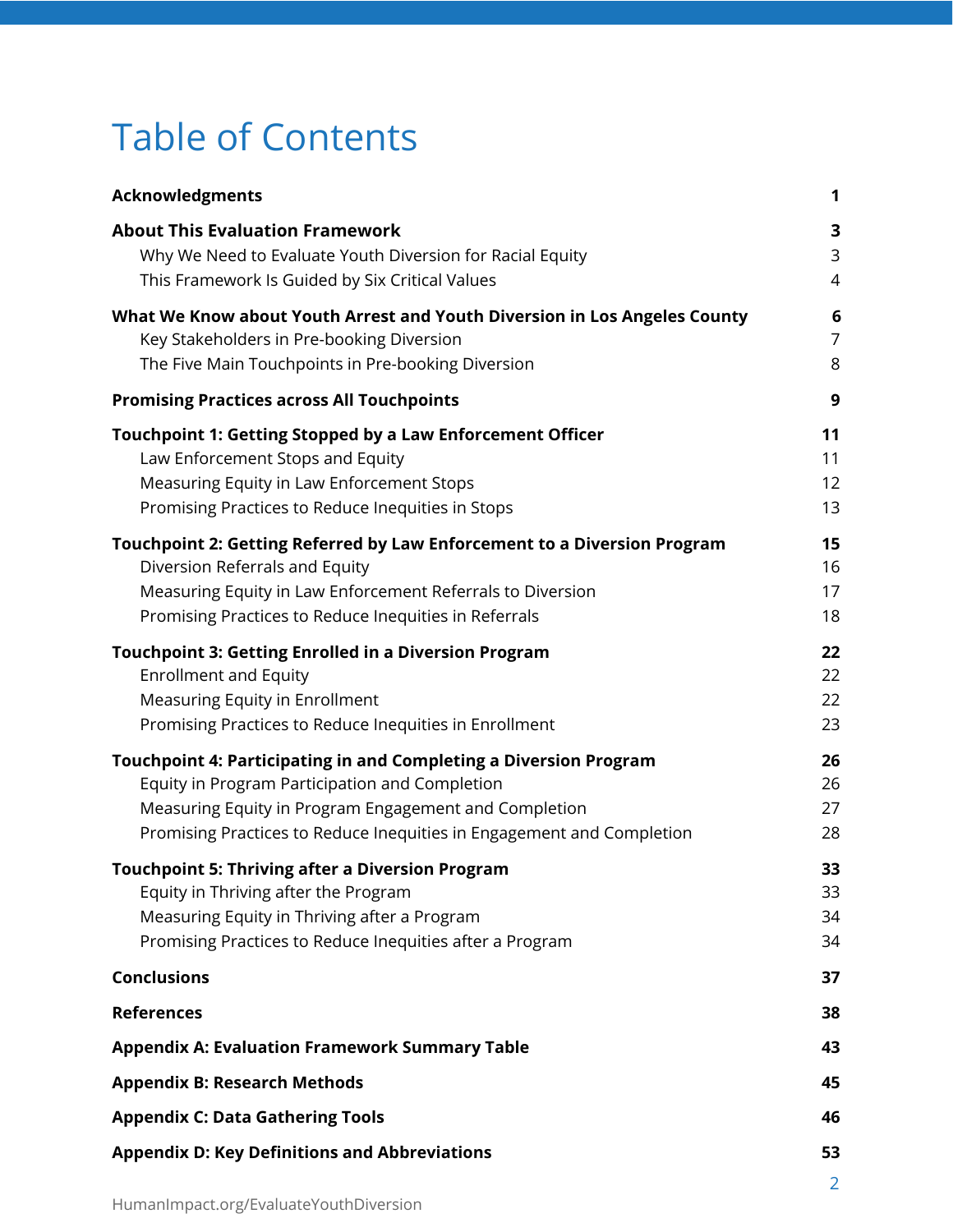# Table of Contents

| | |
|---|---|
| **Acknowledgments** | **1** |
| **About This Evaluation Framework** | **3** |
| Why We Need to Evaluate Youth Diversion for Racial Equity | 3 |
| This Framework Is Guided by Six Critical Values | 4 |
| **What We Know about Youth Arrest and Youth Diversion in Los Angeles County** | **6** |
| Key Stakeholders in Pre-booking Diversion | 7 |
| The Five Main Touchpoints in Pre-booking Diversion | 8 |
| **Promising Practices across All Touchpoints** | **9** |
| **Touchpoint 1: Getting Stopped by a Law Enforcement Officer** | **11** |
| Law Enforcement Stops and Equity | 11 |
| Measuring Equity in Law Enforcement Stops | 12 |
| Promising Practices to Reduce Inequities in Stops | 13 |
| **Touchpoint 2: Getting Referred by Law Enforcement to a Diversion Program** | **15** |
| Diversion Referrals and Equity | 16 |
| Measuring Equity in Law Enforcement Referrals to Diversion | 17 |
| Promising Practices to Reduce Inequities in Referrals | 18 |
| **Touchpoint 3: Getting Enrolled in a Diversion Program** | **22** |
| Enrollment and Equity | 22 |
| Measuring Equity in Enrollment | 22 |
| Promising Practices to Reduce Inequities in Enrollment | 23 |
| **Touchpoint 4: Participating in and Completing a Diversion Program** | **26** |
| Equity in Program Participation and Completion | 26 |
| Measuring Equity in Program Engagement and Completion | 27 |
| Promising Practices to Reduce Inequities in Engagement and Completion | 28 |
| **Touchpoint 5: Thriving after a Diversion Program** | **33** |
| Equity in Thriving after the Program | 33 |
| Measuring Equity in Thriving after a Program | 34 |
| Promising Practices to Reduce Inequities after a Program | 34 |
| **Conclusions** | **37** |
| **References** | **38** |
| **Appendix A: Evaluation Framework Summary Table** | **43** |
| **Appendix B: Research Methods** | **45** |
| **Appendix C: Data Gathering Tools** | **46** |
| **Appendix D: Key Definitions and Abbreviations** | **53** |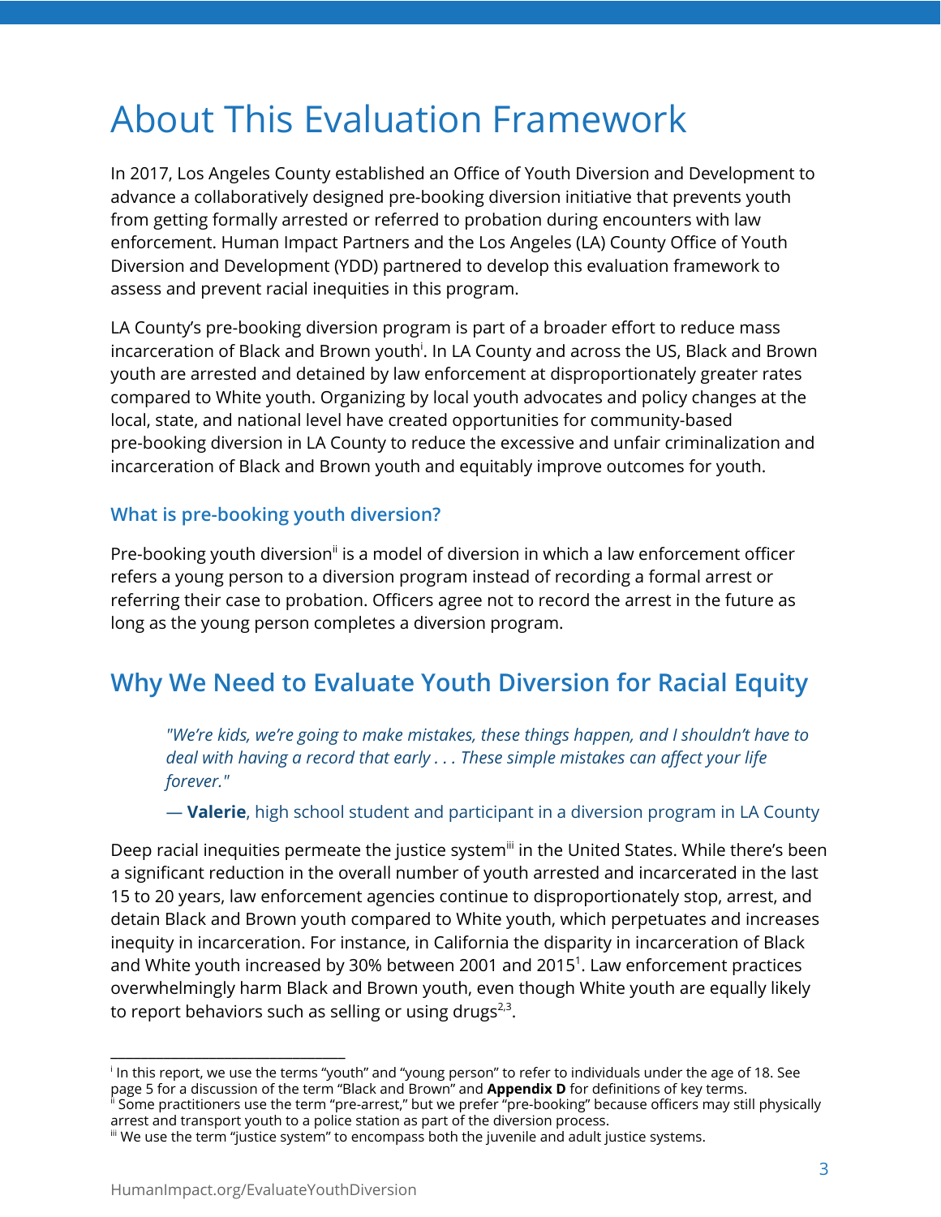# About This Evaluation Framework

In 2017, Los Angeles County established an Office of Youth Diversion and Development to advance a collaboratively designed pre-booking diversion initiative that prevents youth from getting formally arrested or referred to probation during encounters with law enforcement. Human Impact Partners and the Los Angeles (LA) County Office of Youth Diversion and Development (YDD) partnered to develop this evaluation framework to assess and prevent racial inequities in this program.

LA County's pre-booking diversion program is part of a broader effort to reduce mass incarceration of Black and Brown youth[i]. In LA County and across the US, Black and Brown youth are arrested and detained by law enforcement at disproportionately greater rates compared to White youth. Organizing by local youth advocates and policy changes at the local, state, and national level have created opportunities for community-based pre-booking diversion in LA County to reduce the excessive and unfair criminalization and incarceration of Black and Brown youth and equitably improve outcomes for youth.

### What is pre-booking youth diversion?

Pre-booking youth diversion[ii] is a model of diversion in which a law enforcement officer refers a young person to a diversion program instead of recording a formal arrest or referring their case to probation. Officers agree not to record the arrest in the future as long as the young person completes a diversion program.

## Why We Need to Evaluate Youth Diversion for Racial Equity

> *"We're kids, we're going to make mistakes, these things happen, and I shouldn't have to deal with having a record that early . . . These simple mistakes can affect your life forever."*
>
> — **Valerie**, high school student and participant in a diversion program in LA County

Deep racial inequities permeate the justice system[iii] in the United States. While there's been a significant reduction in the overall number of youth arrested and incarcerated in the last 15 to 20 years, law enforcement agencies continue to disproportionately stop, arrest, and detain Black and Brown youth compared to White youth, which perpetuates and increases inequity in incarceration. For instance, in California the disparity in incarceration of Black and White youth increased by 30% between 2001 and 2015[1]. Law enforcement practices overwhelmingly harm Black and Brown youth, even though White youth are equally likely to report behaviors such as selling or using drugs[2,3].

---

[i] In this report, we use the terms "youth" and "young person" to refer to individuals under the age of 18. See page 5 for a discussion of the term "Black and Brown" and **Appendix D** for definitions of key terms.

[ii] Some practitioners use the term "pre-arrest," but we prefer "pre-booking" because officers may still physically arrest and transport youth to a police station as part of the diversion process.

[iii] We use the term "justice system" to encompass both the juvenile and adult justice systems.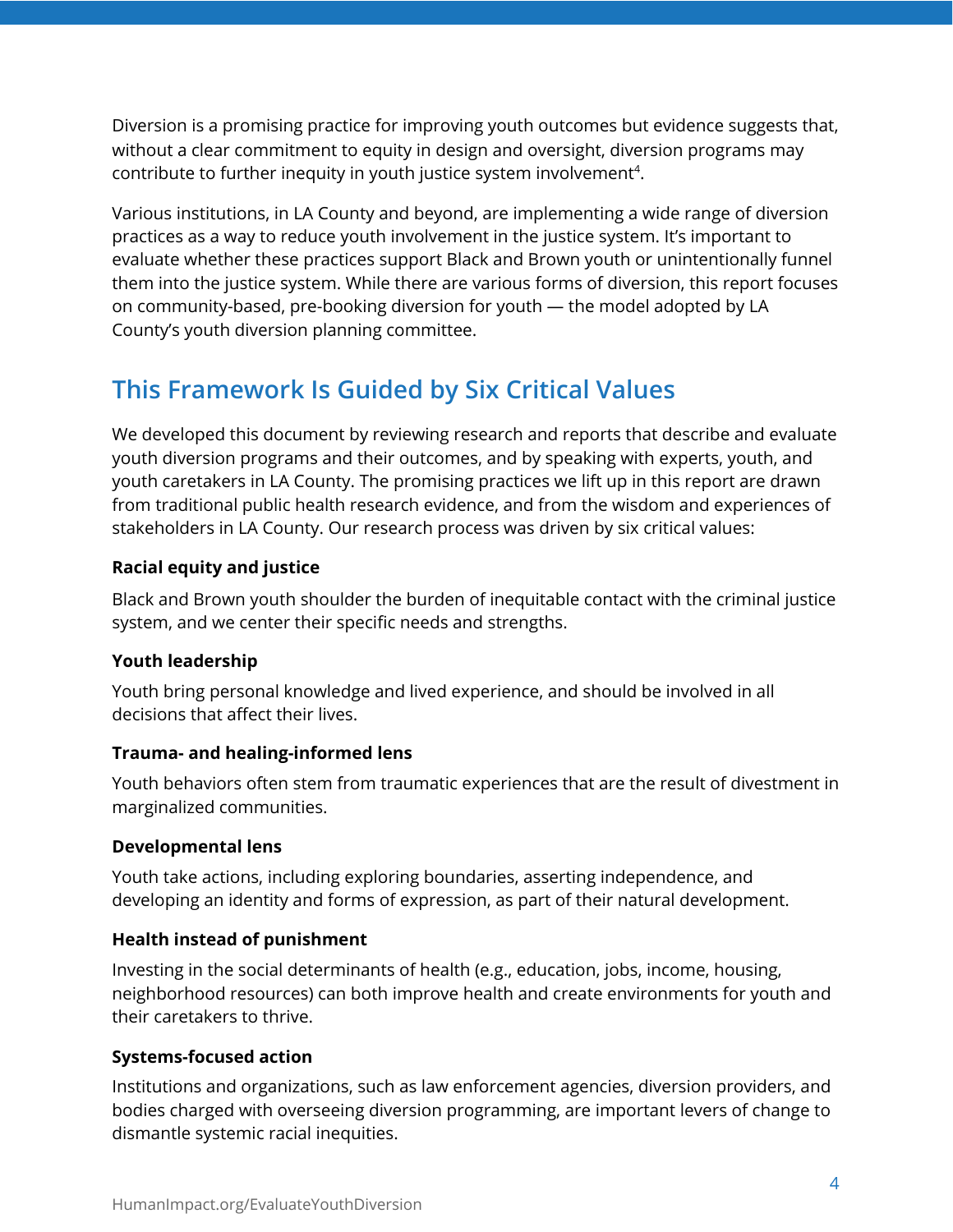Diversion is a promising practice for improving youth outcomes but evidence suggests that, without a clear commitment to equity in design and oversight, diversion programs may contribute to further inequity in youth justice system involvement[4].

Various institutions, in LA County and beyond, are implementing a wide range of diversion practices as a way to reduce youth involvement in the justice system. It's important to evaluate whether these practices support Black and Brown youth or unintentionally funnel them into the justice system. While there are various forms of diversion, this report focuses on community-based, pre-booking diversion for youth — the model adopted by LA County's youth diversion planning committee.

## This Framework Is Guided by Six Critical Values

We developed this document by reviewing research and reports that describe and evaluate youth diversion programs and their outcomes, and by speaking with experts, youth, and youth caretakers in LA County. The promising practices we lift up in this report are drawn from traditional public health research evidence, and from the wisdom and experiences of stakeholders in LA County. Our research process was driven by six critical values:

**Racial equity and justice**

Black and Brown youth shoulder the burden of inequitable contact with the criminal justice system, and we center their specific needs and strengths.

**Youth leadership**

Youth bring personal knowledge and lived experience, and should be involved in all decisions that affect their lives.

**Trauma- and healing-informed lens**

Youth behaviors often stem from traumatic experiences that are the result of divestment in marginalized communities.

**Developmental lens**

Youth take actions, including exploring boundaries, asserting independence, and developing an identity and forms of expression, as part of their natural development.

**Health instead of punishment**

Investing in the social determinants of health (e.g., education, jobs, income, housing, neighborhood resources) can both improve health and create environments for youth and their caretakers to thrive.

**Systems-focused action**

Institutions and organizations, such as law enforcement agencies, diversion providers, and bodies charged with overseeing diversion programming, are important levers of change to dismantle systemic racial inequities.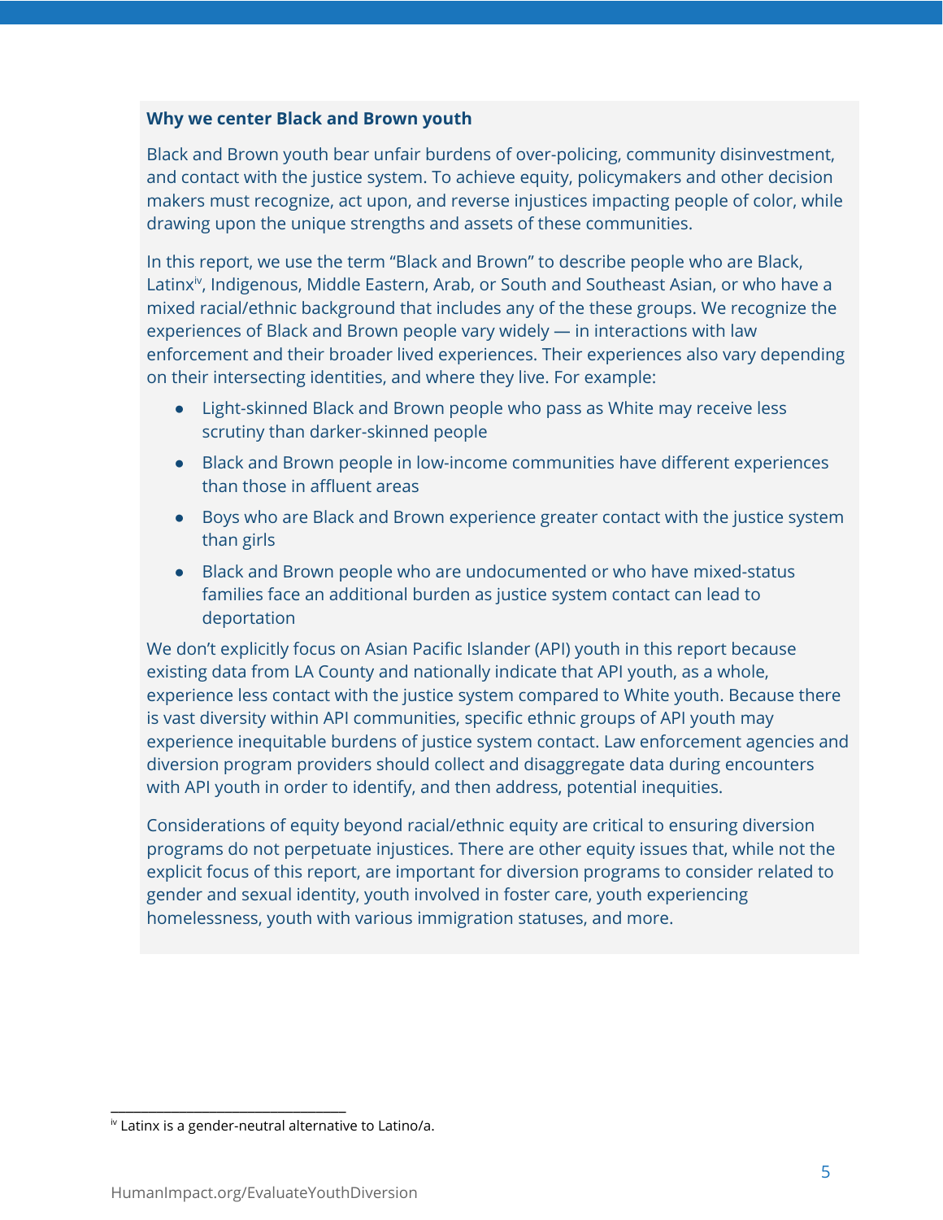### Why we center Black and Brown youth

Black and Brown youth bear unfair burdens of over-policing, community disinvestment, and contact with the justice system. To achieve equity, policymakers and other decision makers must recognize, act upon, and reverse injustices impacting people of color, while drawing upon the unique strengths and assets of these communities.

In this report, we use the term "Black and Brown" to describe people who are Black, Latinx[iv], Indigenous, Middle Eastern, Arab, or South and Southeast Asian, or who have a mixed racial/ethnic background that includes any of the these groups. We recognize the experiences of Black and Brown people vary widely — in interactions with law enforcement and their broader lived experiences. Their experiences also vary depending on their intersecting identities, and where they live. For example:

- Light-skinned Black and Brown people who pass as White may receive less scrutiny than darker-skinned people
- Black and Brown people in low-income communities have different experiences than those in affluent areas
- Boys who are Black and Brown experience greater contact with the justice system than girls
- Black and Brown people who are undocumented or who have mixed-status families face an additional burden as justice system contact can lead to deportation

We don't explicitly focus on Asian Pacific Islander (API) youth in this report because existing data from LA County and nationally indicate that API youth, as a whole, experience less contact with the justice system compared to White youth. Because there is vast diversity within API communities, specific ethnic groups of API youth may experience inequitable burdens of justice system contact. Law enforcement agencies and diversion program providers should collect and disaggregate data during encounters with API youth in order to identify, and then address, potential inequities.

Considerations of equity beyond racial/ethnic equity are critical to ensuring diversion programs do not perpetuate injustices. There are other equity issues that, while not the explicit focus of this report, are important for diversion programs to consider related to gender and sexual identity, youth involved in foster care, youth experiencing homelessness, youth with various immigration statuses, and more.

---

[iv] Latinx is a gender-neutral alternative to Latino/a.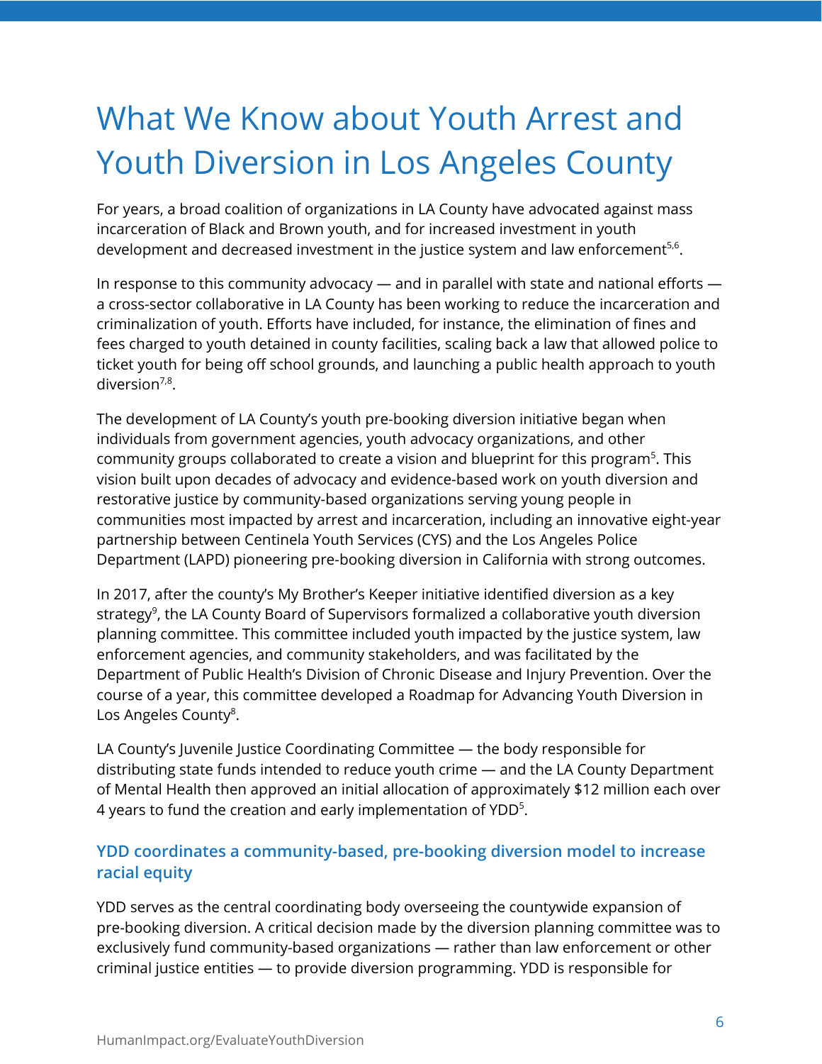# What We Know about Youth Arrest and Youth Diversion in Los Angeles County

For years, a broad coalition of organizations in LA County have advocated against mass incarceration of Black and Brown youth, and for increased investment in youth development and decreased investment in the justice system and law enforcement[5,6].

In response to this community advocacy — and in parallel with state and national efforts — a cross-sector collaborative in LA County has been working to reduce the incarceration and criminalization of youth. Efforts have included, for instance, the elimination of fines and fees charged to youth detained in county facilities, scaling back a law that allowed police to ticket youth for being off school grounds, and launching a public health approach to youth diversion[7,8].

The development of LA County's youth pre-booking diversion initiative began when individuals from government agencies, youth advocacy organizations, and other community groups collaborated to create a vision and blueprint for this program[5]. This vision built upon decades of advocacy and evidence-based work on youth diversion and restorative justice by community-based organizations serving young people in communities most impacted by arrest and incarceration, including an innovative eight-year partnership between Centinela Youth Services (CYS) and the Los Angeles Police Department (LAPD) pioneering pre-booking diversion in California with strong outcomes.

In 2017, after the county's My Brother's Keeper initiative identified diversion as a key strategy[9], the LA County Board of Supervisors formalized a collaborative youth diversion planning committee. This committee included youth impacted by the justice system, law enforcement agencies, and community stakeholders, and was facilitated by the Department of Public Health's Division of Chronic Disease and Injury Prevention. Over the course of a year, this committee developed a Roadmap for Advancing Youth Diversion in Los Angeles County[8].

LA County's Juvenile Justice Coordinating Committee — the body responsible for distributing state funds intended to reduce youth crime — and the LA County Department of Mental Health then approved an initial allocation of approximately $12 million each over 4 years to fund the creation and early implementation of YDD[5].

### YDD coordinates a community-based, pre-booking diversion model to increase racial equity

YDD serves as the central coordinating body overseeing the countywide expansion of pre-booking diversion. A critical decision made by the diversion planning committee was to exclusively fund community-based organizations — rather than law enforcement or other criminal justice entities — to provide diversion programming. YDD is responsible for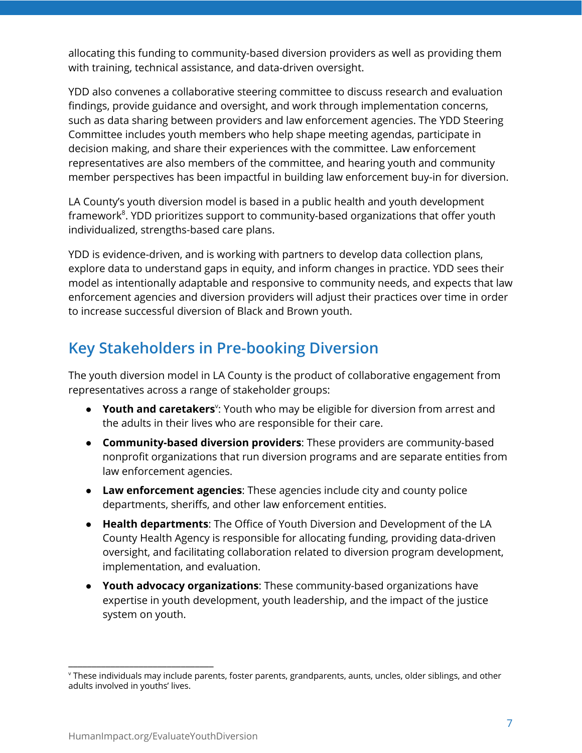allocating this funding to community-based diversion providers as well as providing them with training, technical assistance, and data-driven oversight.

YDD also convenes a collaborative steering committee to discuss research and evaluation findings, provide guidance and oversight, and work through implementation concerns, such as data sharing between providers and law enforcement agencies. The YDD Steering Committee includes youth members who help shape meeting agendas, participate in decision making, and share their experiences with the committee. Law enforcement representatives are also members of the committee, and hearing youth and community member perspectives has been impactful in building law enforcement buy-in for diversion.

LA County's youth diversion model is based in a public health and youth development framework[8]. YDD prioritizes support to community-based organizations that offer youth individualized, strengths-based care plans.

YDD is evidence-driven, and is working with partners to develop data collection plans, explore data to understand gaps in equity, and inform changes in practice. YDD sees their model as intentionally adaptable and responsive to community needs, and expects that law enforcement agencies and diversion providers will adjust their practices over time in order to increase successful diversion of Black and Brown youth.

## Key Stakeholders in Pre-booking Diversion

The youth diversion model in LA County is the product of collaborative engagement from representatives across a range of stakeholder groups:

- **Youth and caretakers**[v]: Youth who may be eligible for diversion from arrest and the adults in their lives who are responsible for their care.
- **Community-based diversion providers**: These providers are community-based nonprofit organizations that run diversion programs and are separate entities from law enforcement agencies.
- **Law enforcement agencies**: These agencies include city and county police departments, sheriffs, and other law enforcement entities.
- **Health departments**: The Office of Youth Diversion and Development of the LA County Health Agency is responsible for allocating funding, providing data-driven oversight, and facilitating collaboration related to diversion program development, implementation, and evaluation.
- **Youth advocacy organizations**: These community-based organizations have expertise in youth development, youth leadership, and the impact of the justice system on youth.

---

[v] These individuals may include parents, foster parents, grandparents, aunts, uncles, older siblings, and other adults involved in youths' lives.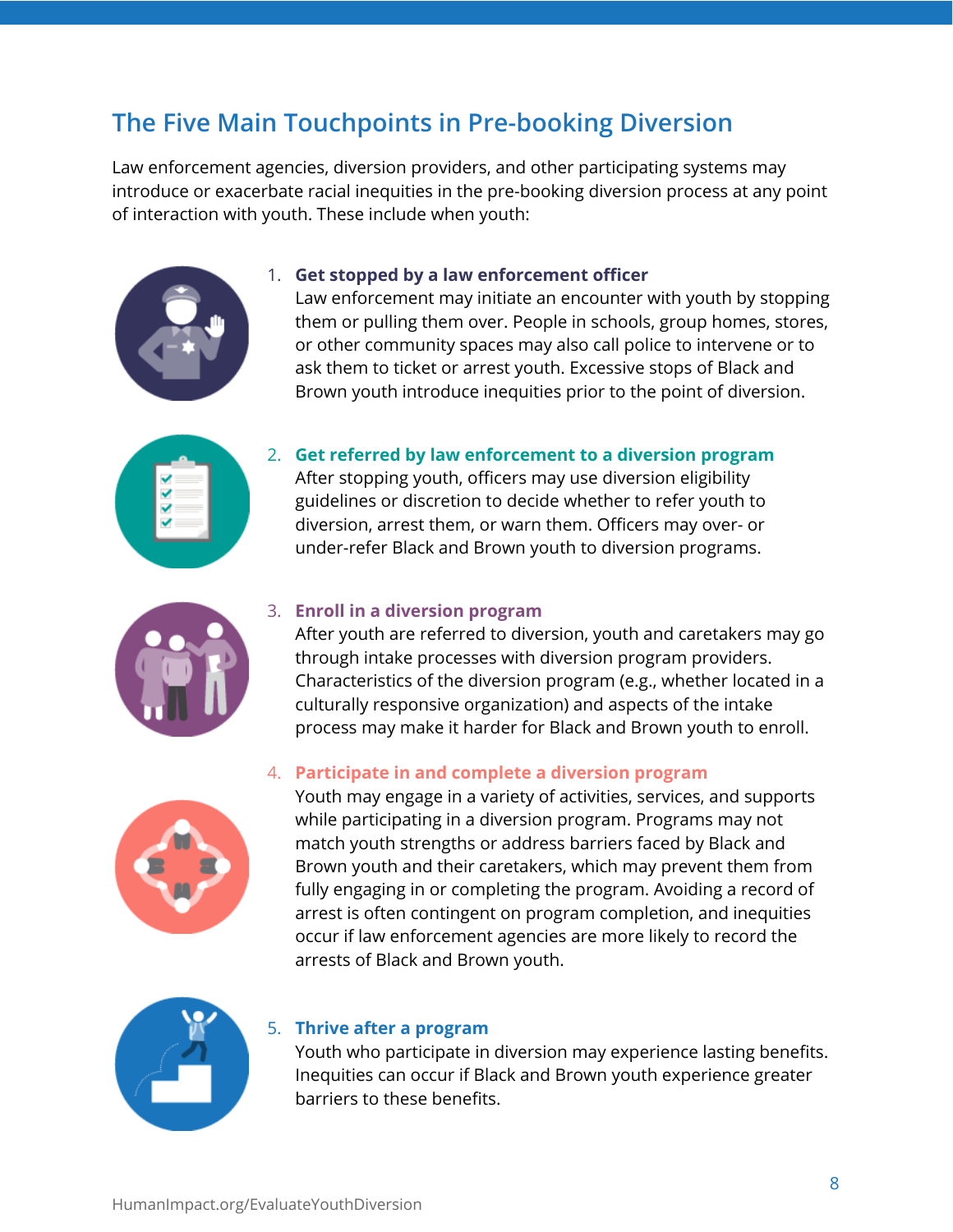## The Five Main Touchpoints in Pre-booking Diversion

Law enforcement agencies, diversion providers, and other participating systems may introduce or exacerbate racial inequities in the pre-booking diversion process at any point of interaction with youth. These include when youth:

1. **Get stopped by a law enforcement officer**
   Law enforcement may initiate an encounter with youth by stopping them or pulling them over. People in schools, group homes, stores, or other community spaces may also call police to intervene or to ask them to ticket or arrest youth. Excessive stops of Black and Brown youth introduce inequities prior to the point of diversion.

2. **Get referred by law enforcement to a diversion program**
   After stopping youth, officers may use diversion eligibility guidelines or discretion to decide whether to refer youth to diversion, arrest them, or warn them. Officers may over- or under-refer Black and Brown youth to diversion programs.

3. **Enroll in a diversion program**
   After youth are referred to diversion, youth and caretakers may go through intake processes with diversion program providers. Characteristics of the diversion program (e.g., whether located in a culturally responsive organization) and aspects of the intake process may make it harder for Black and Brown youth to enroll.

4. **Participate in and complete a diversion program**
   Youth may engage in a variety of activities, services, and supports while participating in a diversion program. Programs may not match youth strengths or address barriers faced by Black and Brown youth and their caretakers, which may prevent them from fully engaging in or completing the program. Avoiding a record of arrest is often contingent on program completion, and inequities occur if law enforcement agencies are more likely to record the arrests of Black and Brown youth.

5. **Thrive after a program**
   Youth who participate in diversion may experience lasting benefits. Inequities can occur if Black and Brown youth experience greater barriers to these benefits.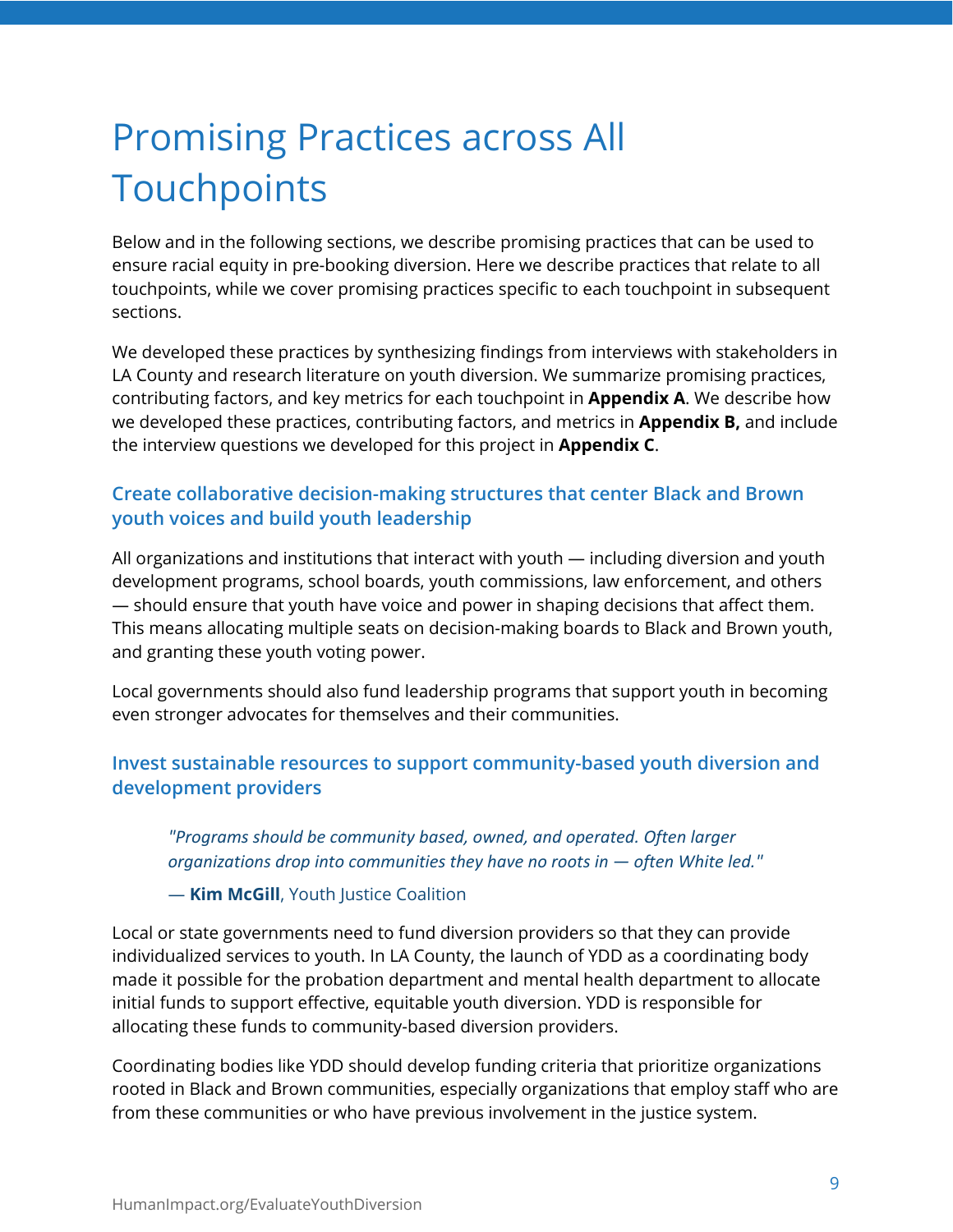# Promising Practices across All Touchpoints

Below and in the following sections, we describe promising practices that can be used to ensure racial equity in pre-booking diversion. Here we describe practices that relate to all touchpoints, while we cover promising practices specific to each touchpoint in subsequent sections.

We developed these practices by synthesizing findings from interviews with stakeholders in LA County and research literature on youth diversion. We summarize promising practices, contributing factors, and key metrics for each touchpoint in **Appendix A**. We describe how we developed these practices, contributing factors, and metrics in **Appendix B,** and include the interview questions we developed for this project in **Appendix C**.

### Create collaborative decision-making structures that center Black and Brown youth voices and build youth leadership

All organizations and institutions that interact with youth — including diversion and youth development programs, school boards, youth commissions, law enforcement, and others — should ensure that youth have voice and power in shaping decisions that affect them. This means allocating multiple seats on decision-making boards to Black and Brown youth, and granting these youth voting power.

Local governments should also fund leadership programs that support youth in becoming even stronger advocates for themselves and their communities.

### Invest sustainable resources to support community-based youth diversion and development providers

> *"Programs should be community based, owned, and operated. Often larger organizations drop into communities they have no roots in — often White led."*
>
> — **Kim McGill**, Youth Justice Coalition

Local or state governments need to fund diversion providers so that they can provide individualized services to youth. In LA County, the launch of YDD as a coordinating body made it possible for the probation department and mental health department to allocate initial funds to support effective, equitable youth diversion. YDD is responsible for allocating these funds to community-based diversion providers.

Coordinating bodies like YDD should develop funding criteria that prioritize organizations rooted in Black and Brown communities, especially organizations that employ staff who are from these communities or who have previous involvement in the justice system.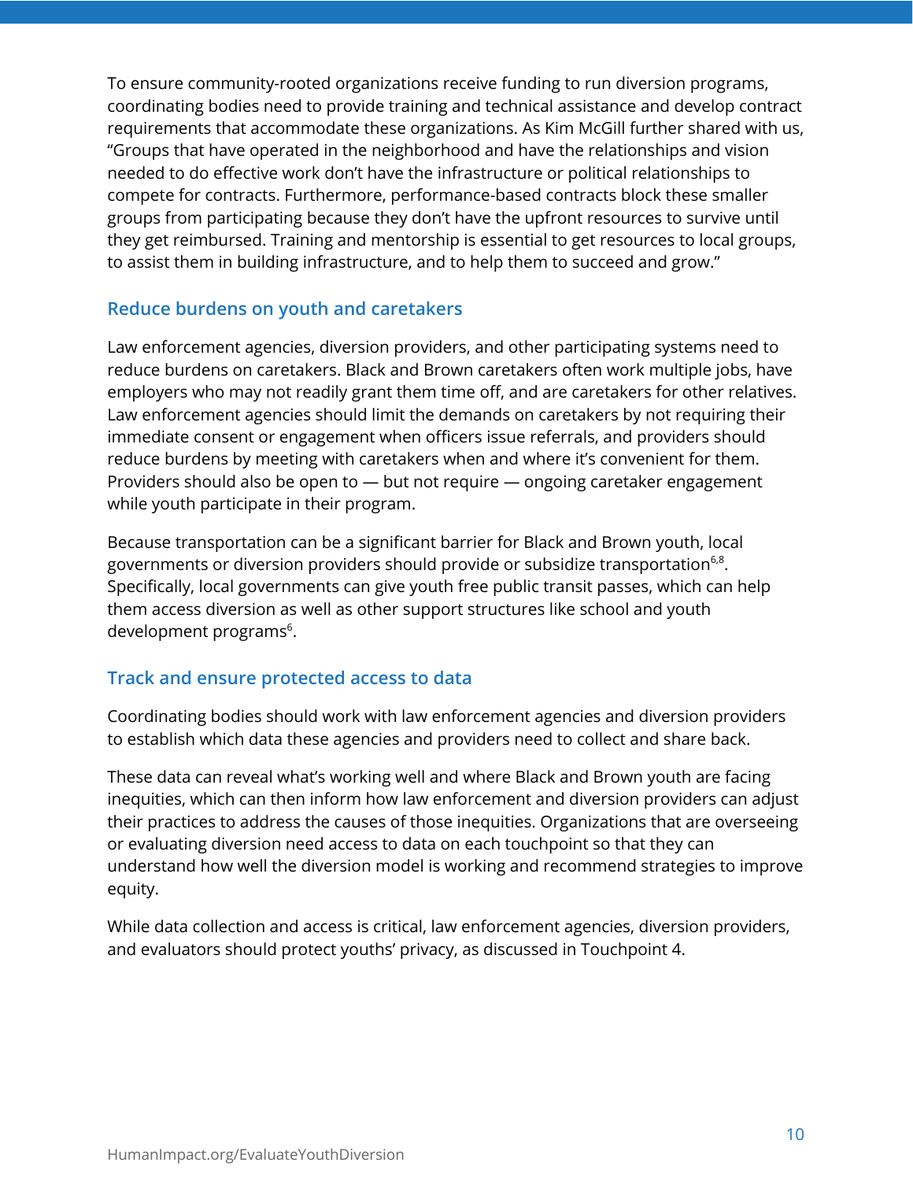To ensure community-rooted organizations receive funding to run diversion programs, coordinating bodies need to provide training and technical assistance and develop contract requirements that accommodate these organizations. As Kim McGill further shared with us, "Groups that have operated in the neighborhood and have the relationships and vision needed to do effective work don't have the infrastructure or political relationships to compete for contracts. Furthermore, performance-based contracts block these smaller groups from participating because they don't have the upfront resources to survive until they get reimbursed. Training and mentorship is essential to get resources to local groups, to assist them in building infrastructure, and to help them to succeed and grow."

### Reduce burdens on youth and caretakers

Law enforcement agencies, diversion providers, and other participating systems need to reduce burdens on caretakers. Black and Brown caretakers often work multiple jobs, have employers who may not readily grant them time off, and are caretakers for other relatives. Law enforcement agencies should limit the demands on caretakers by not requiring their immediate consent or engagement when officers issue referrals, and providers should reduce burdens by meeting with caretakers when and where it's convenient for them. Providers should also be open to — but not require — ongoing caretaker engagement while youth participate in their program.

Because transportation can be a significant barrier for Black and Brown youth, local governments or diversion providers should provide or subsidize transportation[6,8]. Specifically, local governments can give youth free public transit passes, which can help them access diversion as well as other support structures like school and youth development programs[6].

### Track and ensure protected access to data

Coordinating bodies should work with law enforcement agencies and diversion providers to establish which data these agencies and providers need to collect and share back.

These data can reveal what's working well and where Black and Brown youth are facing inequities, which can then inform how law enforcement and diversion providers can adjust their practices to address the causes of those inequities. Organizations that are overseeing or evaluating diversion need access to data on each touchpoint so that they can understand how well the diversion model is working and recommend strategies to improve equity.

While data collection and access is critical, law enforcement agencies, diversion providers, and evaluators should protect youths' privacy, as discussed in Touchpoint 4.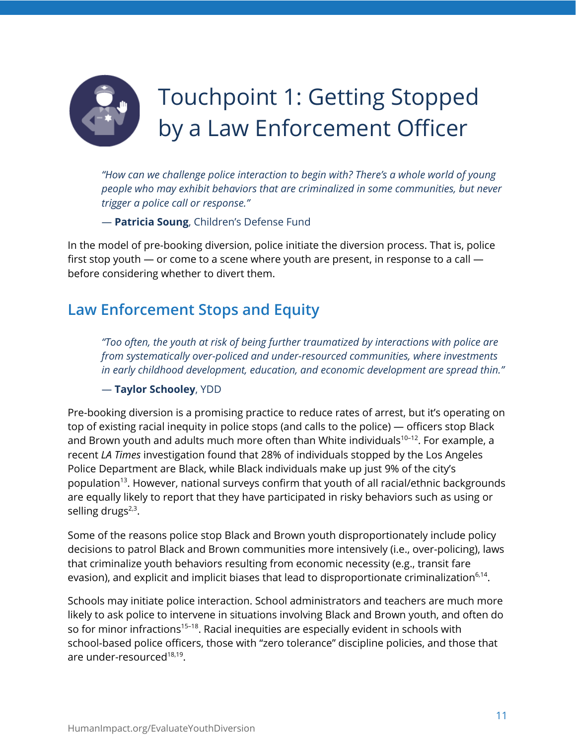# Touchpoint 1: Getting Stopped by a Law Enforcement Officer

> *"How can we challenge police interaction to begin with? There's a whole world of young people who may exhibit behaviors that are criminalized in some communities, but never trigger a police call or response."*
>
> — **Patricia Soung**, Children's Defense Fund

In the model of pre-booking diversion, police initiate the diversion process. That is, police first stop youth — or come to a scene where youth are present, in response to a call — before considering whether to divert them.

## Law Enforcement Stops and Equity

> *"Too often, the youth at risk of being further traumatized by interactions with police are from systematically over-policed and under-resourced communities, where investments in early childhood development, education, and economic development are spread thin."*
>
> — **Taylor Schooley**, YDD

Pre-booking diversion is a promising practice to reduce rates of arrest, but it's operating on top of existing racial inequity in police stops (and calls to the police) — officers stop Black and Brown youth and adults much more often than White individuals[10–12]. For example, a recent *LA Times* investigation found that 28% of individuals stopped by the Los Angeles Police Department are Black, while Black individuals make up just 9% of the city's population[13]. However, national surveys confirm that youth of all racial/ethnic backgrounds are equally likely to report that they have participated in risky behaviors such as using or selling drugs[2,3].

Some of the reasons police stop Black and Brown youth disproportionately include policy decisions to patrol Black and Brown communities more intensively (i.e., over-policing), laws that criminalize youth behaviors resulting from economic necessity (e.g., transit fare evasion), and explicit and implicit biases that lead to disproportionate criminalization[6,14].

Schools may initiate police interaction. School administrators and teachers are much more likely to ask police to intervene in situations involving Black and Brown youth, and often do so for minor infractions[15–18]. Racial inequities are especially evident in schools with school-based police officers, those with "zero tolerance" discipline policies, and those that are under-resourced[18,19].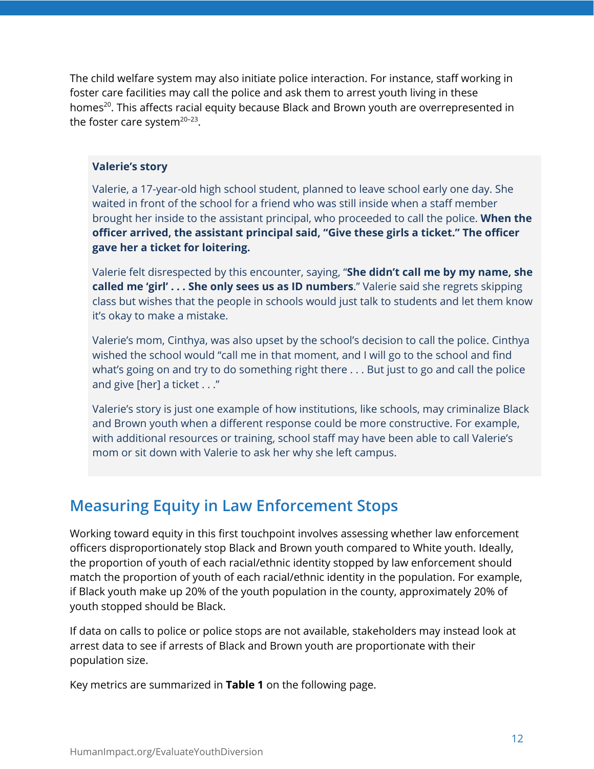The child welfare system may also initiate police interaction. For instance, staff working in foster care facilities may call the police and ask them to arrest youth living in these homes[20]. This affects racial equity because Black and Brown youth are overrepresented in the foster care system[20–23].

**Valerie's story**

Valerie, a 17-year-old high school student, planned to leave school early one day. She waited in front of the school for a friend who was still inside when a staff member brought her inside to the assistant principal, who proceeded to call the police. **When the officer arrived, the assistant principal said, "Give these girls a ticket." The officer gave her a ticket for loitering.**

Valerie felt disrespected by this encounter, saying, "**She didn't call me by my name, she called me 'girl' . . . She only sees us as ID numbers**." Valerie said she regrets skipping class but wishes that the people in schools would just talk to students and let them know it's okay to make a mistake.

Valerie's mom, Cinthya, was also upset by the school's decision to call the police. Cinthya wished the school would "call me in that moment, and I will go to the school and find what's going on and try to do something right there . . . But just to go and call the police and give [her] a ticket . . ."

Valerie's story is just one example of how institutions, like schools, may criminalize Black and Brown youth when a different response could be more constructive. For example, with additional resources or training, school staff may have been able to call Valerie's mom or sit down with Valerie to ask her why she left campus.

## Measuring Equity in Law Enforcement Stops

Working toward equity in this first touchpoint involves assessing whether law enforcement officers disproportionately stop Black and Brown youth compared to White youth. Ideally, the proportion of youth of each racial/ethnic identity stopped by law enforcement should match the proportion of youth of each racial/ethnic identity in the population. For example, if Black youth make up 20% of the youth population in the county, approximately 20% of youth stopped should be Black.

If data on calls to police or police stops are not available, stakeholders may instead look at arrest data to see if arrests of Black and Brown youth are proportionate with their population size.

Key metrics are summarized in **Table 1** on the following page.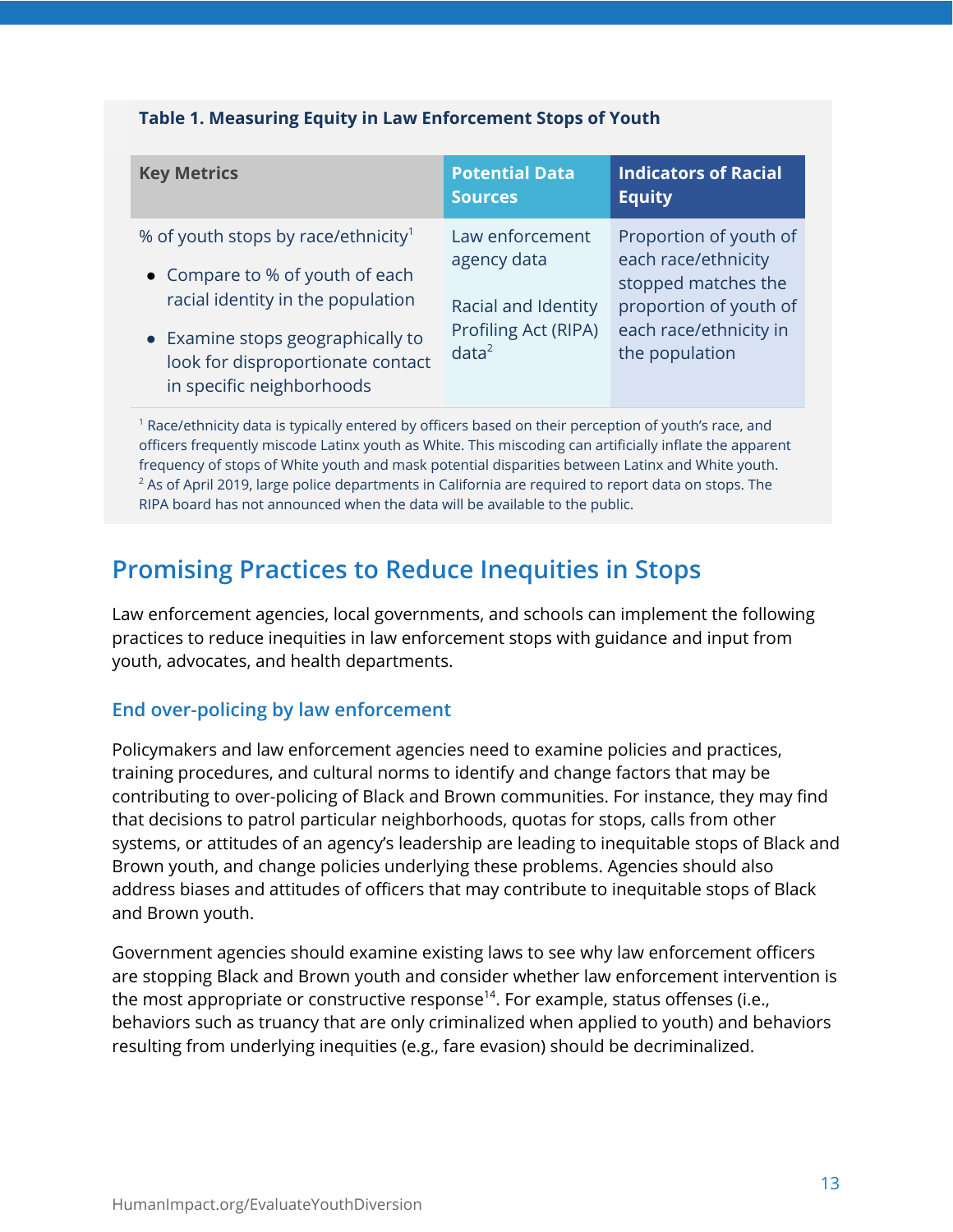**Table 1. Measuring Equity in Law Enforcement Stops of Youth**

| Key Metrics | Potential Data Sources | Indicators of Racial Equity |
| --- | --- | --- |
| % of youth stops by race/ethnicity[1]<br>• Compare to % of youth of each racial identity in the population<br>• Examine stops geographically to look for disproportionate contact in specific neighborhoods | Law enforcement agency data<br><br>Racial and Identity Profiling Act (RIPA) data[2] | Proportion of youth of each race/ethnicity stopped matches the proportion of youth of each race/ethnicity in the population |

[1] Race/ethnicity data is typically entered by officers based on their perception of youth's race, and officers frequently miscode Latinx youth as White. This miscoding can artificially inflate the apparent frequency of stops of White youth and mask potential disparities between Latinx and White youth.
[2] As of April 2019, large police departments in California are required to report data on stops. The RIPA board has not announced when the data will be available to the public.

## Promising Practices to Reduce Inequities in Stops

Law enforcement agencies, local governments, and schools can implement the following practices to reduce inequities in law enforcement stops with guidance and input from youth, advocates, and health departments.

### End over-policing by law enforcement

Policymakers and law enforcement agencies need to examine policies and practices, training procedures, and cultural norms to identify and change factors that may be contributing to over-policing of Black and Brown communities. For instance, they may find that decisions to patrol particular neighborhoods, quotas for stops, calls from other systems, or attitudes of an agency's leadership are leading to inequitable stops of Black and Brown youth, and change policies underlying these problems. Agencies should also address biases and attitudes of officers that may contribute to inequitable stops of Black and Brown youth.

Government agencies should examine existing laws to see why law enforcement officers are stopping Black and Brown youth and consider whether law enforcement intervention is the most appropriate or constructive response[14]. For example, status offenses (i.e., behaviors such as truancy that are only criminalized when applied to youth) and behaviors resulting from underlying inequities (e.g., fare evasion) should be decriminalized.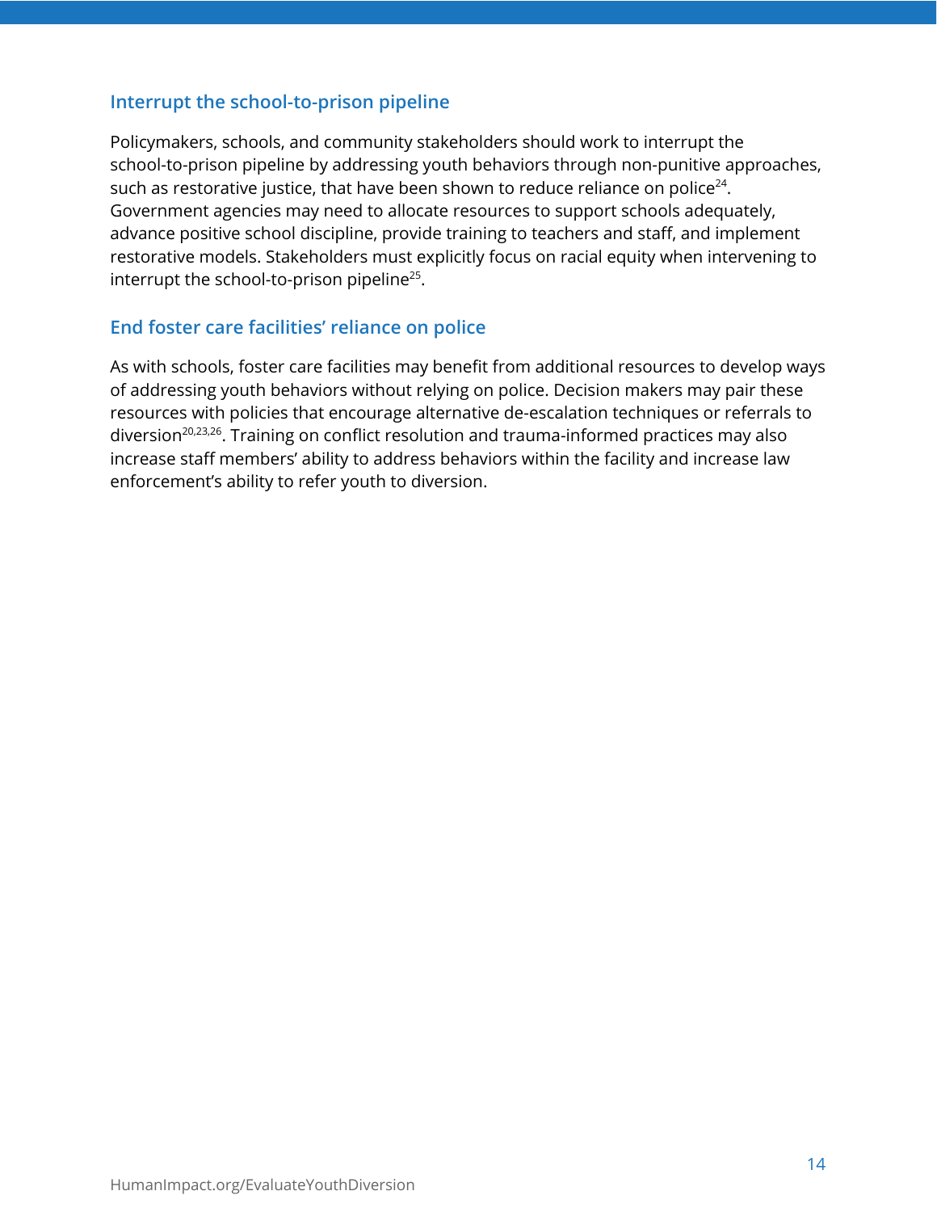### Interrupt the school-to-prison pipeline

Policymakers, schools, and community stakeholders should work to interrupt the school-to-prison pipeline by addressing youth behaviors through non-punitive approaches, such as restorative justice, that have been shown to reduce reliance on police[24]. Government agencies may need to allocate resources to support schools adequately, advance positive school discipline, provide training to teachers and staff, and implement restorative models. Stakeholders must explicitly focus on racial equity when intervening to interrupt the school-to-prison pipeline[25].

### End foster care facilities' reliance on police

As with schools, foster care facilities may benefit from additional resources to develop ways of addressing youth behaviors without relying on police. Decision makers may pair these resources with policies that encourage alternative de-escalation techniques or referrals to diversion[20,23,26]. Training on conflict resolution and trauma-informed practices may also increase staff members' ability to address behaviors within the facility and increase law enforcement's ability to refer youth to diversion.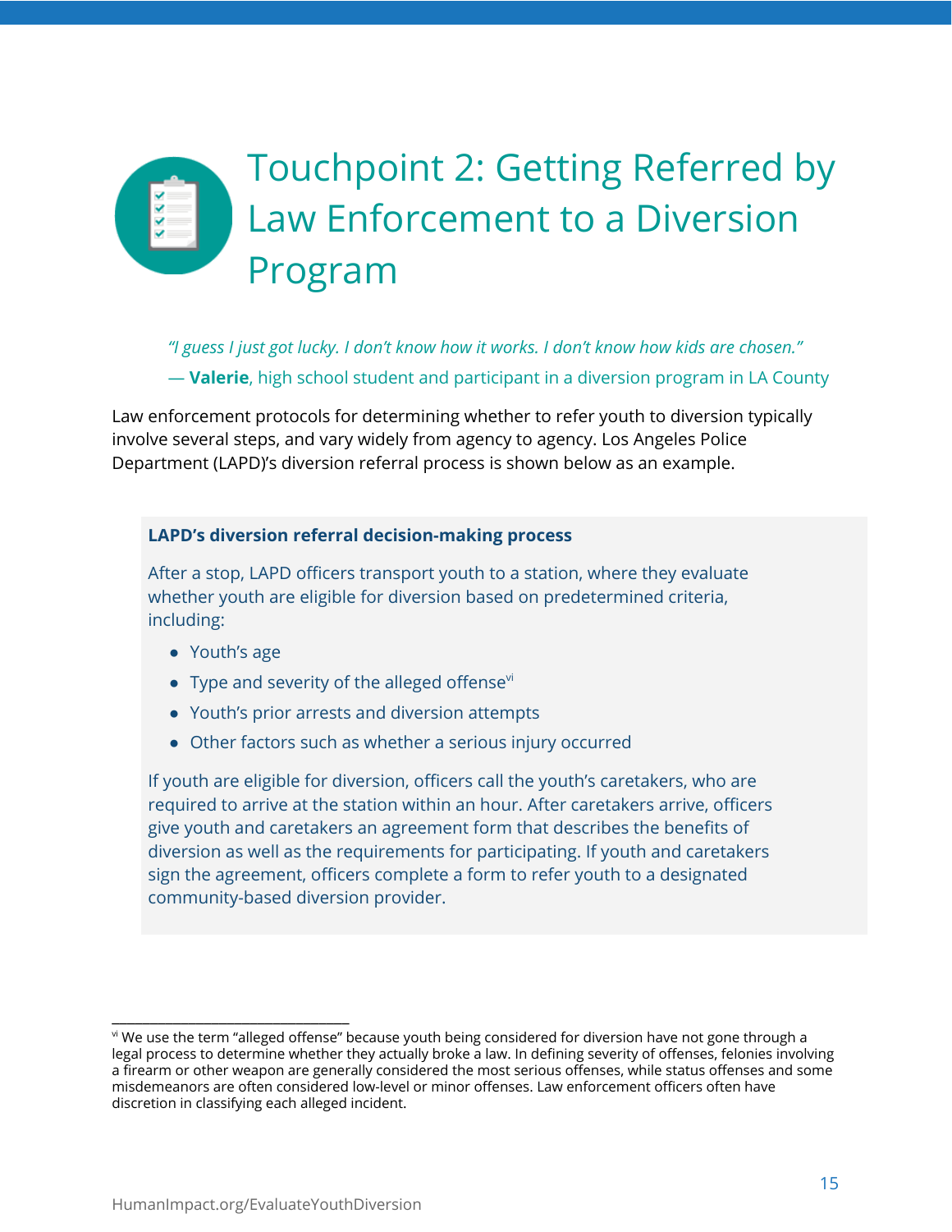# Touchpoint 2: Getting Referred by Law Enforcement to a Diversion Program

*"I guess I just got lucky. I don't know how it works. I don't know how kids are chosen."*

— **Valerie**, high school student and participant in a diversion program in LA County

Law enforcement protocols for determining whether to refer youth to diversion typically involve several steps, and vary widely from agency to agency. Los Angeles Police Department (LAPD)'s diversion referral process is shown below as an example.

**LAPD's diversion referral decision-making process**

After a stop, LAPD officers transport youth to a station, where they evaluate whether youth are eligible for diversion based on predetermined criteria, including:

- Youth's age
- Type and severity of the alleged offense[vi]
- Youth's prior arrests and diversion attempts
- Other factors such as whether a serious injury occurred

If youth are eligible for diversion, officers call the youth's caretakers, who are required to arrive at the station within an hour. After caretakers arrive, officers give youth and caretakers an agreement form that describes the benefits of diversion as well as the requirements for participating. If youth and caretakers sign the agreement, officers complete a form to refer youth to a designated community-based diversion provider.

---

[vi] We use the term "alleged offense" because youth being considered for diversion have not gone through a legal process to determine whether they actually broke a law. In defining severity of offenses, felonies involving a firearm or other weapon are generally considered the most serious offenses, while status offenses and some misdemeanors are often considered low-level or minor offenses. Law enforcement officers often have discretion in classifying each alleged incident.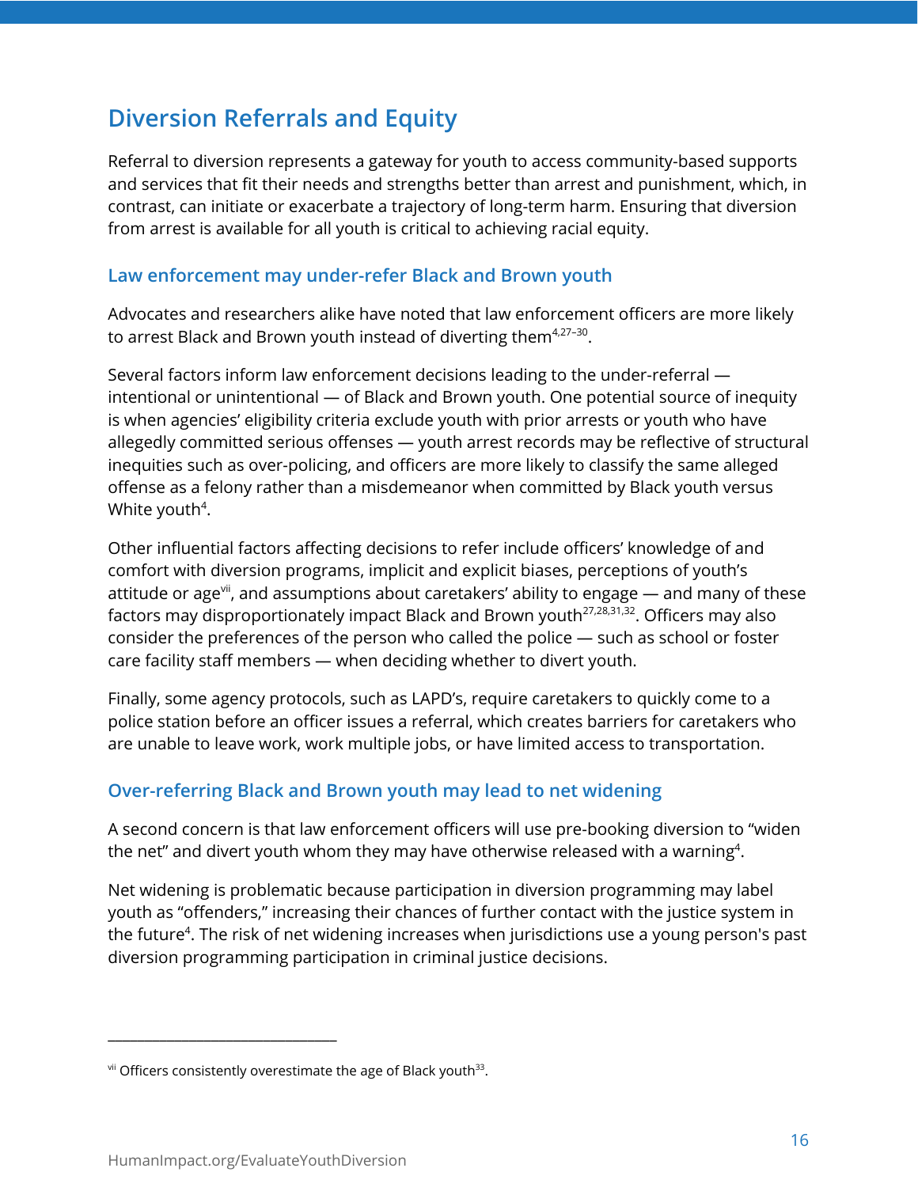## Diversion Referrals and Equity

Referral to diversion represents a gateway for youth to access community-based supports and services that fit their needs and strengths better than arrest and punishment, which, in contrast, can initiate or exacerbate a trajectory of long-term harm. Ensuring that diversion from arrest is available for all youth is critical to achieving racial equity.

### Law enforcement may under-refer Black and Brown youth

Advocates and researchers alike have noted that law enforcement officers are more likely to arrest Black and Brown youth instead of diverting them[4,27–30].

Several factors inform law enforcement decisions leading to the under-referral — intentional or unintentional — of Black and Brown youth. One potential source of inequity is when agencies' eligibility criteria exclude youth with prior arrests or youth who have allegedly committed serious offenses — youth arrest records may be reflective of structural inequities such as over-policing, and officers are more likely to classify the same alleged offense as a felony rather than a misdemeanor when committed by Black youth versus White youth[4].

Other influential factors affecting decisions to refer include officers' knowledge of and comfort with diversion programs, implicit and explicit biases, perceptions of youth's attitude or age[vii], and assumptions about caretakers' ability to engage — and many of these factors may disproportionately impact Black and Brown youth[27,28,31,32]. Officers may also consider the preferences of the person who called the police — such as school or foster care facility staff members — when deciding whether to divert youth.

Finally, some agency protocols, such as LAPD's, require caretakers to quickly come to a police station before an officer issues a referral, which creates barriers for caretakers who are unable to leave work, work multiple jobs, or have limited access to transportation.

### Over-referring Black and Brown youth may lead to net widening

A second concern is that law enforcement officers will use pre-booking diversion to "widen the net" and divert youth whom they may have otherwise released with a warning[4].

Net widening is problematic because participation in diversion programming may label youth as "offenders," increasing their chances of further contact with the justice system in the future[4]. The risk of net widening increases when jurisdictions use a young person's past diversion programming participation in criminal justice decisions.

---

[vii] Officers consistently overestimate the age of Black youth[33].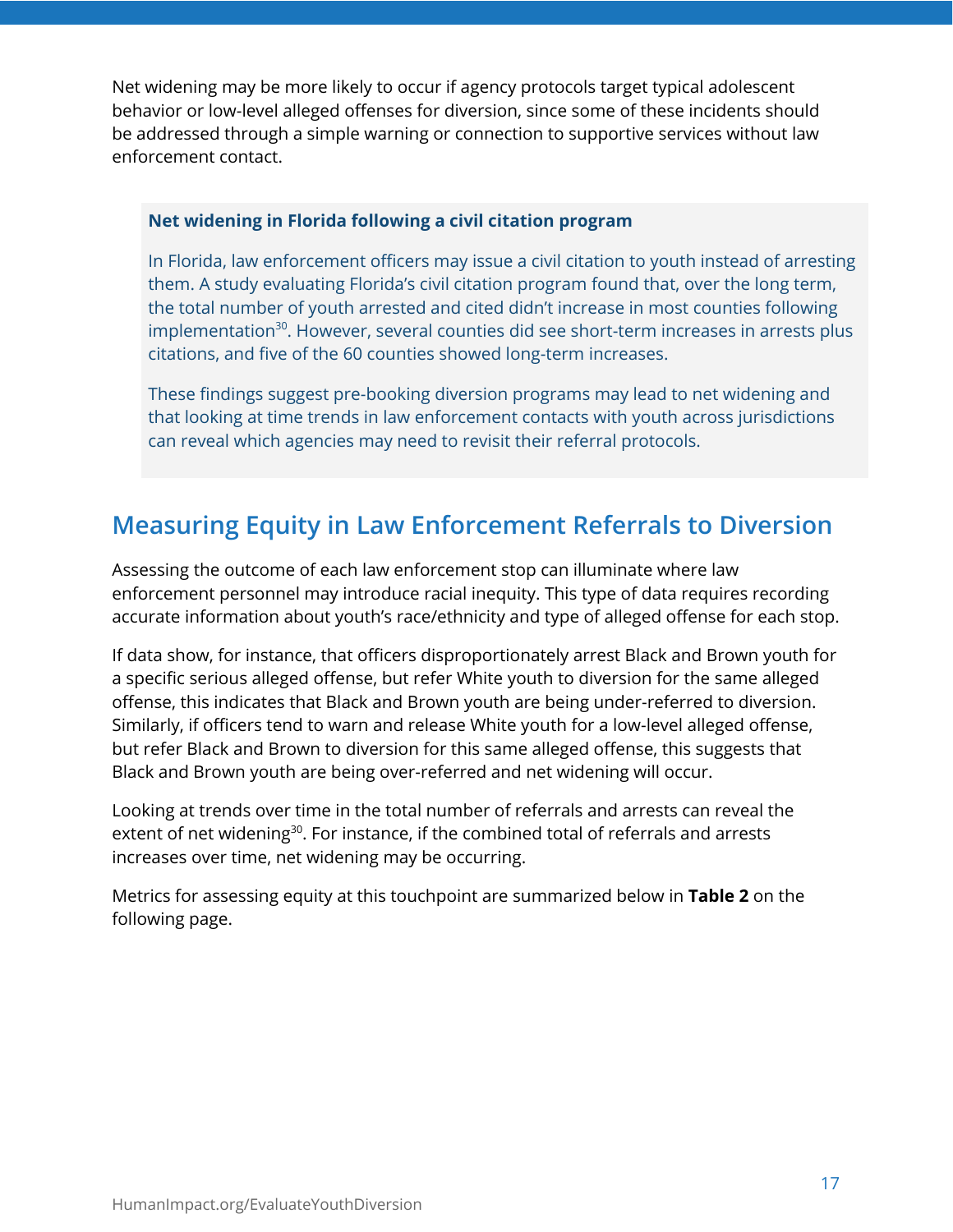Net widening may be more likely to occur if agency protocols target typical adolescent behavior or low-level alleged offenses for diversion, since some of these incidents should be addressed through a simple warning or connection to supportive services without law enforcement contact.

> **Net widening in Florida following a civil citation program**
>
> In Florida, law enforcement officers may issue a civil citation to youth instead of arresting them. A study evaluating Florida's civil citation program found that, over the long term, the total number of youth arrested and cited didn't increase in most counties following implementation[30]. However, several counties did see short-term increases in arrests plus citations, and five of the 60 counties showed long-term increases.
>
> These findings suggest pre-booking diversion programs may lead to net widening and that looking at time trends in law enforcement contacts with youth across jurisdictions can reveal which agencies may need to revisit their referral protocols.

## Measuring Equity in Law Enforcement Referrals to Diversion

Assessing the outcome of each law enforcement stop can illuminate where law enforcement personnel may introduce racial inequity. This type of data requires recording accurate information about youth's race/ethnicity and type of alleged offense for each stop.

If data show, for instance, that officers disproportionately arrest Black and Brown youth for a specific serious alleged offense, but refer White youth to diversion for the same alleged offense, this indicates that Black and Brown youth are being under-referred to diversion. Similarly, if officers tend to warn and release White youth for a low-level alleged offense, but refer Black and Brown to diversion for this same alleged offense, this suggests that Black and Brown youth are being over-referred and net widening will occur.

Looking at trends over time in the total number of referrals and arrests can reveal the extent of net widening[30]. For instance, if the combined total of referrals and arrests increases over time, net widening may be occurring.

Metrics for assessing equity at this touchpoint are summarized below in **Table 2** on the following page.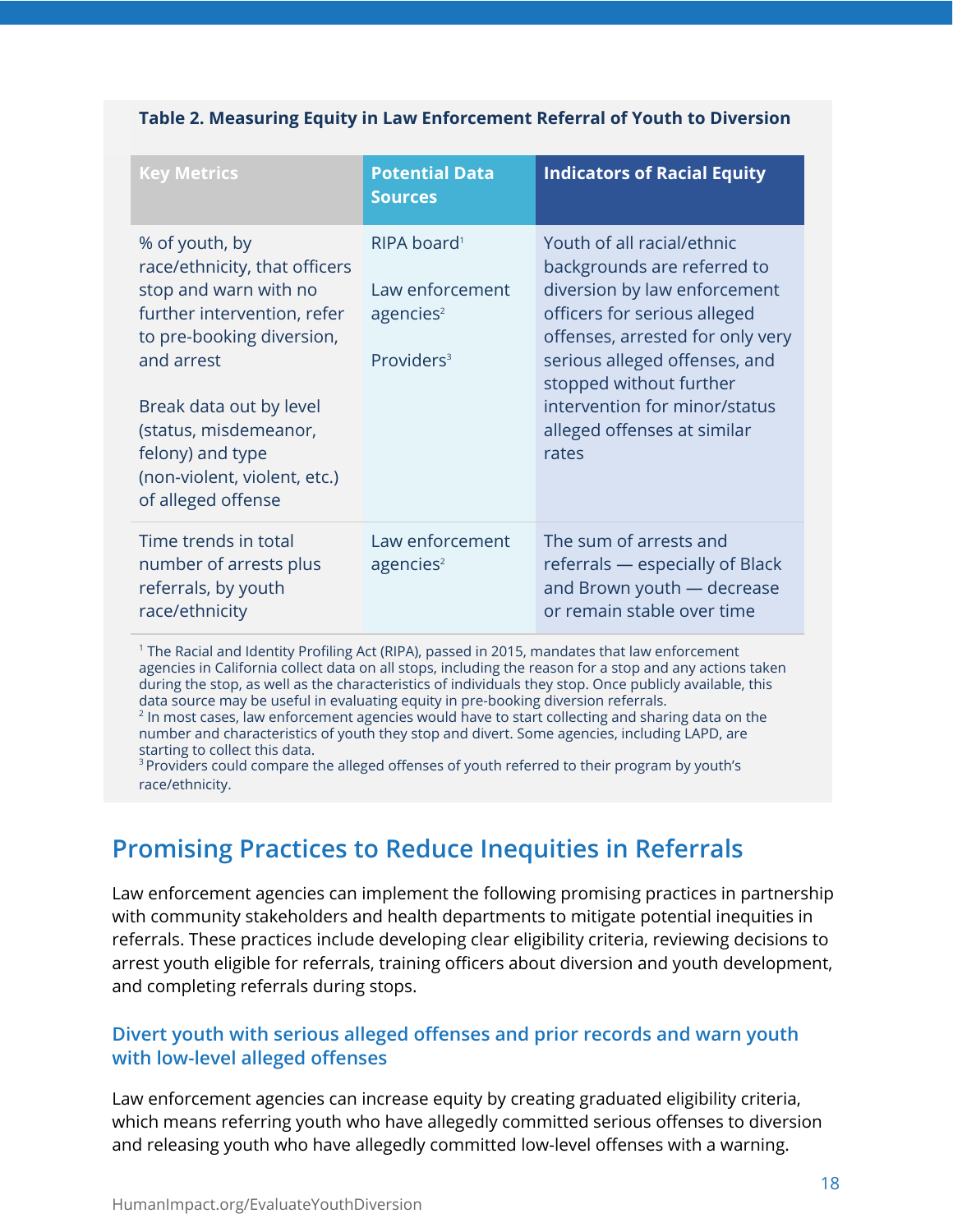**Table 2. Measuring Equity in Law Enforcement Referral of Youth to Diversion**

| Key Metrics | Potential Data Sources | Indicators of Racial Equity |
|---|---|---|
| % of youth, by race/ethnicity, that officers stop and warn with no further intervention, refer to pre-booking diversion, and arrest<br><br>Break data out by level (status, misdemeanor, felony) and type (non-violent, violent, etc.) of alleged offense | RIPA board[1]<br><br>Law enforcement agencies[2]<br><br>Providers[3] | Youth of all racial/ethnic backgrounds are referred to diversion by law enforcement officers for serious alleged offenses, arrested for only very serious alleged offenses, and stopped without further intervention for minor/status alleged offenses at similar rates |
| Time trends in total number of arrests plus referrals, by youth race/ethnicity | Law enforcement agencies[2] | The sum of arrests and referrals — especially of Black and Brown youth — decrease or remain stable over time |

[1] The Racial and Identity Profiling Act (RIPA), passed in 2015, mandates that law enforcement agencies in California collect data on all stops, including the reason for a stop and any actions taken during the stop, as well as the characteristics of individuals they stop. Once publicly available, this data source may be useful in evaluating equity in pre-booking diversion referrals.
[2] In most cases, law enforcement agencies would have to start collecting and sharing data on the number and characteristics of youth they stop and divert. Some agencies, including LAPD, are starting to collect this data.
[3] Providers could compare the alleged offenses of youth referred to their program by youth's race/ethnicity.

## Promising Practices to Reduce Inequities in Referrals

Law enforcement agencies can implement the following promising practices in partnership with community stakeholders and health departments to mitigate potential inequities in referrals. These practices include developing clear eligibility criteria, reviewing decisions to arrest youth eligible for referrals, training officers about diversion and youth development, and completing referrals during stops.

### Divert youth with serious alleged offenses and prior records and warn youth with low-level alleged offenses

Law enforcement agencies can increase equity by creating graduated eligibility criteria, which means referring youth who have allegedly committed serious offenses to diversion and releasing youth who have allegedly committed low-level offenses with a warning.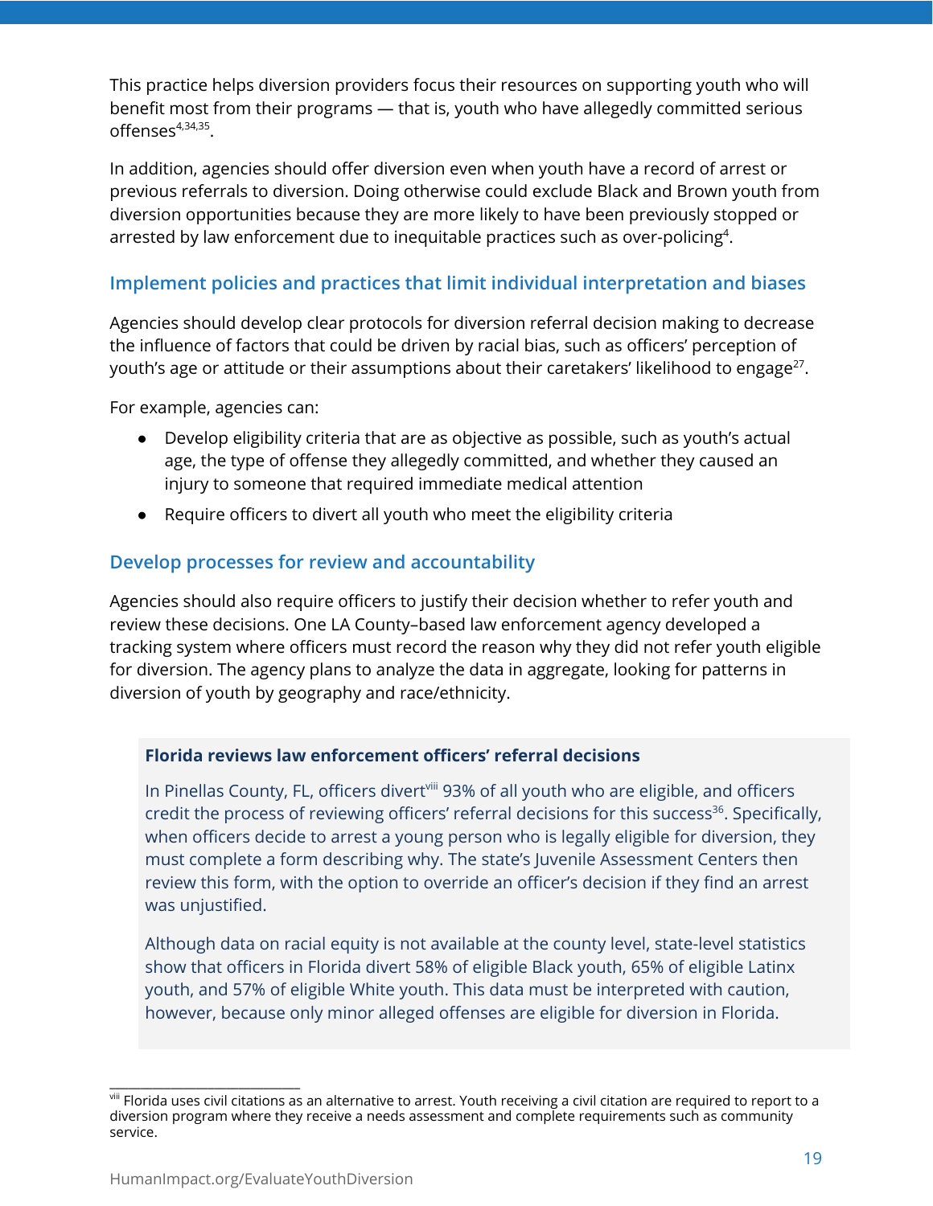This practice helps diversion providers focus their resources on supporting youth who will benefit most from their programs — that is, youth who have allegedly committed serious offenses[4,34,35].

In addition, agencies should offer diversion even when youth have a record of arrest or previous referrals to diversion. Doing otherwise could exclude Black and Brown youth from diversion opportunities because they are more likely to have been previously stopped or arrested by law enforcement due to inequitable practices such as over-policing[4].

### Implement policies and practices that limit individual interpretation and biases

Agencies should develop clear protocols for diversion referral decision making to decrease the influence of factors that could be driven by racial bias, such as officers' perception of youth's age or attitude or their assumptions about their caretakers' likelihood to engage[27].

For example, agencies can:

- Develop eligibility criteria that are as objective as possible, such as youth's actual age, the type of offense they allegedly committed, and whether they caused an injury to someone that required immediate medical attention
- Require officers to divert all youth who meet the eligibility criteria

### Develop processes for review and accountability

Agencies should also require officers to justify their decision whether to refer youth and review these decisions. One LA County–based law enforcement agency developed a tracking system where officers must record the reason why they did not refer youth eligible for diversion. The agency plans to analyze the data in aggregate, looking for patterns in diversion of youth by geography and race/ethnicity.

**Florida reviews law enforcement officers' referral decisions**

In Pinellas County, FL, officers divert[viii] 93% of all youth who are eligible, and officers credit the process of reviewing officers' referral decisions for this success[36]. Specifically, when officers decide to arrest a young person who is legally eligible for diversion, they must complete a form describing why. The state's Juvenile Assessment Centers then review this form, with the option to override an officer's decision if they find an arrest was unjustified.

Although data on racial equity is not available at the county level, state-level statistics show that officers in Florida divert 58% of eligible Black youth, 65% of eligible Latinx youth, and 57% of eligible White youth. This data must be interpreted with caution, however, because only minor alleged offenses are eligible for diversion in Florida.

---

[viii] Florida uses civil citations as an alternative to arrest. Youth receiving a civil citation are required to report to a diversion program where they receive a needs assessment and complete requirements such as community service.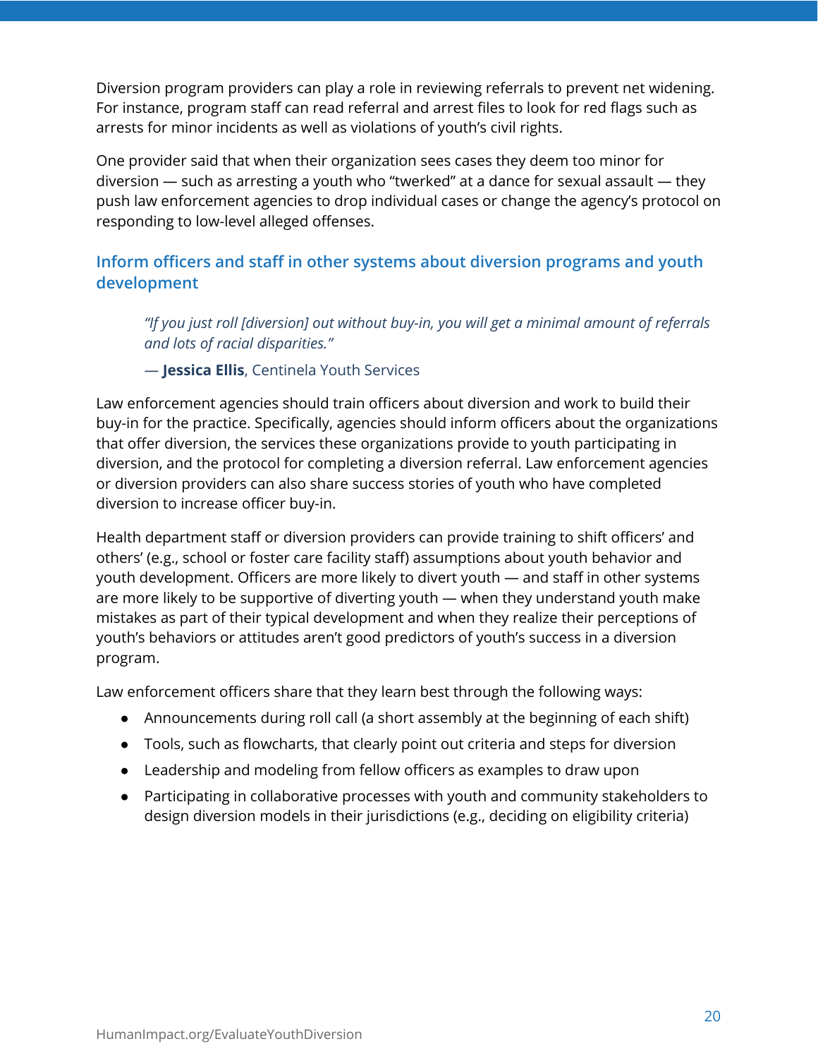Diversion program providers can play a role in reviewing referrals to prevent net widening. For instance, program staff can read referral and arrest files to look for red flags such as arrests for minor incidents as well as violations of youth's civil rights.

One provider said that when their organization sees cases they deem too minor for diversion — such as arresting a youth who "twerked" at a dance for sexual assault — they push law enforcement agencies to drop individual cases or change the agency's protocol on responding to low-level alleged offenses.

## Inform officers and staff in other systems about diversion programs and youth development

> *"If you just roll [diversion] out without buy-in, you will get a minimal amount of referrals and lots of racial disparities."*
>
> — **Jessica Ellis**, Centinela Youth Services

Law enforcement agencies should train officers about diversion and work to build their buy-in for the practice. Specifically, agencies should inform officers about the organizations that offer diversion, the services these organizations provide to youth participating in diversion, and the protocol for completing a diversion referral. Law enforcement agencies or diversion providers can also share success stories of youth who have completed diversion to increase officer buy-in.

Health department staff or diversion providers can provide training to shift officers' and others' (e.g., school or foster care facility staff) assumptions about youth behavior and youth development. Officers are more likely to divert youth — and staff in other systems are more likely to be supportive of diverting youth — when they understand youth make mistakes as part of their typical development and when they realize their perceptions of youth's behaviors or attitudes aren't good predictors of youth's success in a diversion program.

Law enforcement officers share that they learn best through the following ways:

- Announcements during roll call (a short assembly at the beginning of each shift)
- Tools, such as flowcharts, that clearly point out criteria and steps for diversion
- Leadership and modeling from fellow officers as examples to draw upon
- Participating in collaborative processes with youth and community stakeholders to design diversion models in their jurisdictions (e.g., deciding on eligibility criteria)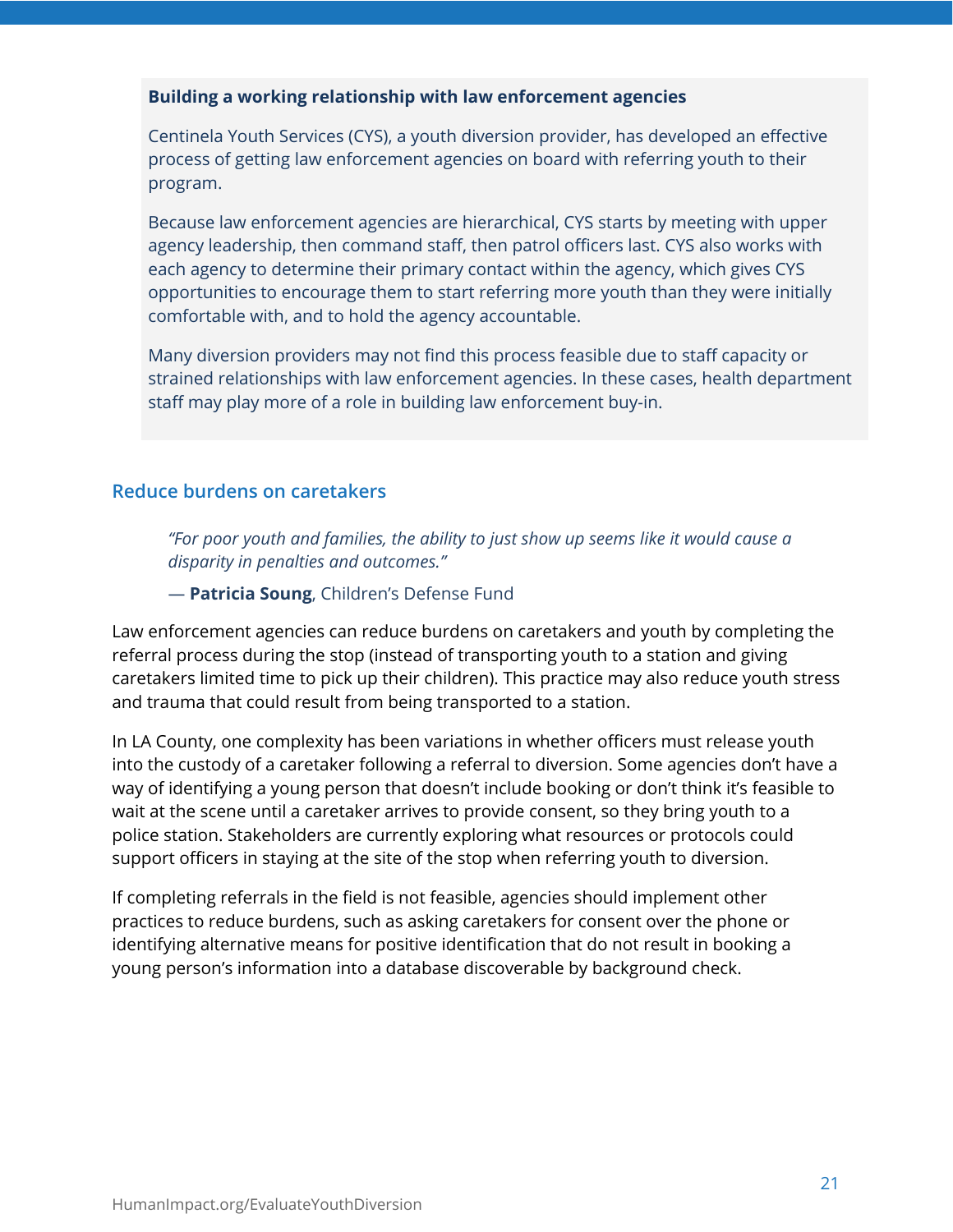**Building a working relationship with law enforcement agencies**

Centinela Youth Services (CYS), a youth diversion provider, has developed an effective process of getting law enforcement agencies on board with referring youth to their program.

Because law enforcement agencies are hierarchical, CYS starts by meeting with upper agency leadership, then command staff, then patrol officers last. CYS also works with each agency to determine their primary contact within the agency, which gives CYS opportunities to encourage them to start referring more youth than they were initially comfortable with, and to hold the agency accountable.

Many diversion providers may not find this process feasible due to staff capacity or strained relationships with law enforcement agencies. In these cases, health department staff may play more of a role in building law enforcement buy-in.

## Reduce burdens on caretakers

> *"For poor youth and families, the ability to just show up seems like it would cause a disparity in penalties and outcomes."*
>
> — **Patricia Soung**, Children's Defense Fund

Law enforcement agencies can reduce burdens on caretakers and youth by completing the referral process during the stop (instead of transporting youth to a station and giving caretakers limited time to pick up their children). This practice may also reduce youth stress and trauma that could result from being transported to a station.

In LA County, one complexity has been variations in whether officers must release youth into the custody of a caretaker following a referral to diversion. Some agencies don't have a way of identifying a young person that doesn't include booking or don't think it's feasible to wait at the scene until a caretaker arrives to provide consent, so they bring youth to a police station. Stakeholders are currently exploring what resources or protocols could support officers in staying at the site of the stop when referring youth to diversion.

If completing referrals in the field is not feasible, agencies should implement other practices to reduce burdens, such as asking caretakers for consent over the phone or identifying alternative means for positive identification that do not result in booking a young person's information into a database discoverable by background check.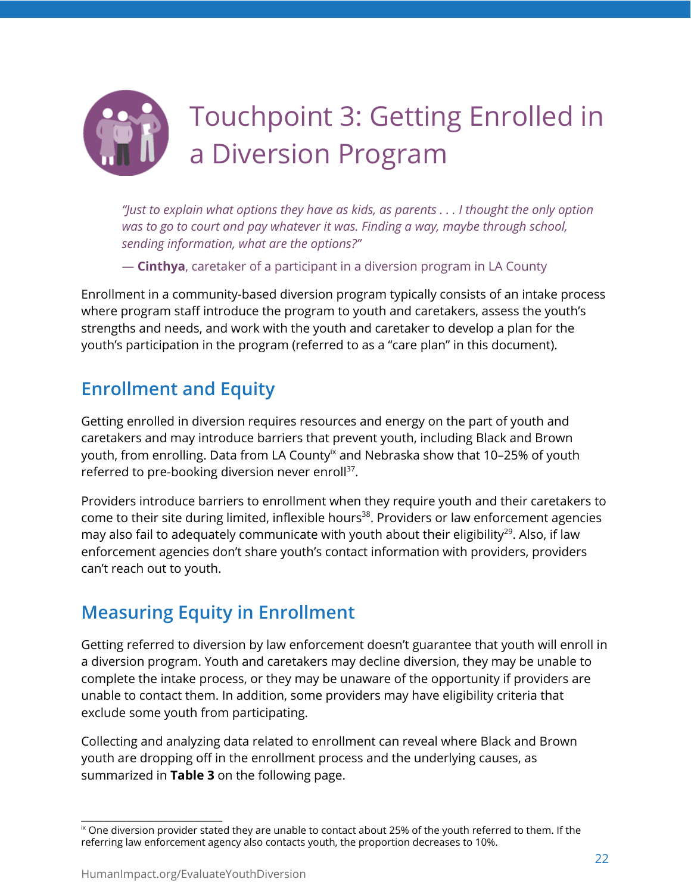# Touchpoint 3: Getting Enrolled in a Diversion Program

> *"Just to explain what options they have as kids, as parents . . . I thought the only option was to go to court and pay whatever it was. Finding a way, maybe through school, sending information, what are the options?"*
>
> — **Cinthya**, caretaker of a participant in a diversion program in LA County

Enrollment in a community-based diversion program typically consists of an intake process where program staff introduce the program to youth and caretakers, assess the youth's strengths and needs, and work with the youth and caretaker to develop a plan for the youth's participation in the program (referred to as a "care plan" in this document).

## Enrollment and Equity

Getting enrolled in diversion requires resources and energy on the part of youth and caretakers and may introduce barriers that prevent youth, including Black and Brown youth, from enrolling. Data from LA County[ix] and Nebraska show that 10–25% of youth referred to pre-booking diversion never enroll[37].

Providers introduce barriers to enrollment when they require youth and their caretakers to come to their site during limited, inflexible hours[38]. Providers or law enforcement agencies may also fail to adequately communicate with youth about their eligibility[29]. Also, if law enforcement agencies don't share youth's contact information with providers, providers can't reach out to youth.

## Measuring Equity in Enrollment

Getting referred to diversion by law enforcement doesn't guarantee that youth will enroll in a diversion program. Youth and caretakers may decline diversion, they may be unable to complete the intake process, or they may be unaware of the opportunity if providers are unable to contact them. In addition, some providers may have eligibility criteria that exclude some youth from participating.

Collecting and analyzing data related to enrollment can reveal where Black and Brown youth are dropping off in the enrollment process and the underlying causes, as summarized in **Table 3** on the following page.

---

[ix] One diversion provider stated they are unable to contact about 25% of the youth referred to them. If the referring law enforcement agency also contacts youth, the proportion decreases to 10%.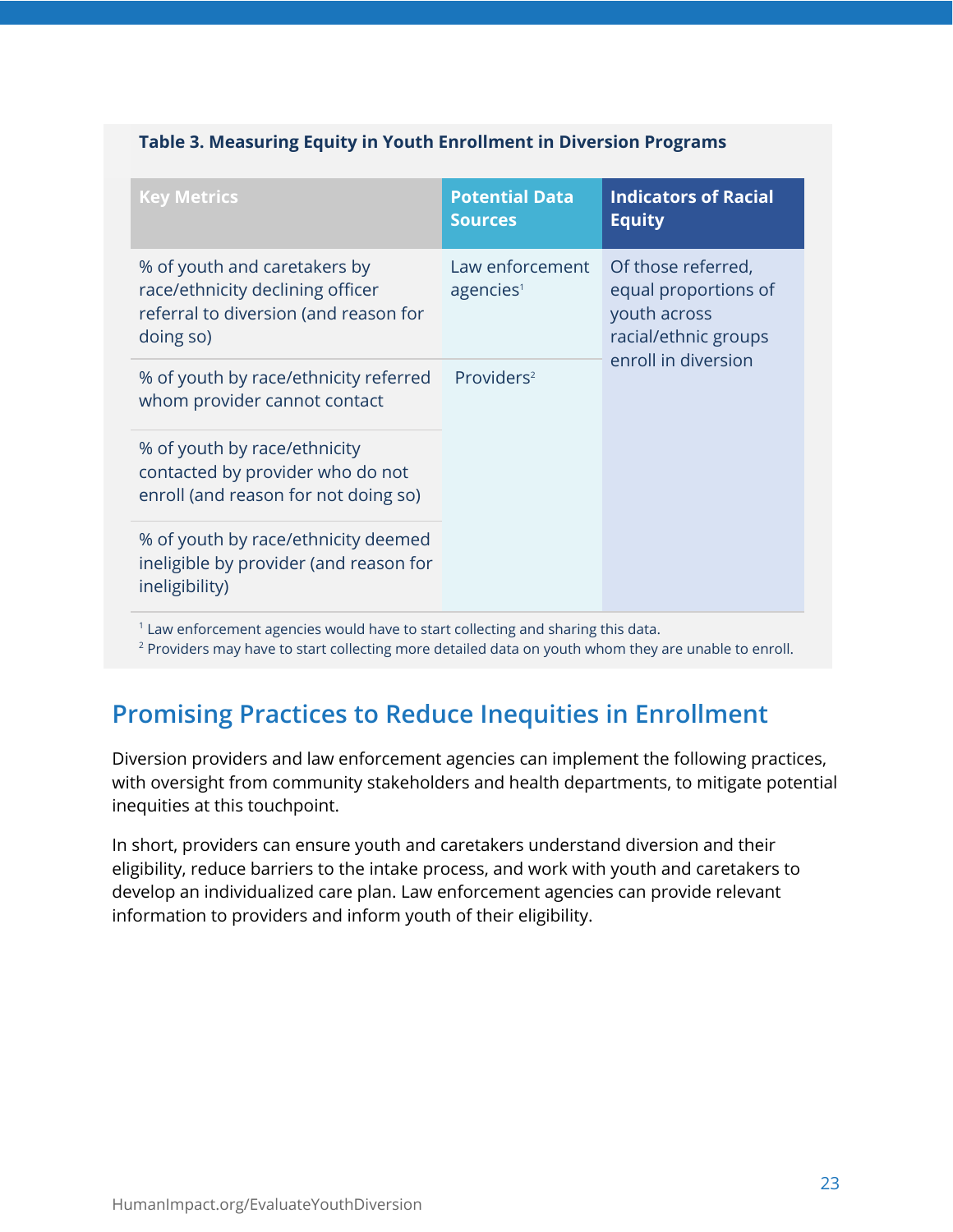**Table 3. Measuring Equity in Youth Enrollment in Diversion Programs**

| Key Metrics | Potential Data Sources | Indicators of Racial Equity |
|---|---|---|
| % of youth and caretakers by race/ethnicity declining officer referral to diversion (and reason for doing so) | Law enforcement agencies[1] | Of those referred, equal proportions of youth across racial/ethnic groups enroll in diversion |
| % of youth by race/ethnicity referred whom provider cannot contact | Providers[2] | |
| % of youth by race/ethnicity contacted by provider who do not enroll (and reason for not doing so) | | |
| % of youth by race/ethnicity deemed ineligible by provider (and reason for ineligibility) | | |

[1] Law enforcement agencies would have to start collecting and sharing this data.
[2] Providers may have to start collecting more detailed data on youth whom they are unable to enroll.

## Promising Practices to Reduce Inequities in Enrollment

Diversion providers and law enforcement agencies can implement the following practices, with oversight from community stakeholders and health departments, to mitigate potential inequities at this touchpoint.

In short, providers can ensure youth and caretakers understand diversion and their eligibility, reduce barriers to the intake process, and work with youth and caretakers to develop an individualized care plan. Law enforcement agencies can provide relevant information to providers and inform youth of their eligibility.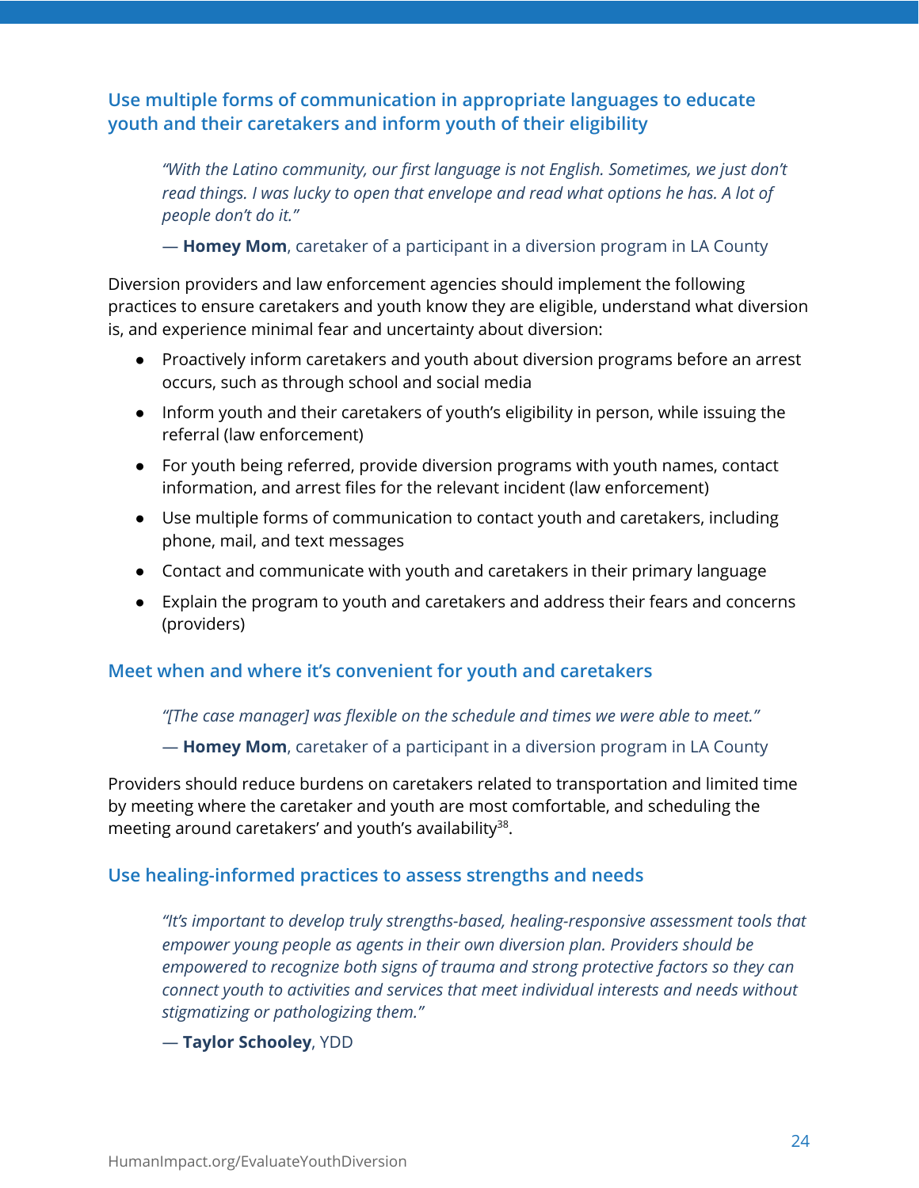### Use multiple forms of communication in appropriate languages to educate youth and their caretakers and inform youth of their eligibility

> *"With the Latino community, our first language is not English. Sometimes, we just don't read things. I was lucky to open that envelope and read what options he has. A lot of people don't do it."*
>
> — **Homey Mom**, caretaker of a participant in a diversion program in LA County

Diversion providers and law enforcement agencies should implement the following practices to ensure caretakers and youth know they are eligible, understand what diversion is, and experience minimal fear and uncertainty about diversion:

- Proactively inform caretakers and youth about diversion programs before an arrest occurs, such as through school and social media
- Inform youth and their caretakers of youth's eligibility in person, while issuing the referral (law enforcement)
- For youth being referred, provide diversion programs with youth names, contact information, and arrest files for the relevant incident (law enforcement)
- Use multiple forms of communication to contact youth and caretakers, including phone, mail, and text messages
- Contact and communicate with youth and caretakers in their primary language
- Explain the program to youth and caretakers and address their fears and concerns (providers)

### Meet when and where it's convenient for youth and caretakers

> *"[The case manager] was flexible on the schedule and times we were able to meet."*
>
> — **Homey Mom**, caretaker of a participant in a diversion program in LA County

Providers should reduce burdens on caretakers related to transportation and limited time by meeting where the caretaker and youth are most comfortable, and scheduling the meeting around caretakers' and youth's availability[38].

### Use healing-informed practices to assess strengths and needs

> *"It's important to develop truly strengths-based, healing-responsive assessment tools that empower young people as agents in their own diversion plan. Providers should be empowered to recognize both signs of trauma and strong protective factors so they can connect youth to activities and services that meet individual interests and needs without stigmatizing or pathologizing them."*
>
> — **Taylor Schooley**, YDD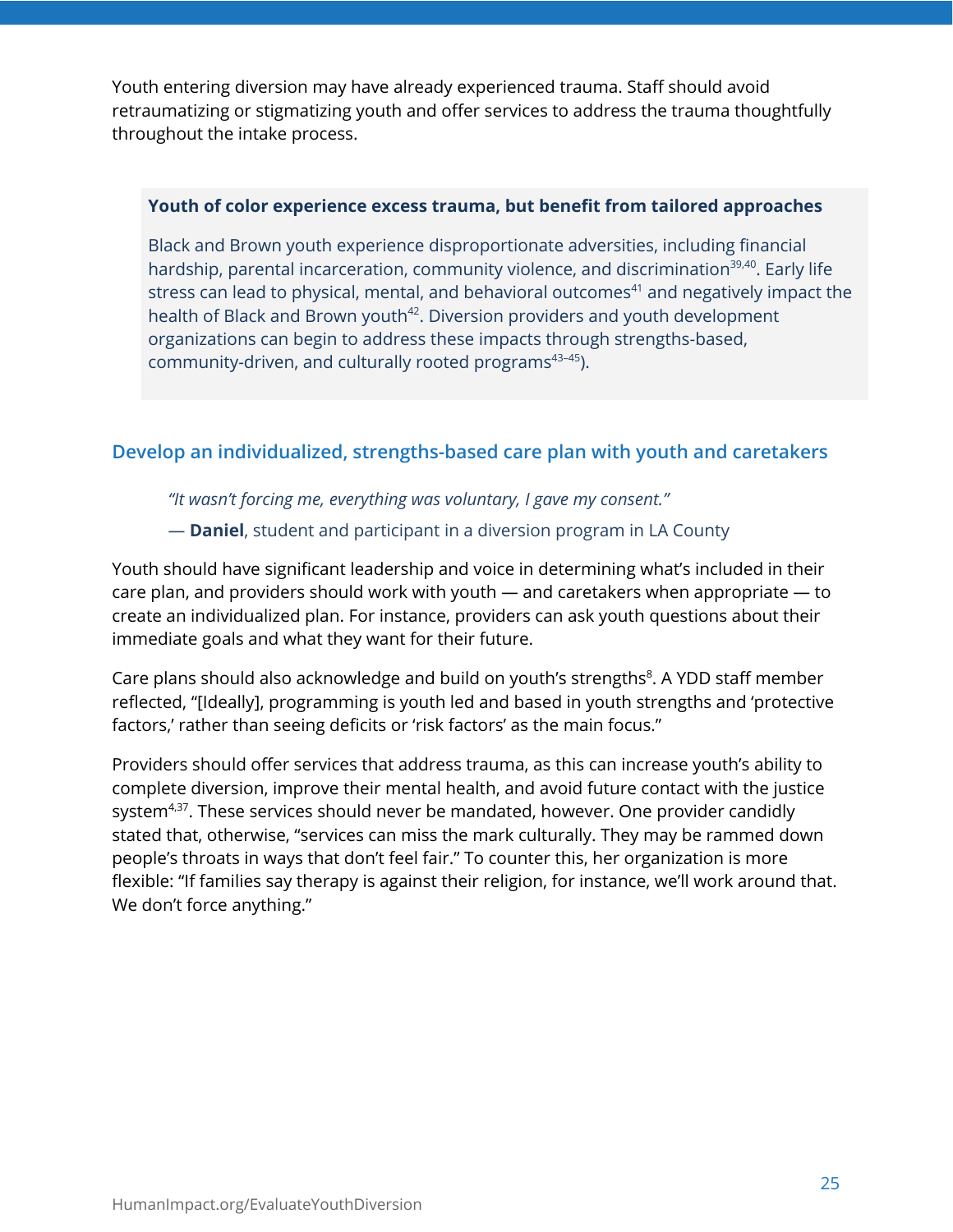Youth entering diversion may have already experienced trauma. Staff should avoid retraumatizing or stigmatizing youth and offer services to address the trauma thoughtfully throughout the intake process.

> **Youth of color experience excess trauma, but benefit from tailored approaches**
>
> Black and Brown youth experience disproportionate adversities, including financial hardship, parental incarceration, community violence, and discrimination[39,40]. Early life stress can lead to physical, mental, and behavioral outcomes[41] and negatively impact the health of Black and Brown youth[42]. Diversion providers and youth development organizations can begin to address these impacts through strengths-based, community-driven, and culturally rooted programs[43–45]).

## Develop an individualized, strengths-based care plan with youth and caretakers

> *"It wasn't forcing me, everything was voluntary, I gave my consent."*
>
> — **Daniel**, student and participant in a diversion program in LA County

Youth should have significant leadership and voice in determining what's included in their care plan, and providers should work with youth — and caretakers when appropriate — to create an individualized plan. For instance, providers can ask youth questions about their immediate goals and what they want for their future.

Care plans should also acknowledge and build on youth's strengths[8]. A YDD staff member reflected, "[Ideally], programming is youth led and based in youth strengths and 'protective factors,' rather than seeing deficits or 'risk factors' as the main focus."

Providers should offer services that address trauma, as this can increase youth's ability to complete diversion, improve their mental health, and avoid future contact with the justice system[4,37]. These services should never be mandated, however. One provider candidly stated that, otherwise, "services can miss the mark culturally. They may be rammed down people's throats in ways that don't feel fair." To counter this, her organization is more flexible: "If families say therapy is against their religion, for instance, we'll work around that. We don't force anything."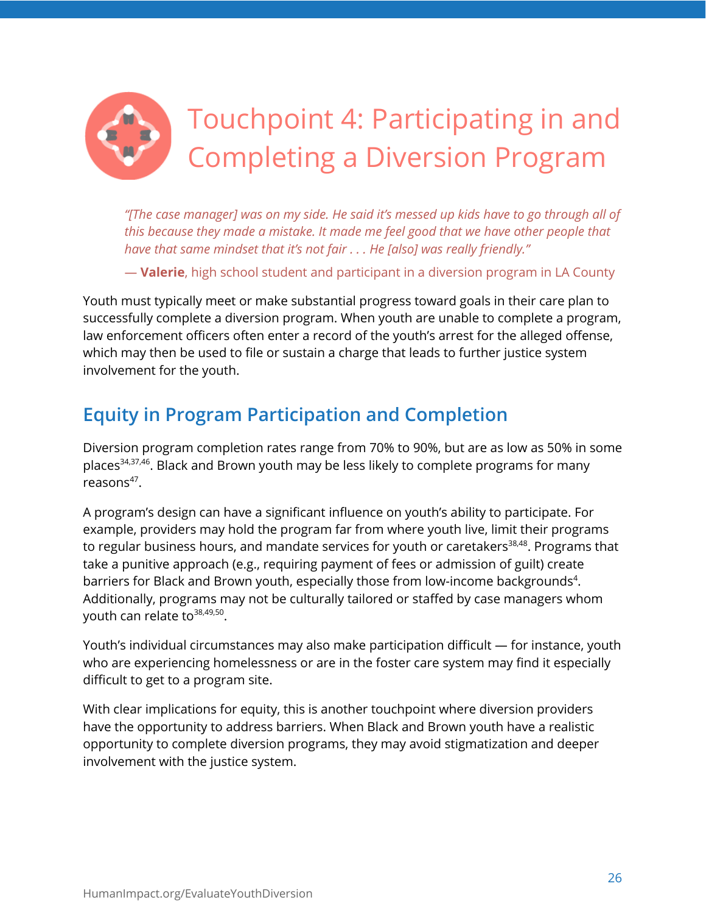# Touchpoint 4: Participating in and Completing a Diversion Program

> *"[The case manager] was on my side. He said it's messed up kids have to go through all of this because they made a mistake. It made me feel good that we have other people that have that same mindset that it's not fair . . . He [also] was really friendly."*
>
> — **Valerie**, high school student and participant in a diversion program in LA County

Youth must typically meet or make substantial progress toward goals in their care plan to successfully complete a diversion program. When youth are unable to complete a program, law enforcement officers often enter a record of the youth's arrest for the alleged offense, which may then be used to file or sustain a charge that leads to further justice system involvement for the youth.

## Equity in Program Participation and Completion

Diversion program completion rates range from 70% to 90%, but are as low as 50% in some places[34,37,46]. Black and Brown youth may be less likely to complete programs for many reasons[47].

A program's design can have a significant influence on youth's ability to participate. For example, providers may hold the program far from where youth live, limit their programs to regular business hours, and mandate services for youth or caretakers[38,48]. Programs that take a punitive approach (e.g., requiring payment of fees or admission of guilt) create barriers for Black and Brown youth, especially those from low-income backgrounds[4]. Additionally, programs may not be culturally tailored or staffed by case managers whom youth can relate to[38,49,50].

Youth's individual circumstances may also make participation difficult — for instance, youth who are experiencing homelessness or are in the foster care system may find it especially difficult to get to a program site.

With clear implications for equity, this is another touchpoint where diversion providers have the opportunity to address barriers. When Black and Brown youth have a realistic opportunity to complete diversion programs, they may avoid stigmatization and deeper involvement with the justice system.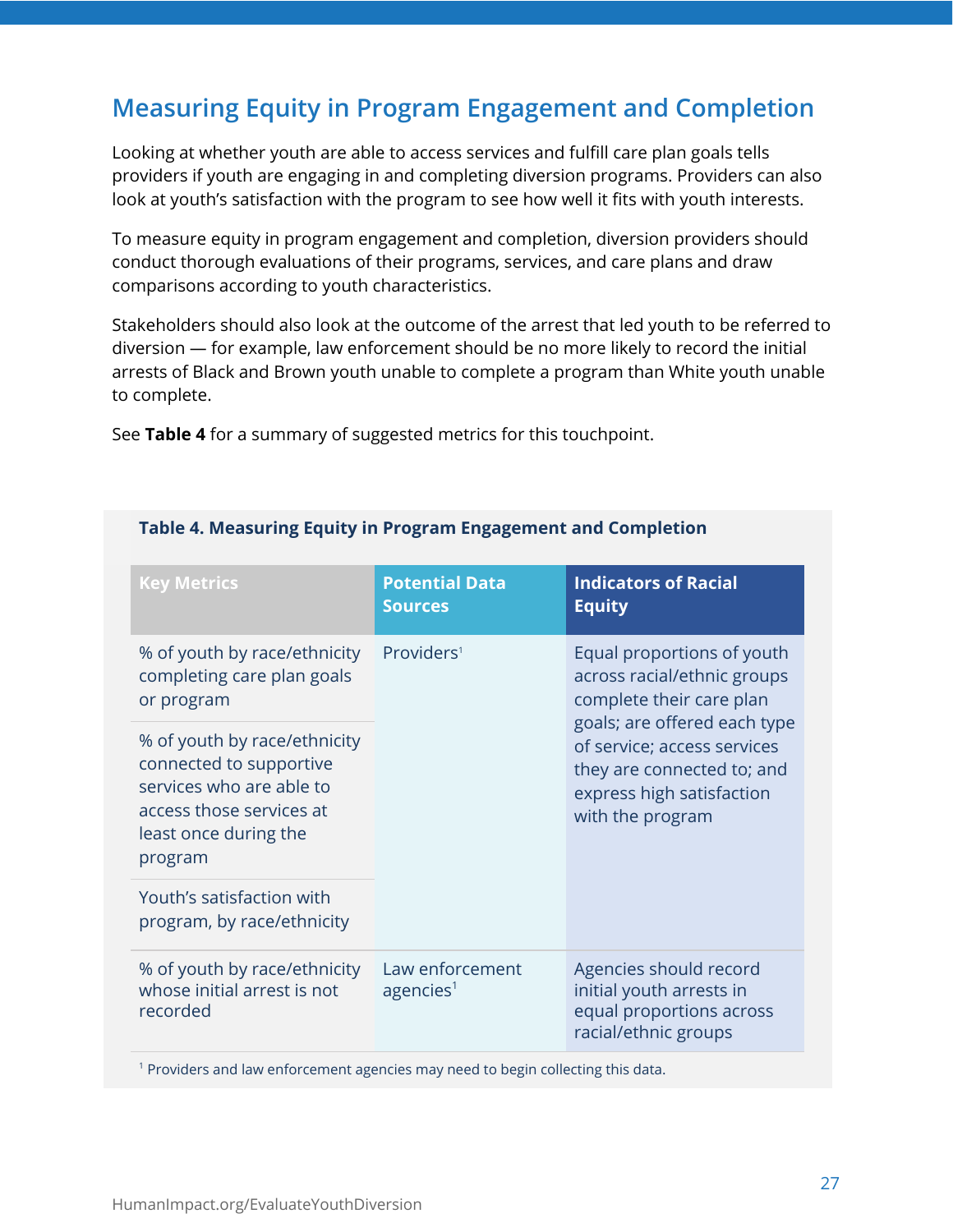## Measuring Equity in Program Engagement and Completion

Looking at whether youth are able to access services and fulfill care plan goals tells providers if youth are engaging in and completing diversion programs. Providers can also look at youth's satisfaction with the program to see how well it fits with youth interests.

To measure equity in program engagement and completion, diversion providers should conduct thorough evaluations of their programs, services, and care plans and draw comparisons according to youth characteristics.

Stakeholders should also look at the outcome of the arrest that led youth to be referred to diversion — for example, law enforcement should be no more likely to record the initial arrests of Black and Brown youth unable to complete a program than White youth unable to complete.

See **Table 4** for a summary of suggested metrics for this touchpoint.

**Table 4. Measuring Equity in Program Engagement and Completion**

| Key Metrics | Potential Data Sources | Indicators of Racial Equity |
|---|---|---|
| % of youth by race/ethnicity completing care plan goals or program | Providers[1] | Equal proportions of youth across racial/ethnic groups complete their care plan goals; are offered each type of service; access services they are connected to; and express high satisfaction with the program |
| % of youth by race/ethnicity connected to supportive services who are able to access those services at least once during the program | | |
| Youth's satisfaction with program, by race/ethnicity | | |
| % of youth by race/ethnicity whose initial arrest is not recorded | Law enforcement agencies[1] | Agencies should record initial youth arrests in equal proportions across racial/ethnic groups |

[1] Providers and law enforcement agencies may need to begin collecting this data.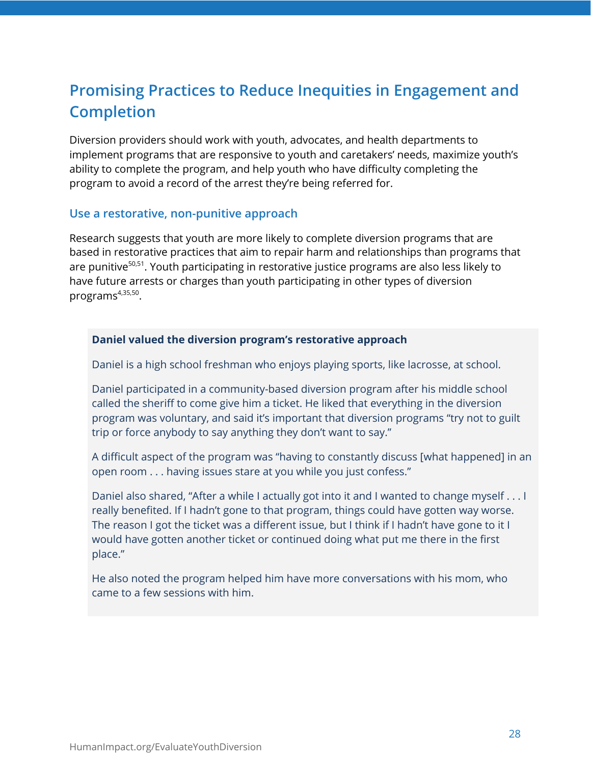## Promising Practices to Reduce Inequities in Engagement and Completion

Diversion providers should work with youth, advocates, and health departments to implement programs that are responsive to youth and caretakers' needs, maximize youth's ability to complete the program, and help youth who have difficulty completing the program to avoid a record of the arrest they're being referred for.

### Use a restorative, non-punitive approach

Research suggests that youth are more likely to complete diversion programs that are based in restorative practices that aim to repair harm and relationships than programs that are punitive[50,51]. Youth participating in restorative justice programs are also less likely to have future arrests or charges than youth participating in other types of diversion programs[4,35,50].

**Daniel valued the diversion program's restorative approach**

Daniel is a high school freshman who enjoys playing sports, like lacrosse, at school.

Daniel participated in a community-based diversion program after his middle school called the sheriff to come give him a ticket. He liked that everything in the diversion program was voluntary, and said it's important that diversion programs "try not to guilt trip or force anybody to say anything they don't want to say."

A difficult aspect of the program was "having to constantly discuss [what happened] in an open room . . . having issues stare at you while you just confess."

Daniel also shared, "After a while I actually got into it and I wanted to change myself . . . I really benefited. If I hadn't gone to that program, things could have gotten way worse. The reason I got the ticket was a different issue, but I think if I hadn't have gone to it I would have gotten another ticket or continued doing what put me there in the first place."

He also noted the program helped him have more conversations with his mom, who came to a few sessions with him.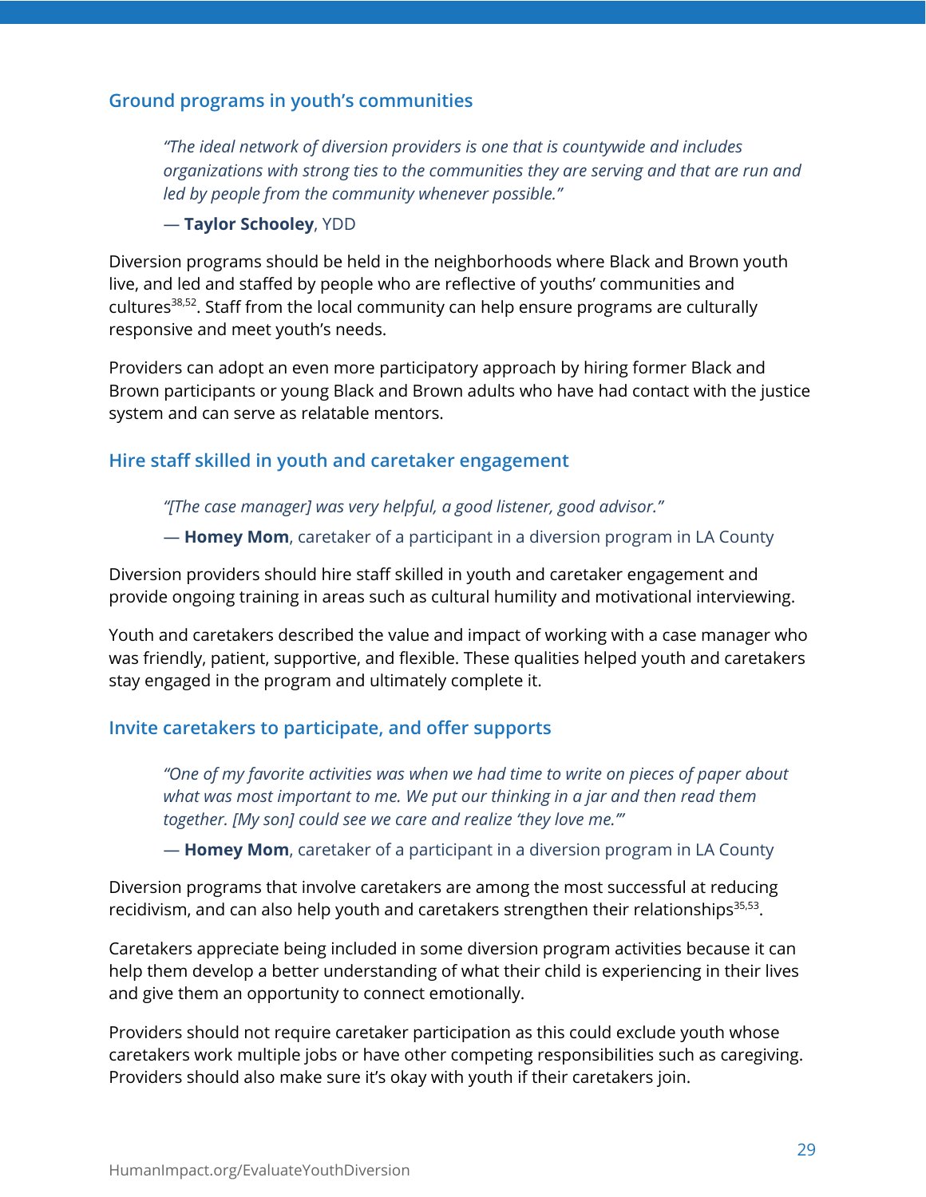### Ground programs in youth's communities

> *"The ideal network of diversion providers is one that is countywide and includes organizations with strong ties to the communities they are serving and that are run and led by people from the community whenever possible."*
>
> — **Taylor Schooley**, YDD

Diversion programs should be held in the neighborhoods where Black and Brown youth live, and led and staffed by people who are reflective of youths' communities and cultures[38,52]. Staff from the local community can help ensure programs are culturally responsive and meet youth's needs.

Providers can adopt an even more participatory approach by hiring former Black and Brown participants or young Black and Brown adults who have had contact with the justice system and can serve as relatable mentors.

### Hire staff skilled in youth and caretaker engagement

> *"[The case manager] was very helpful, a good listener, good advisor."*
>
> — **Homey Mom**, caretaker of a participant in a diversion program in LA County

Diversion providers should hire staff skilled in youth and caretaker engagement and provide ongoing training in areas such as cultural humility and motivational interviewing.

Youth and caretakers described the value and impact of working with a case manager who was friendly, patient, supportive, and flexible. These qualities helped youth and caretakers stay engaged in the program and ultimately complete it.

### Invite caretakers to participate, and offer supports

> *"One of my favorite activities was when we had time to write on pieces of paper about what was most important to me. We put our thinking in a jar and then read them together. [My son] could see we care and realize 'they love me.'"*
>
> — **Homey Mom**, caretaker of a participant in a diversion program in LA County

Diversion programs that involve caretakers are among the most successful at reducing recidivism, and can also help youth and caretakers strengthen their relationships[35,53].

Caretakers appreciate being included in some diversion program activities because it can help them develop a better understanding of what their child is experiencing in their lives and give them an opportunity to connect emotionally.

Providers should not require caretaker participation as this could exclude youth whose caretakers work multiple jobs or have other competing responsibilities such as caregiving. Providers should also make sure it's okay with youth if their caretakers join.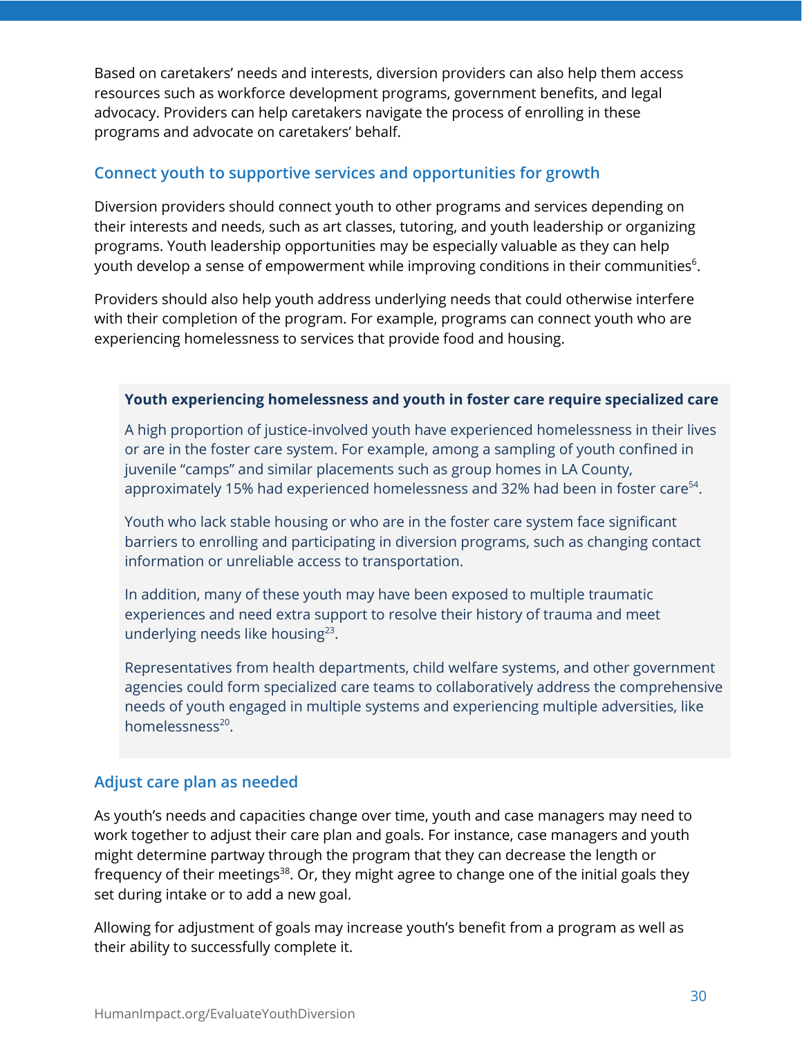Based on caretakers' needs and interests, diversion providers can also help them access resources such as workforce development programs, government benefits, and legal advocacy. Providers can help caretakers navigate the process of enrolling in these programs and advocate on caretakers' behalf.

### Connect youth to supportive services and opportunities for growth

Diversion providers should connect youth to other programs and services depending on their interests and needs, such as art classes, tutoring, and youth leadership or organizing programs. Youth leadership opportunities may be especially valuable as they can help youth develop a sense of empowerment while improving conditions in their communities[6].

Providers should also help youth address underlying needs that could otherwise interfere with their completion of the program. For example, programs can connect youth who are experiencing homelessness to services that provide food and housing.

> **Youth experiencing homelessness and youth in foster care require specialized care**
>
> A high proportion of justice-involved youth have experienced homelessness in their lives or are in the foster care system. For example, among a sampling of youth confined in juvenile "camps" and similar placements such as group homes in LA County, approximately 15% had experienced homelessness and 32% had been in foster care[54].
>
> Youth who lack stable housing or who are in the foster care system face significant barriers to enrolling and participating in diversion programs, such as changing contact information or unreliable access to transportation.
>
> In addition, many of these youth may have been exposed to multiple traumatic experiences and need extra support to resolve their history of trauma and meet underlying needs like housing[23].
>
> Representatives from health departments, child welfare systems, and other government agencies could form specialized care teams to collaboratively address the comprehensive needs of youth engaged in multiple systems and experiencing multiple adversities, like homelessness[20].

### Adjust care plan as needed

As youth's needs and capacities change over time, youth and case managers may need to work together to adjust their care plan and goals. For instance, case managers and youth might determine partway through the program that they can decrease the length or frequency of their meetings[38]. Or, they might agree to change one of the initial goals they set during intake or to add a new goal.

Allowing for adjustment of goals may increase youth's benefit from a program as well as their ability to successfully complete it.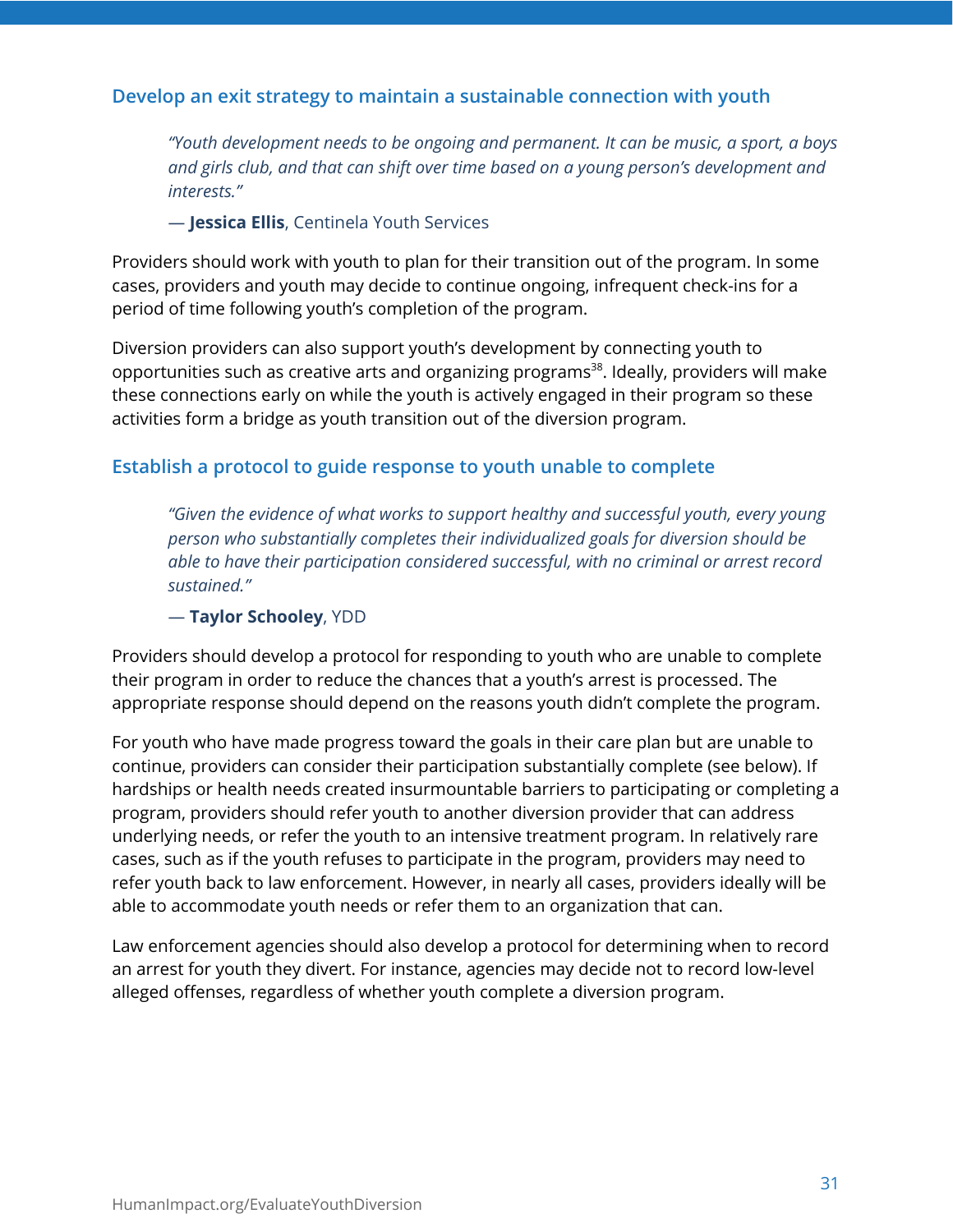### Develop an exit strategy to maintain a sustainable connection with youth

> *"Youth development needs to be ongoing and permanent. It can be music, a sport, a boys and girls club, and that can shift over time based on a young person's development and interests."*
>
> — **Jessica Ellis**, Centinela Youth Services

Providers should work with youth to plan for their transition out of the program. In some cases, providers and youth may decide to continue ongoing, infrequent check-ins for a period of time following youth's completion of the program.

Diversion providers can also support youth's development by connecting youth to opportunities such as creative arts and organizing programs[38]. Ideally, providers will make these connections early on while the youth is actively engaged in their program so these activities form a bridge as youth transition out of the diversion program.

### Establish a protocol to guide response to youth unable to complete

> *"Given the evidence of what works to support healthy and successful youth, every young person who substantially completes their individualized goals for diversion should be able to have their participation considered successful, with no criminal or arrest record sustained."*
>
> — **Taylor Schooley**, YDD

Providers should develop a protocol for responding to youth who are unable to complete their program in order to reduce the chances that a youth's arrest is processed. The appropriate response should depend on the reasons youth didn't complete the program.

For youth who have made progress toward the goals in their care plan but are unable to continue, providers can consider their participation substantially complete (see below). If hardships or health needs created insurmountable barriers to participating or completing a program, providers should refer youth to another diversion provider that can address underlying needs, or refer the youth to an intensive treatment program. In relatively rare cases, such as if the youth refuses to participate in the program, providers may need to refer youth back to law enforcement. However, in nearly all cases, providers ideally will be able to accommodate youth needs or refer them to an organization that can.

Law enforcement agencies should also develop a protocol for determining when to record an arrest for youth they divert. For instance, agencies may decide not to record low-level alleged offenses, regardless of whether youth complete a diversion program.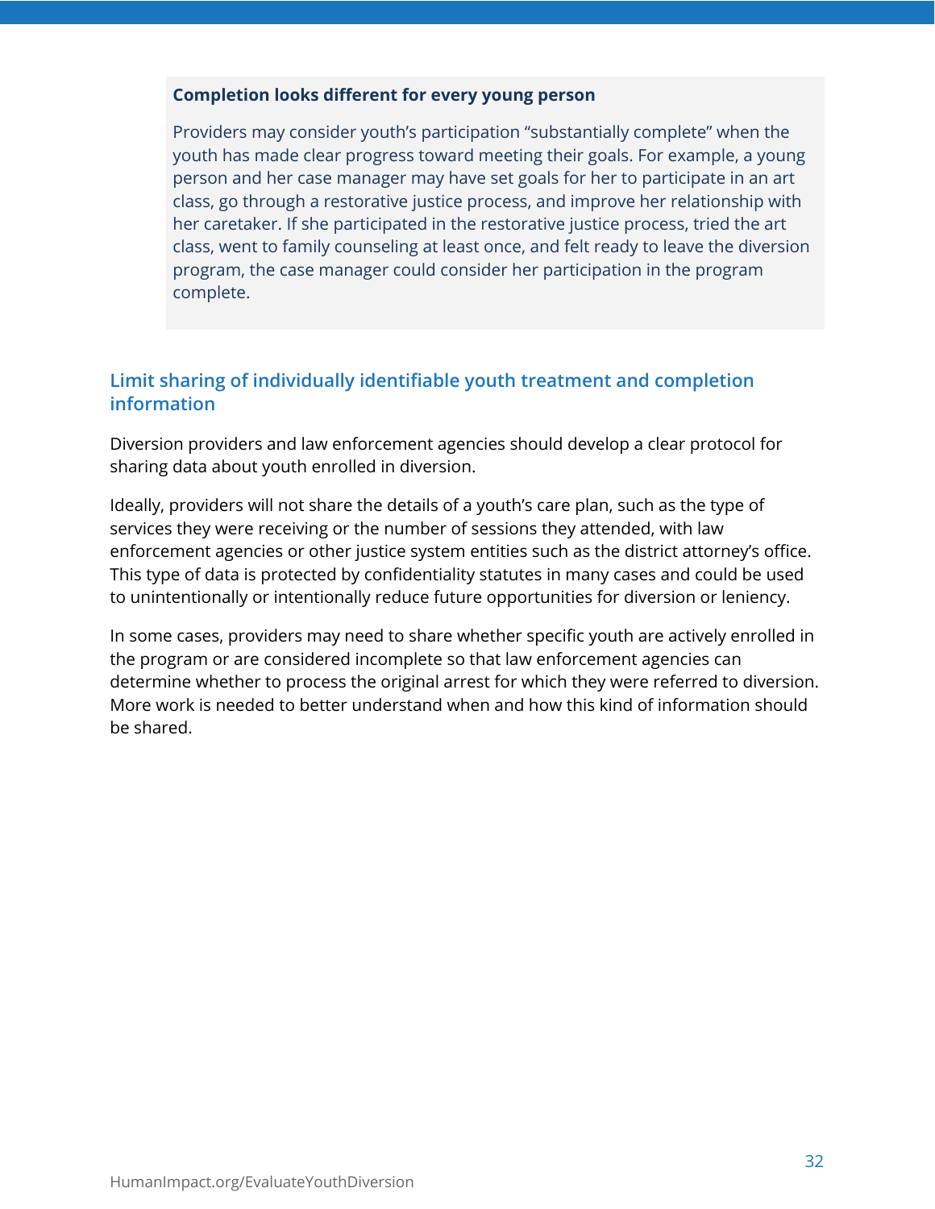**Completion looks different for every young person**

Providers may consider youth's participation "substantially complete" when the youth has made clear progress toward meeting their goals. For example, a young person and her case manager may have set goals for her to participate in an art class, go through a restorative justice process, and improve her relationship with her caretaker. If she participated in the restorative justice process, tried the art class, went to family counseling at least once, and felt ready to leave the diversion program, the case manager could consider her participation in the program complete.

### Limit sharing of individually identifiable youth treatment and completion information

Diversion providers and law enforcement agencies should develop a clear protocol for sharing data about youth enrolled in diversion.

Ideally, providers will not share the details of a youth's care plan, such as the type of services they were receiving or the number of sessions they attended, with law enforcement agencies or other justice system entities such as the district attorney's office. This type of data is protected by confidentiality statutes in many cases and could be used to unintentionally or intentionally reduce future opportunities for diversion or leniency.

In some cases, providers may need to share whether specific youth are actively enrolled in the program or are considered incomplete so that law enforcement agencies can determine whether to process the original arrest for which they were referred to diversion. More work is needed to better understand when and how this kind of information should be shared.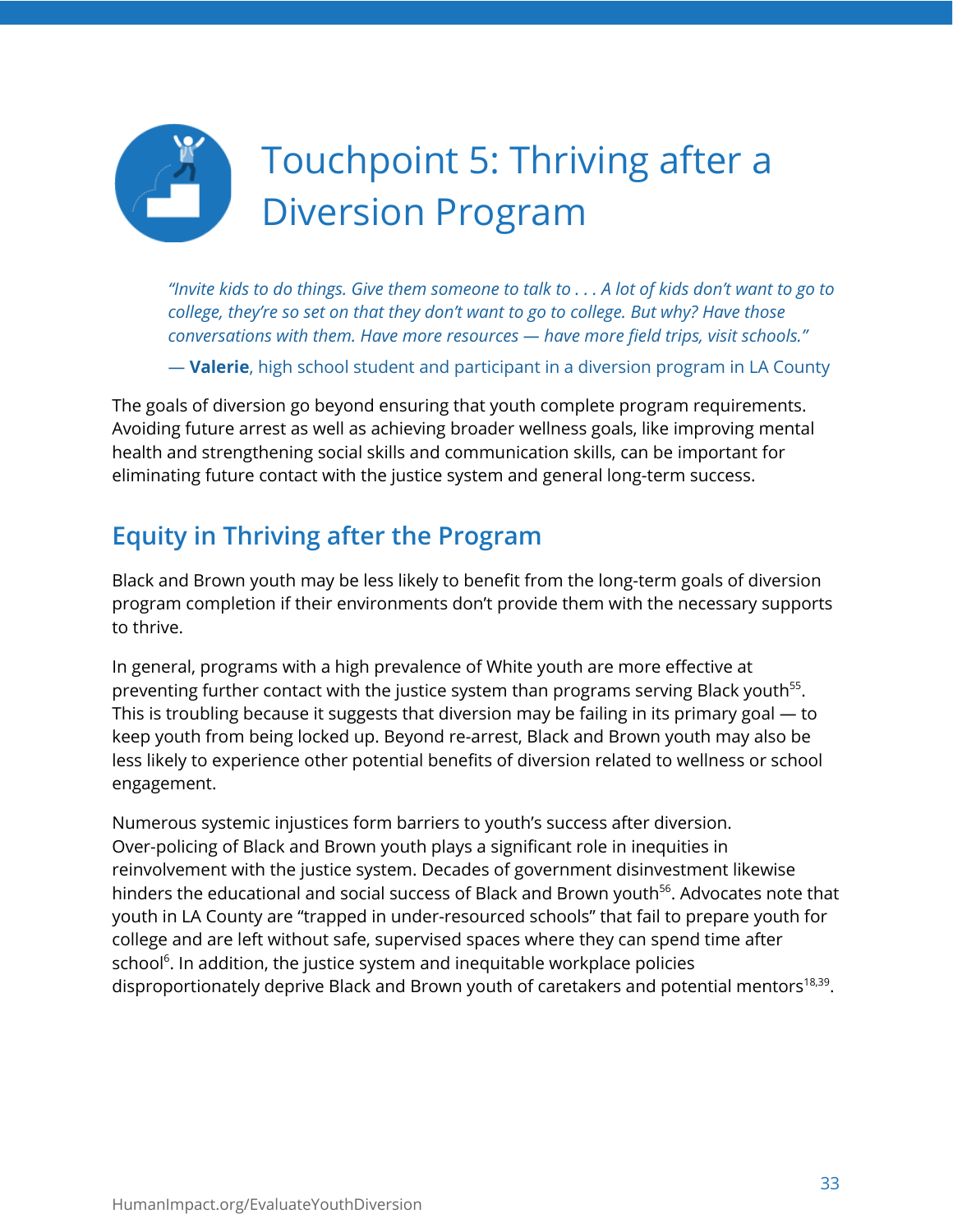# Touchpoint 5: Thriving after a Diversion Program

> *"Invite kids to do things. Give them someone to talk to . . . A lot of kids don't want to go to college, they're so set on that they don't want to go to college. But why? Have those conversations with them. Have more resources — have more field trips, visit schools."*
>
> — **Valerie**, high school student and participant in a diversion program in LA County

The goals of diversion go beyond ensuring that youth complete program requirements. Avoiding future arrest as well as achieving broader wellness goals, like improving mental health and strengthening social skills and communication skills, can be important for eliminating future contact with the justice system and general long-term success.

## Equity in Thriving after the Program

Black and Brown youth may be less likely to benefit from the long-term goals of diversion program completion if their environments don't provide them with the necessary supports to thrive.

In general, programs with a high prevalence of White youth are more effective at preventing further contact with the justice system than programs serving Black youth[55]. This is troubling because it suggests that diversion may be failing in its primary goal — to keep youth from being locked up. Beyond re-arrest, Black and Brown youth may also be less likely to experience other potential benefits of diversion related to wellness or school engagement.

Numerous systemic injustices form barriers to youth's success after diversion. Over-policing of Black and Brown youth plays a significant role in inequities in reinvolvement with the justice system. Decades of government disinvestment likewise hinders the educational and social success of Black and Brown youth[56]. Advocates note that youth in LA County are "trapped in under-resourced schools" that fail to prepare youth for college and are left without safe, supervised spaces where they can spend time after school[6]. In addition, the justice system and inequitable workplace policies disproportionately deprive Black and Brown youth of caretakers and potential mentors[18,39].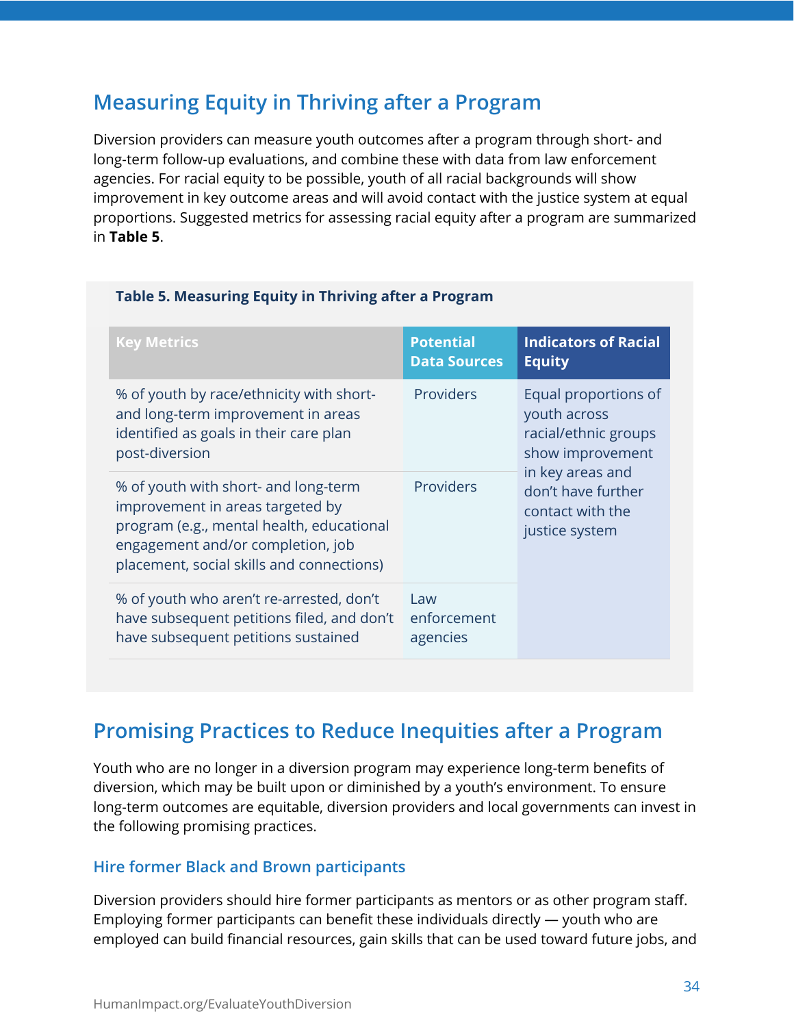## Measuring Equity in Thriving after a Program

Diversion providers can measure youth outcomes after a program through short- and long-term follow-up evaluations, and combine these with data from law enforcement agencies. For racial equity to be possible, youth of all racial backgrounds will show improvement in key outcome areas and will avoid contact with the justice system at equal proportions. Suggested metrics for assessing racial equity after a program are summarized in **Table 5**.

**Table 5. Measuring Equity in Thriving after a Program**

| Key Metrics | Potential Data Sources | Indicators of Racial Equity |
|---|---|---|
| % of youth by race/ethnicity with short- and long-term improvement in areas identified as goals in their care plan post-diversion | Providers | Equal proportions of youth across racial/ethnic groups show improvement in key areas and don't have further contact with the justice system |
| % of youth with short- and long-term improvement in areas targeted by program (e.g., mental health, educational engagement and/or completion, job placement, social skills and connections) | Providers | |
| % of youth who aren't re-arrested, don't have subsequent petitions filed, and don't have subsequent petitions sustained | Law enforcement agencies | |

## Promising Practices to Reduce Inequities after a Program

Youth who are no longer in a diversion program may experience long-term benefits of diversion, which may be built upon or diminished by a youth's environment. To ensure long-term outcomes are equitable, diversion providers and local governments can invest in the following promising practices.

### Hire former Black and Brown participants

Diversion providers should hire former participants as mentors or as other program staff. Employing former participants can benefit these individuals directly — youth who are employed can build financial resources, gain skills that can be used toward future jobs, and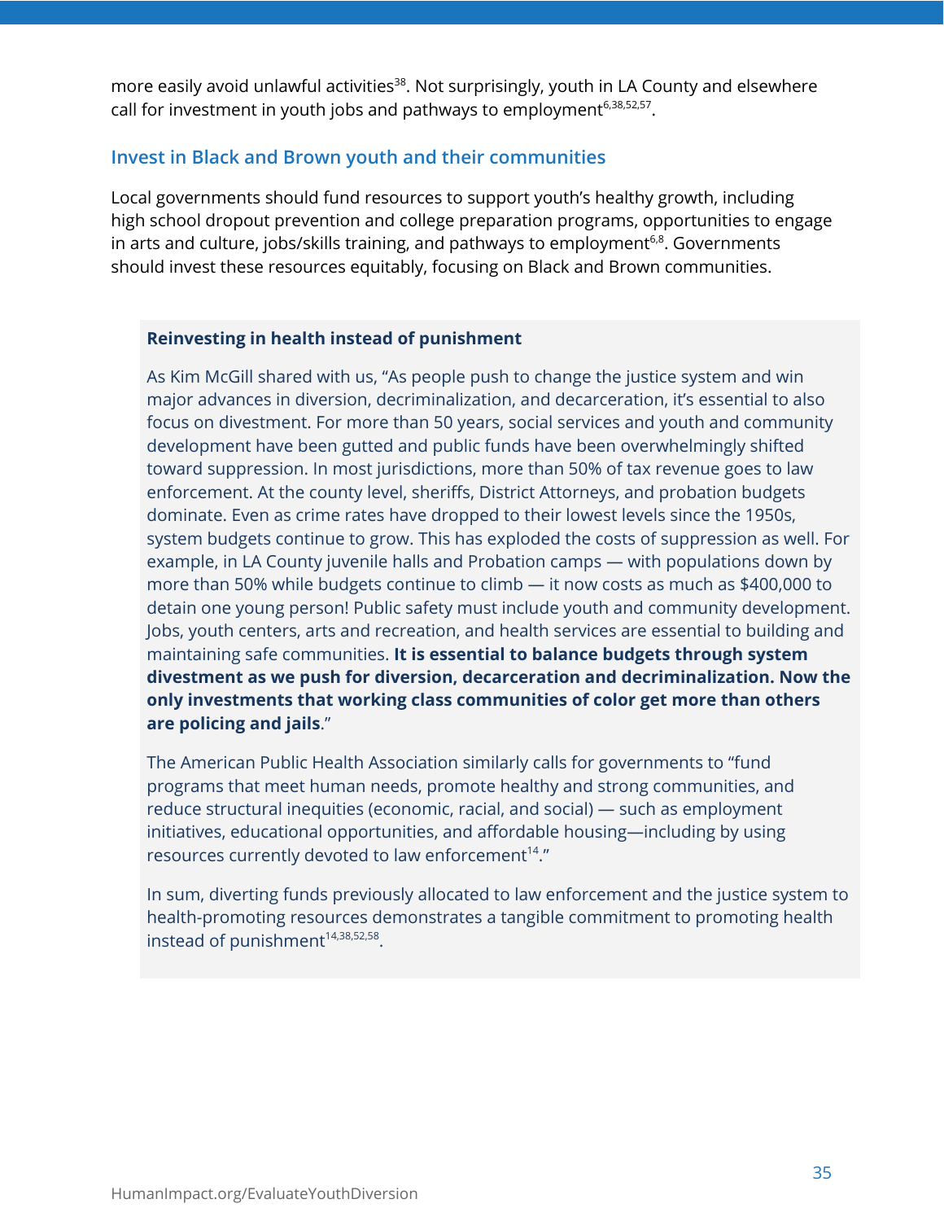more easily avoid unlawful activities[38]. Not surprisingly, youth in LA County and elsewhere call for investment in youth jobs and pathways to employment[6,38,52,57].

### Invest in Black and Brown youth and their communities

Local governments should fund resources to support youth's healthy growth, including high school dropout prevention and college preparation programs, opportunities to engage in arts and culture, jobs/skills training, and pathways to employment[6,8]. Governments should invest these resources equitably, focusing on Black and Brown communities.

**Reinvesting in health instead of punishment**

As Kim McGill shared with us, "As people push to change the justice system and win major advances in diversion, decriminalization, and decarceration, it's essential to also focus on divestment. For more than 50 years, social services and youth and community development have been gutted and public funds have been overwhelmingly shifted toward suppression. In most jurisdictions, more than 50% of tax revenue goes to law enforcement. At the county level, sheriffs, District Attorneys, and probation budgets dominate. Even as crime rates have dropped to their lowest levels since the 1950s, system budgets continue to grow. This has exploded the costs of suppression as well. For example, in LA County juvenile halls and Probation camps — with populations down by more than 50% while budgets continue to climb — it now costs as much as $400,000 to detain one young person! Public safety must include youth and community development. Jobs, youth centers, arts and recreation, and health services are essential to building and maintaining safe communities. **It is essential to balance budgets through system divestment as we push for diversion, decarceration and decriminalization. Now the only investments that working class communities of color get more than others are policing and jails**."

The American Public Health Association similarly calls for governments to "fund programs that meet human needs, promote healthy and strong communities, and reduce structural inequities (economic, racial, and social) — such as employment initiatives, educational opportunities, and affordable housing—including by using resources currently devoted to law enforcement[14]."

In sum, diverting funds previously allocated to law enforcement and the justice system to health-promoting resources demonstrates a tangible commitment to promoting health instead of punishment[14,38,52,58].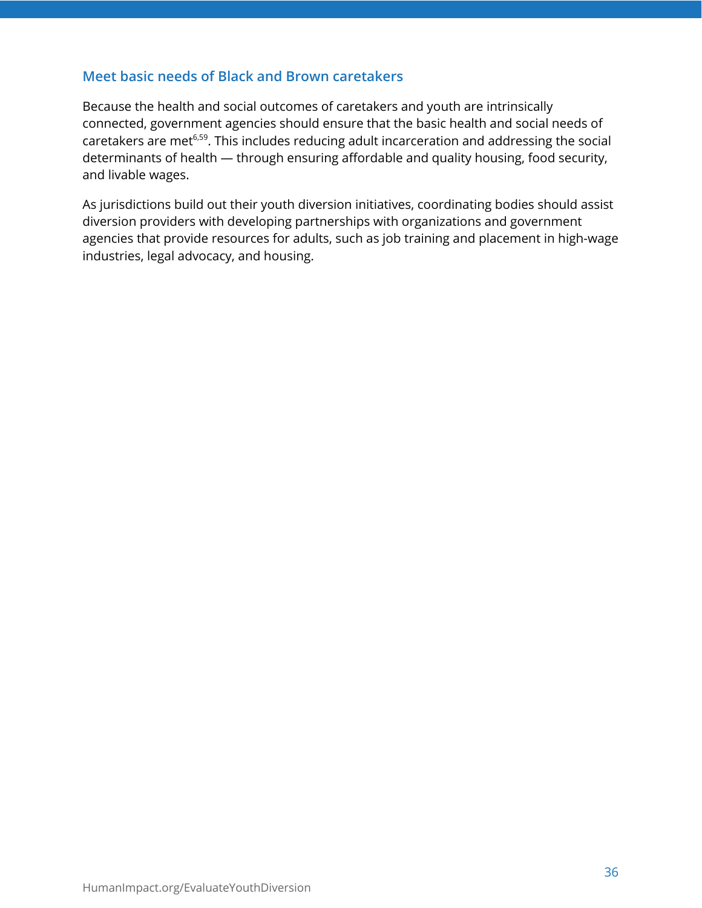### Meet basic needs of Black and Brown caretakers

Because the health and social outcomes of caretakers and youth are intrinsically connected, government agencies should ensure that the basic health and social needs of caretakers are met[6,59]. This includes reducing adult incarceration and addressing the social determinants of health — through ensuring affordable and quality housing, food security, and livable wages.

As jurisdictions build out their youth diversion initiatives, coordinating bodies should assist diversion providers with developing partnerships with organizations and government agencies that provide resources for adults, such as job training and placement in high-wage industries, legal advocacy, and housing.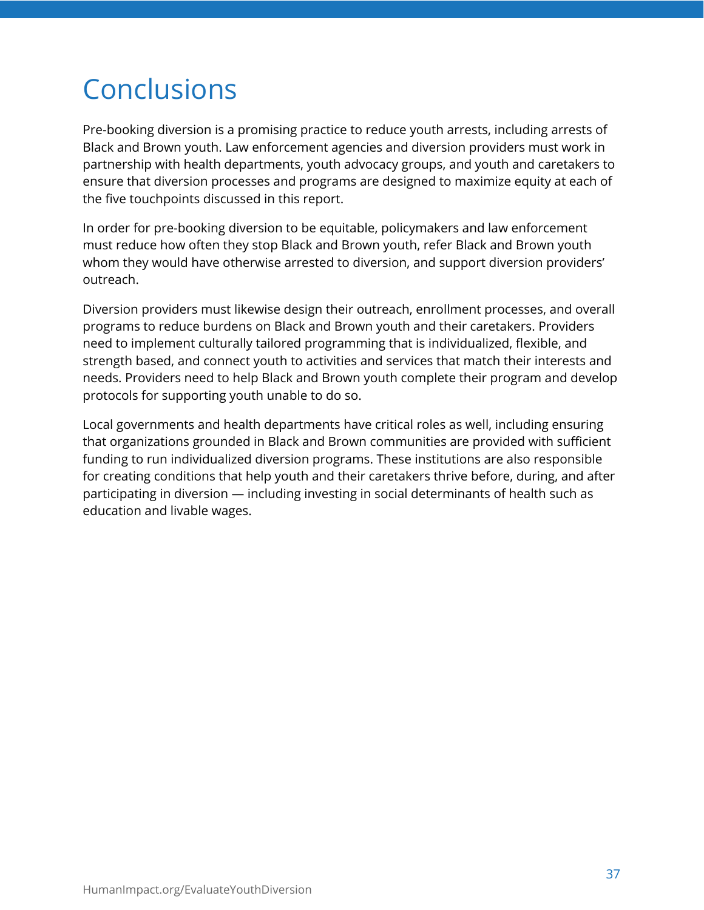# Conclusions

Pre-booking diversion is a promising practice to reduce youth arrests, including arrests of Black and Brown youth. Law enforcement agencies and diversion providers must work in partnership with health departments, youth advocacy groups, and youth and caretakers to ensure that diversion processes and programs are designed to maximize equity at each of the five touchpoints discussed in this report.

In order for pre-booking diversion to be equitable, policymakers and law enforcement must reduce how often they stop Black and Brown youth, refer Black and Brown youth whom they would have otherwise arrested to diversion, and support diversion providers' outreach.

Diversion providers must likewise design their outreach, enrollment processes, and overall programs to reduce burdens on Black and Brown youth and their caretakers. Providers need to implement culturally tailored programming that is individualized, flexible, and strength based, and connect youth to activities and services that match their interests and needs. Providers need to help Black and Brown youth complete their program and develop protocols for supporting youth unable to do so.

Local governments and health departments have critical roles as well, including ensuring that organizations grounded in Black and Brown communities are provided with sufficient funding to run individualized diversion programs. These institutions are also responsible for creating conditions that help youth and their caretakers thrive before, during, and after participating in diversion — including investing in social determinants of health such as education and livable wages.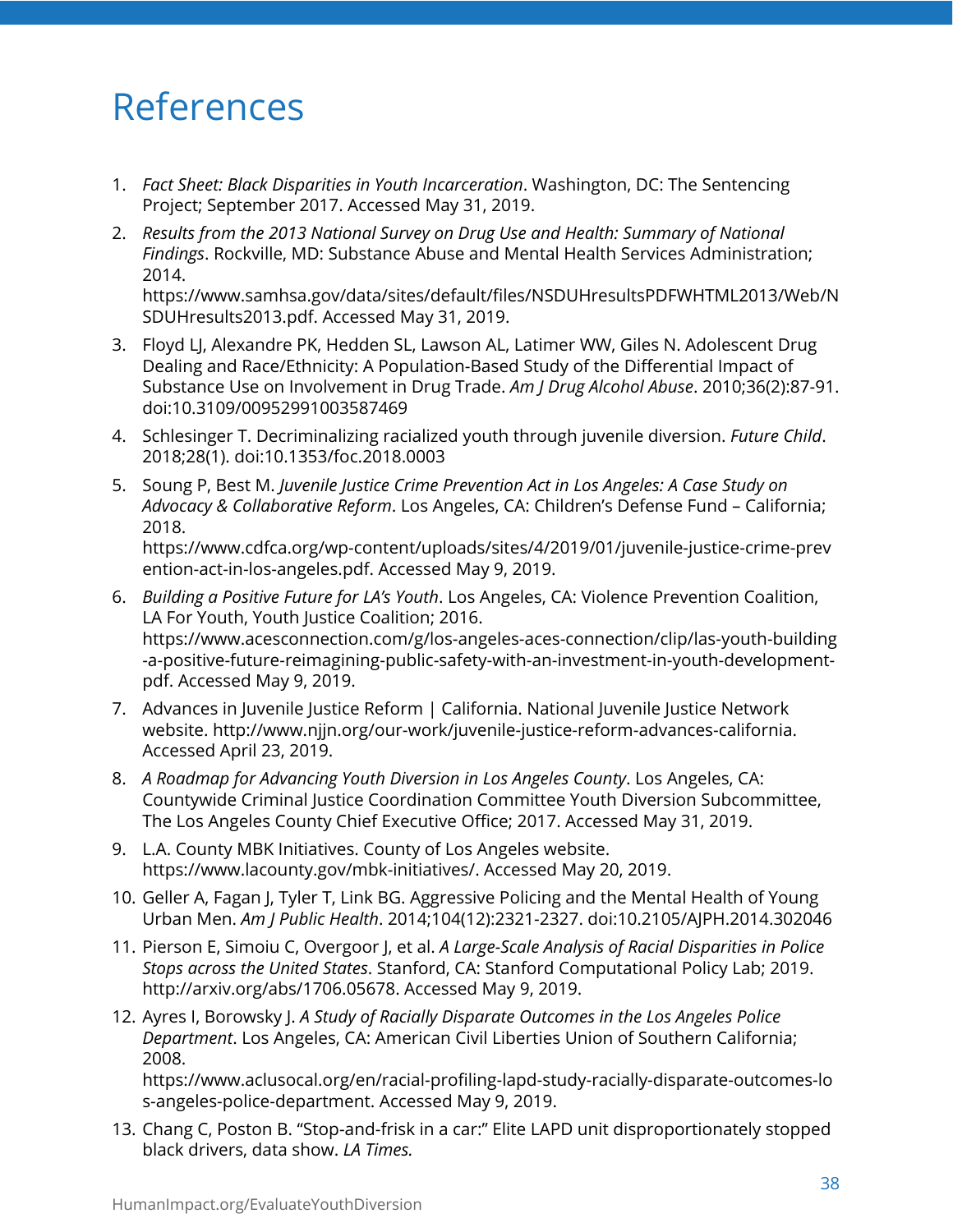# References

1. *Fact Sheet: Black Disparities in Youth Incarceration*. Washington, DC: The Sentencing Project; September 2017. Accessed May 31, 2019.
2. *Results from the 2013 National Survey on Drug Use and Health: Summary of National Findings*. Rockville, MD: Substance Abuse and Mental Health Services Administration; 2014. https://www.samhsa.gov/data/sites/default/files/NSDUHresultsPDFWHTML2013/Web/NSDUHresults2013.pdf. Accessed May 31, 2019.
3. Floyd LJ, Alexandre PK, Hedden SL, Lawson AL, Latimer WW, Giles N. Adolescent Drug Dealing and Race/Ethnicity: A Population-Based Study of the Differential Impact of Substance Use on Involvement in Drug Trade. *Am J Drug Alcohol Abuse*. 2010;36(2):87-91. doi:10.3109/00952991003587469
4. Schlesinger T. Decriminalizing racialized youth through juvenile diversion. *Future Child*. 2018;28(1). doi:10.1353/foc.2018.0003
5. Soung P, Best M. *Juvenile Justice Crime Prevention Act in Los Angeles: A Case Study on Advocacy & Collaborative Reform*. Los Angeles, CA: Children's Defense Fund – California; 2018. https://www.cdfca.org/wp-content/uploads/sites/4/2019/01/juvenile-justice-crime-prevention-act-in-los-angeles.pdf. Accessed May 9, 2019.
6. *Building a Positive Future for LA's Youth*. Los Angeles, CA: Violence Prevention Coalition, LA For Youth, Youth Justice Coalition; 2016. https://www.acesconnection.com/g/los-angeles-aces-connection/clip/las-youth-building-a-positive-future-reimagining-public-safety-with-an-investment-in-youth-development-pdf. Accessed May 9, 2019.
7. Advances in Juvenile Justice Reform | California. National Juvenile Justice Network website. http://www.njjn.org/our-work/juvenile-justice-reform-advances-california. Accessed April 23, 2019.
8. *A Roadmap for Advancing Youth Diversion in Los Angeles County*. Los Angeles, CA: Countywide Criminal Justice Coordination Committee Youth Diversion Subcommittee, The Los Angeles County Chief Executive Office; 2017. Accessed May 31, 2019.
9. L.A. County MBK Initiatives. County of Los Angeles website. https://www.lacounty.gov/mbk-initiatives/. Accessed May 20, 2019.
10. Geller A, Fagan J, Tyler T, Link BG. Aggressive Policing and the Mental Health of Young Urban Men. *Am J Public Health*. 2014;104(12):2321-2327. doi:10.2105/AJPH.2014.302046
11. Pierson E, Simoiu C, Overgoor J, et al. *A Large-Scale Analysis of Racial Disparities in Police Stops across the United States*. Stanford, CA: Stanford Computational Policy Lab; 2019. http://arxiv.org/abs/1706.05678. Accessed May 9, 2019.
12. Ayres I, Borowsky J. *A Study of Racially Disparate Outcomes in the Los Angeles Police Department*. Los Angeles, CA: American Civil Liberties Union of Southern California; 2008. https://www.aclusocal.org/en/racial-profiling-lapd-study-racially-disparate-outcomes-los-angeles-police-department. Accessed May 9, 2019.
13. Chang C, Poston B. "Stop-and-frisk in a car:" Elite LAPD unit disproportionately stopped black drivers, data show. *LA Times.*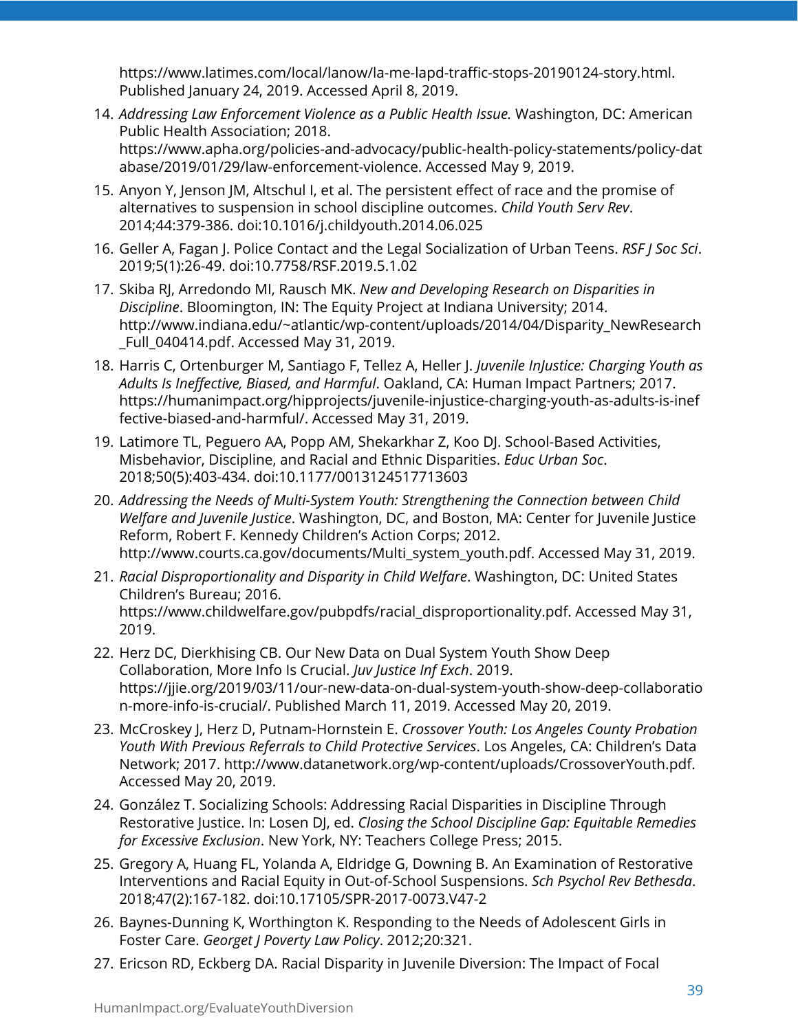https://www.latimes.com/local/lanow/la-me-lapd-traffic-stops-20190124-story.html. Published January 24, 2019. Accessed April 8, 2019.

14. *Addressing Law Enforcement Violence as a Public Health Issue.* Washington, DC: American Public Health Association; 2018. https://www.apha.org/policies-and-advocacy/public-health-policy-statements/policy-database/2019/01/29/law-enforcement-violence. Accessed May 9, 2019.
15. Anyon Y, Jenson JM, Altschul I, et al. The persistent effect of race and the promise of alternatives to suspension in school discipline outcomes. *Child Youth Serv Rev*. 2014;44:379-386. doi:10.1016/j.childyouth.2014.06.025
16. Geller A, Fagan J. Police Contact and the Legal Socialization of Urban Teens. *RSF J Soc Sci*. 2019;5(1):26-49. doi:10.7758/RSF.2019.5.1.02
17. Skiba RJ, Arredondo MI, Rausch MK. *New and Developing Research on Disparities in Discipline*. Bloomington, IN: The Equity Project at Indiana University; 2014. http://www.indiana.edu/~atlantic/wp-content/uploads/2014/04/Disparity_NewResearch_Full_040414.pdf. Accessed May 31, 2019.
18. Harris C, Ortenburger M, Santiago F, Tellez A, Heller J. *Juvenile InJustice: Charging Youth as Adults Is Ineffective, Biased, and Harmful*. Oakland, CA: Human Impact Partners; 2017. https://humanimpact.org/hipprojects/juvenile-injustice-charging-youth-as-adults-is-ineffective-biased-and-harmful/. Accessed May 31, 2019.
19. Latimore TL, Peguero AA, Popp AM, Shekarkhar Z, Koo DJ. School-Based Activities, Misbehavior, Discipline, and Racial and Ethnic Disparities. *Educ Urban Soc*. 2018;50(5):403-434. doi:10.1177/0013124517713603
20. *Addressing the Needs of Multi-System Youth: Strengthening the Connection between Child Welfare and Juvenile Justice*. Washington, DC, and Boston, MA: Center for Juvenile Justice Reform, Robert F. Kennedy Children's Action Corps; 2012. http://www.courts.ca.gov/documents/Multi_system_youth.pdf. Accessed May 31, 2019.
21. *Racial Disproportionality and Disparity in Child Welfare*. Washington, DC: United States Children's Bureau; 2016. https://www.childwelfare.gov/pubpdfs/racial_disproportionality.pdf. Accessed May 31, 2019.
22. Herz DC, Dierkhising CB. Our New Data on Dual System Youth Show Deep Collaboration, More Info Is Crucial. *Juv Justice Inf Exch*. 2019. https://jjie.org/2019/03/11/our-new-data-on-dual-system-youth-show-deep-collaboration-more-info-is-crucial/. Published March 11, 2019. Accessed May 20, 2019.
23. McCroskey J, Herz D, Putnam-Hornstein E. *Crossover Youth: Los Angeles County Probation Youth With Previous Referrals to Child Protective Services*. Los Angeles, CA: Children's Data Network; 2017. http://www.datanetwork.org/wp-content/uploads/CrossoverYouth.pdf. Accessed May 20, 2019.
24. González T. Socializing Schools: Addressing Racial Disparities in Discipline Through Restorative Justice. In: Losen DJ, ed. *Closing the School Discipline Gap: Equitable Remedies for Excessive Exclusion*. New York, NY: Teachers College Press; 2015.
25. Gregory A, Huang FL, Yolanda A, Eldridge G, Downing B. An Examination of Restorative Interventions and Racial Equity in Out-of-School Suspensions. *Sch Psychol Rev Bethesda*. 2018;47(2):167-182. doi:10.17105/SPR-2017-0073.V47-2
26. Baynes-Dunning K, Worthington K. Responding to the Needs of Adolescent Girls in Foster Care. *Georget J Poverty Law Policy*. 2012;20:321.
27. Ericson RD, Eckberg DA. Racial Disparity in Juvenile Diversion: The Impact of Focal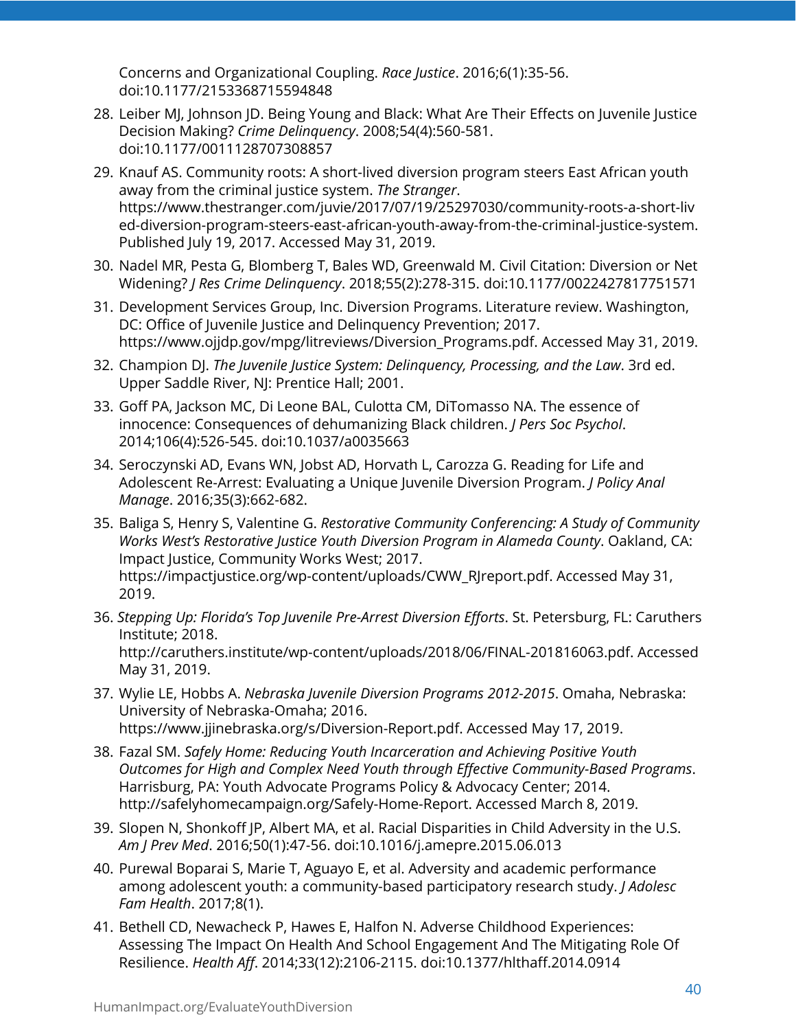Concerns and Organizational Coupling. *Race Justice*. 2016;6(1):35-56. doi:10.1177/2153368715594848

28. Leiber MJ, Johnson JD. Being Young and Black: What Are Their Effects on Juvenile Justice Decision Making? *Crime Delinquency*. 2008;54(4):560-581. doi:10.1177/0011128707308857
29. Knauf AS. Community roots: A short-lived diversion program steers East African youth away from the criminal justice system. *The Stranger*. https://www.thestranger.com/juvie/2017/07/19/25297030/community-roots-a-short-lived-diversion-program-steers-east-african-youth-away-from-the-criminal-justice-system. Published July 19, 2017. Accessed May 31, 2019.
30. Nadel MR, Pesta G, Blomberg T, Bales WD, Greenwald M. Civil Citation: Diversion or Net Widening? *J Res Crime Delinquency*. 2018;55(2):278-315. doi:10.1177/0022427817751571
31. Development Services Group, Inc. Diversion Programs. Literature review. Washington, DC: Office of Juvenile Justice and Delinquency Prevention; 2017. https://www.ojjdp.gov/mpg/litreviews/Diversion_Programs.pdf. Accessed May 31, 2019.
32. Champion DJ. *The Juvenile Justice System: Delinquency, Processing, and the Law*. 3rd ed. Upper Saddle River, NJ: Prentice Hall; 2001.
33. Goff PA, Jackson MC, Di Leone BAL, Culotta CM, DiTomasso NA. The essence of innocence: Consequences of dehumanizing Black children. *J Pers Soc Psychol*. 2014;106(4):526-545. doi:10.1037/a0035663
34. Seroczynski AD, Evans WN, Jobst AD, Horvath L, Carozza G. Reading for Life and Adolescent Re-Arrest: Evaluating a Unique Juvenile Diversion Program. *J Policy Anal Manage*. 2016;35(3):662-682.
35. Baliga S, Henry S, Valentine G. *Restorative Community Conferencing: A Study of Community Works West's Restorative Justice Youth Diversion Program in Alameda County*. Oakland, CA: Impact Justice, Community Works West; 2017. https://impactjustice.org/wp-content/uploads/CWW_RJreport.pdf. Accessed May 31, 2019.
36. *Stepping Up: Florida's Top Juvenile Pre-Arrest Diversion Efforts*. St. Petersburg, FL: Caruthers Institute; 2018. http://caruthers.institute/wp-content/uploads/2018/06/FINAL-201816063.pdf. Accessed May 31, 2019.
37. Wylie LE, Hobbs A. *Nebraska Juvenile Diversion Programs 2012-2015*. Omaha, Nebraska: University of Nebraska-Omaha; 2016. https://www.jjinebraska.org/s/Diversion-Report.pdf. Accessed May 17, 2019.
38. Fazal SM. *Safely Home: Reducing Youth Incarceration and Achieving Positive Youth Outcomes for High and Complex Need Youth through Effective Community-Based Programs*. Harrisburg, PA: Youth Advocate Programs Policy & Advocacy Center; 2014. http://safelyhomecampaign.org/Safely-Home-Report. Accessed March 8, 2019.
39. Slopen N, Shonkoff JP, Albert MA, et al. Racial Disparities in Child Adversity in the U.S. *Am J Prev Med*. 2016;50(1):47-56. doi:10.1016/j.amepre.2015.06.013
40. Purewal Boparai S, Marie T, Aguayo E, et al. Adversity and academic performance among adolescent youth: a community-based participatory research study. *J Adolesc Fam Health*. 2017;8(1).
41. Bethell CD, Newacheck P, Hawes E, Halfon N. Adverse Childhood Experiences: Assessing The Impact On Health And School Engagement And The Mitigating Role Of Resilience. *Health Aff*. 2014;33(12):2106-2115. doi:10.1377/hlthaff.2014.0914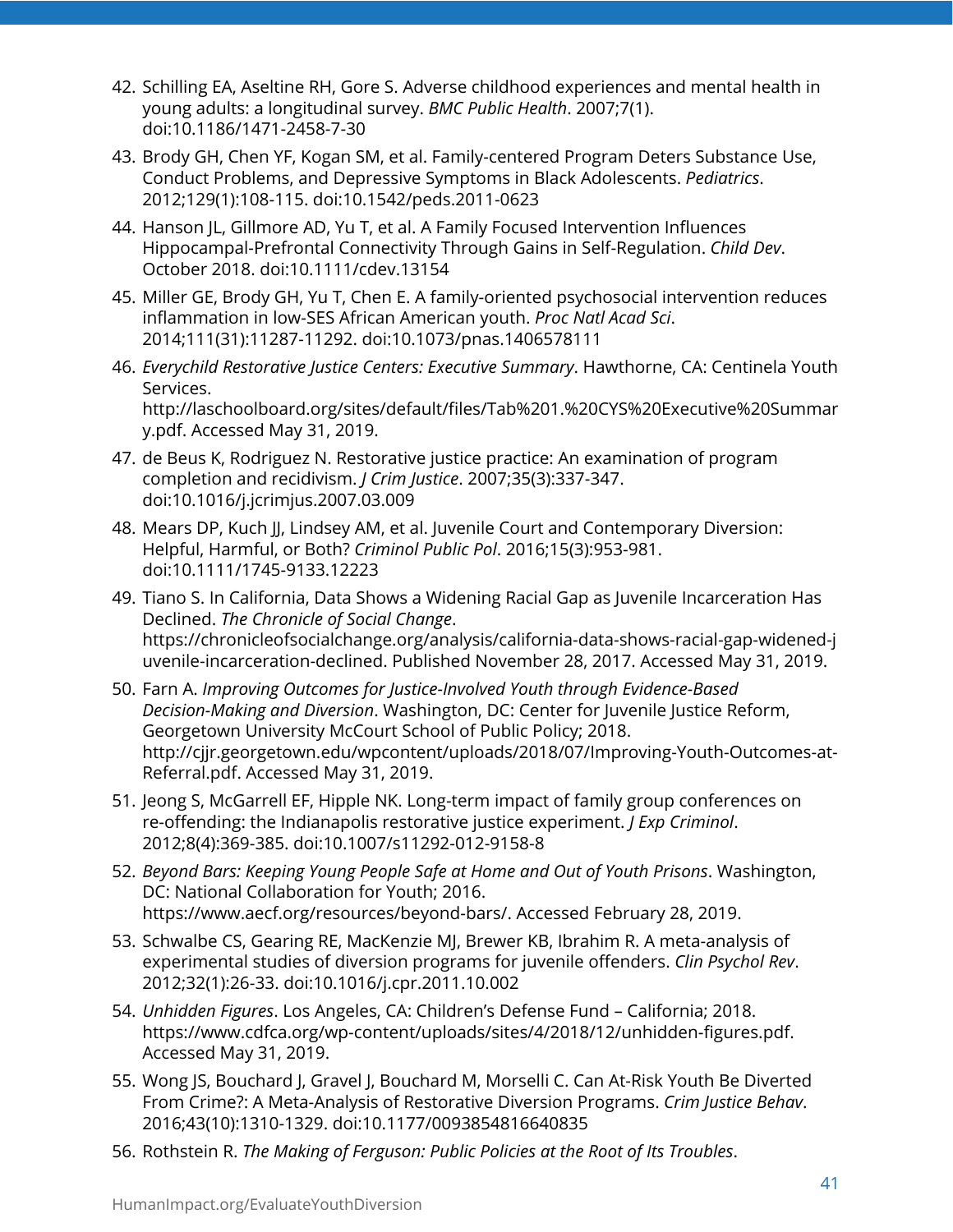42. Schilling EA, Aseltine RH, Gore S. Adverse childhood experiences and mental health in young adults: a longitudinal survey. *BMC Public Health*. 2007;7(1). doi:10.1186/1471-2458-7-30
43. Brody GH, Chen YF, Kogan SM, et al. Family-centered Program Deters Substance Use, Conduct Problems, and Depressive Symptoms in Black Adolescents. *Pediatrics*. 2012;129(1):108-115. doi:10.1542/peds.2011-0623
44. Hanson JL, Gillmore AD, Yu T, et al. A Family Focused Intervention Influences Hippocampal-Prefrontal Connectivity Through Gains in Self-Regulation. *Child Dev*. October 2018. doi:10.1111/cdev.13154
45. Miller GE, Brody GH, Yu T, Chen E. A family-oriented psychosocial intervention reduces inflammation in low-SES African American youth. *Proc Natl Acad Sci*. 2014;111(31):11287-11292. doi:10.1073/pnas.1406578111
46. *Everychild Restorative Justice Centers: Executive Summary*. Hawthorne, CA: Centinela Youth Services. http://laschoolboard.org/sites/default/files/Tab%201.%20CYS%20Executive%20Summary.pdf. Accessed May 31, 2019.
47. de Beus K, Rodriguez N. Restorative justice practice: An examination of program completion and recidivism. *J Crim Justice*. 2007;35(3):337-347. doi:10.1016/j.jcrimjus.2007.03.009
48. Mears DP, Kuch JJ, Lindsey AM, et al. Juvenile Court and Contemporary Diversion: Helpful, Harmful, or Both? *Criminol Public Pol*. 2016;15(3):953-981. doi:10.1111/1745-9133.12223
49. Tiano S. In California, Data Shows a Widening Racial Gap as Juvenile Incarceration Has Declined. *The Chronicle of Social Change*. https://chronicleofsocialchange.org/analysis/california-data-shows-racial-gap-widened-juvenile-incarceration-declined. Published November 28, 2017. Accessed May 31, 2019.
50. Farn A. *Improving Outcomes for Justice-Involved Youth through Evidence-Based Decision-Making and Diversion*. Washington, DC: Center for Juvenile Justice Reform, Georgetown University McCourt School of Public Policy; 2018. http://cjjr.georgetown.edu/wpcontent/uploads/2018/07/Improving-Youth-Outcomes-at-Referral.pdf. Accessed May 31, 2019.
51. Jeong S, McGarrell EF, Hipple NK. Long-term impact of family group conferences on re-offending: the Indianapolis restorative justice experiment. *J Exp Criminol*. 2012;8(4):369-385. doi:10.1007/s11292-012-9158-8
52. *Beyond Bars: Keeping Young People Safe at Home and Out of Youth Prisons*. Washington, DC: National Collaboration for Youth; 2016. https://www.aecf.org/resources/beyond-bars/. Accessed February 28, 2019.
53. Schwalbe CS, Gearing RE, MacKenzie MJ, Brewer KB, Ibrahim R. A meta-analysis of experimental studies of diversion programs for juvenile offenders. *Clin Psychol Rev*. 2012;32(1):26-33. doi:10.1016/j.cpr.2011.10.002
54. *Unhidden Figures*. Los Angeles, CA: Children's Defense Fund – California; 2018. https://www.cdfca.org/wp-content/uploads/sites/4/2018/12/unhidden-figures.pdf. Accessed May 31, 2019.
55. Wong JS, Bouchard J, Gravel J, Bouchard M, Morselli C. Can At-Risk Youth Be Diverted From Crime?: A Meta-Analysis of Restorative Diversion Programs. *Crim Justice Behav*. 2016;43(10):1310-1329. doi:10.1177/0093854816640835
56. Rothstein R. *The Making of Ferguson: Public Policies at the Root of Its Troubles*.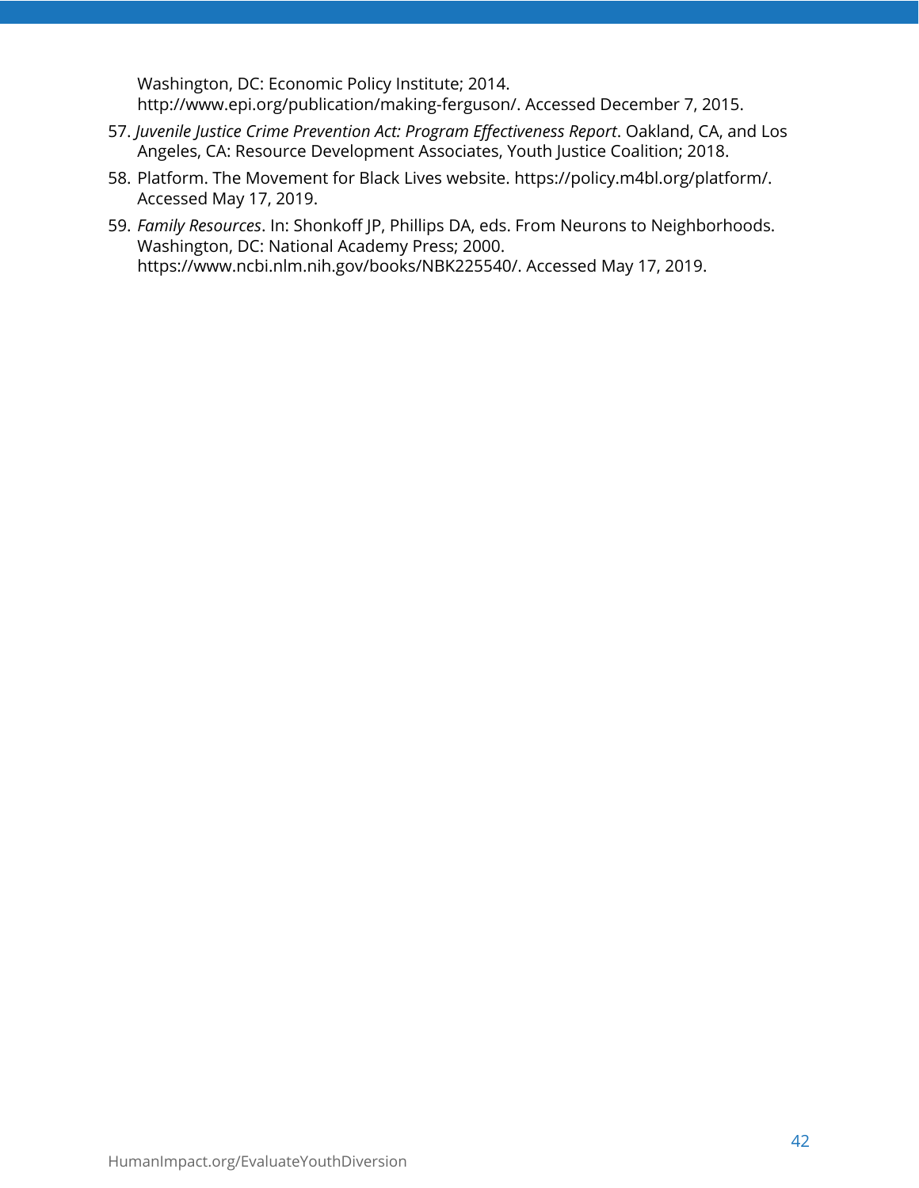Washington, DC: Economic Policy Institute; 2014. http://www.epi.org/publication/making-ferguson/. Accessed December 7, 2015.

57. *Juvenile Justice Crime Prevention Act: Program Effectiveness Report*. Oakland, CA, and Los Angeles, CA: Resource Development Associates, Youth Justice Coalition; 2018.
58. Platform. The Movement for Black Lives website. https://policy.m4bl.org/platform/. Accessed May 17, 2019.
59. *Family Resources*. In: Shonkoff JP, Phillips DA, eds. From Neurons to Neighborhoods. Washington, DC: National Academy Press; 2000. https://www.ncbi.nlm.nih.gov/books/NBK225540/. Accessed May 17, 2019.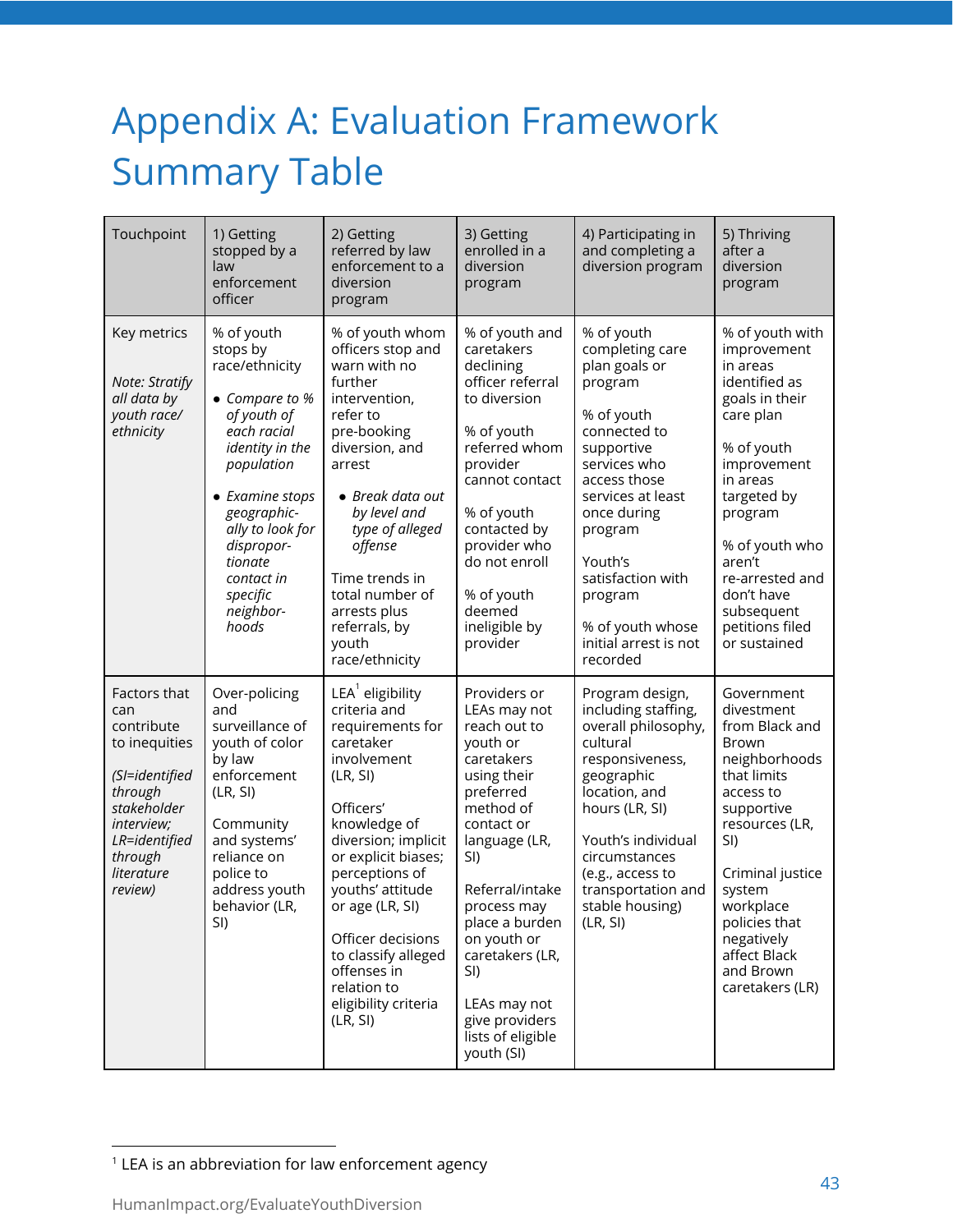# Appendix A: Evaluation Framework Summary Table

| Touchpoint | 1) Getting stopped by a law enforcement officer | 2) Getting referred by law enforcement to a diversion program | 3) Getting enrolled in a diversion program | 4) Participating in and completing a diversion program | 5) Thriving after a diversion program |
|---|---|---|---|---|---|
| Key metrics<br><br>*Note: Stratify all data by youth race/ethnicity* | % of youth stops by race/ethnicity<br>• *Compare to % of youth of each racial identity in the population*<br>• *Examine stops geographically to look for disproportionate contact in specific neighborhoods* | % of youth whom officers stop and warn with no further intervention, refer to pre-booking diversion, and arrest<br>• *Break data out by level and type of alleged offense*<br><br>Time trends in total number of arrests plus referrals, by youth race/ethnicity | % of youth and caretakers declining officer referral to diversion<br><br>% of youth referred whom provider cannot contact<br><br>% of youth contacted by provider who do not enroll<br><br>% of youth deemed ineligible by provider | % of youth completing care plan goals or program<br><br>% of youth connected to supportive services who access those services at least once during program<br><br>Youth's satisfaction with program<br><br>% of youth whose initial arrest is not recorded | % of youth with improvement in areas identified as goals in their care plan<br><br>% of youth improvement in areas targeted by program<br><br>% of youth who aren't re-arrested and don't have subsequent petitions filed or sustained |
| Factors that can contribute to inequities<br><br>*(SI=identified through stakeholder interview; LR=identified through literature review)* | Over-policing and surveillance of youth of color by law enforcement (LR, SI)<br><br>Community and systems' reliance on police to address youth behavior (LR, SI) | LEA[1] eligibility criteria and requirements for caretaker involvement (LR, SI)<br><br>Officers' knowledge of diversion; implicit or explicit biases; perceptions of youths' attitude or age (LR, SI)<br><br>Officer decisions to classify alleged offenses in relation to eligibility criteria (LR, SI) | Providers or LEAs may not reach out to youth or caretakers using their preferred method of contact or language (LR, SI)<br><br>Referral/intake process may place a burden on youth or caretakers (LR, SI)<br><br>LEAs may not give providers lists of eligible youth (SI) | Program design, including staffing, overall philosophy, cultural responsiveness, geographic location, and hours (LR, SI)<br><br>Youth's individual circumstances (e.g., access to transportation and stable housing) (LR, SI) | Government divestment from Black and Brown neighborhoods that limits access to supportive resources (LR, SI)<br><br>Criminal justice system workplace policies that negatively affect Black and Brown caretakers (LR) |

[1] LEA is an abbreviation for law enforcement agency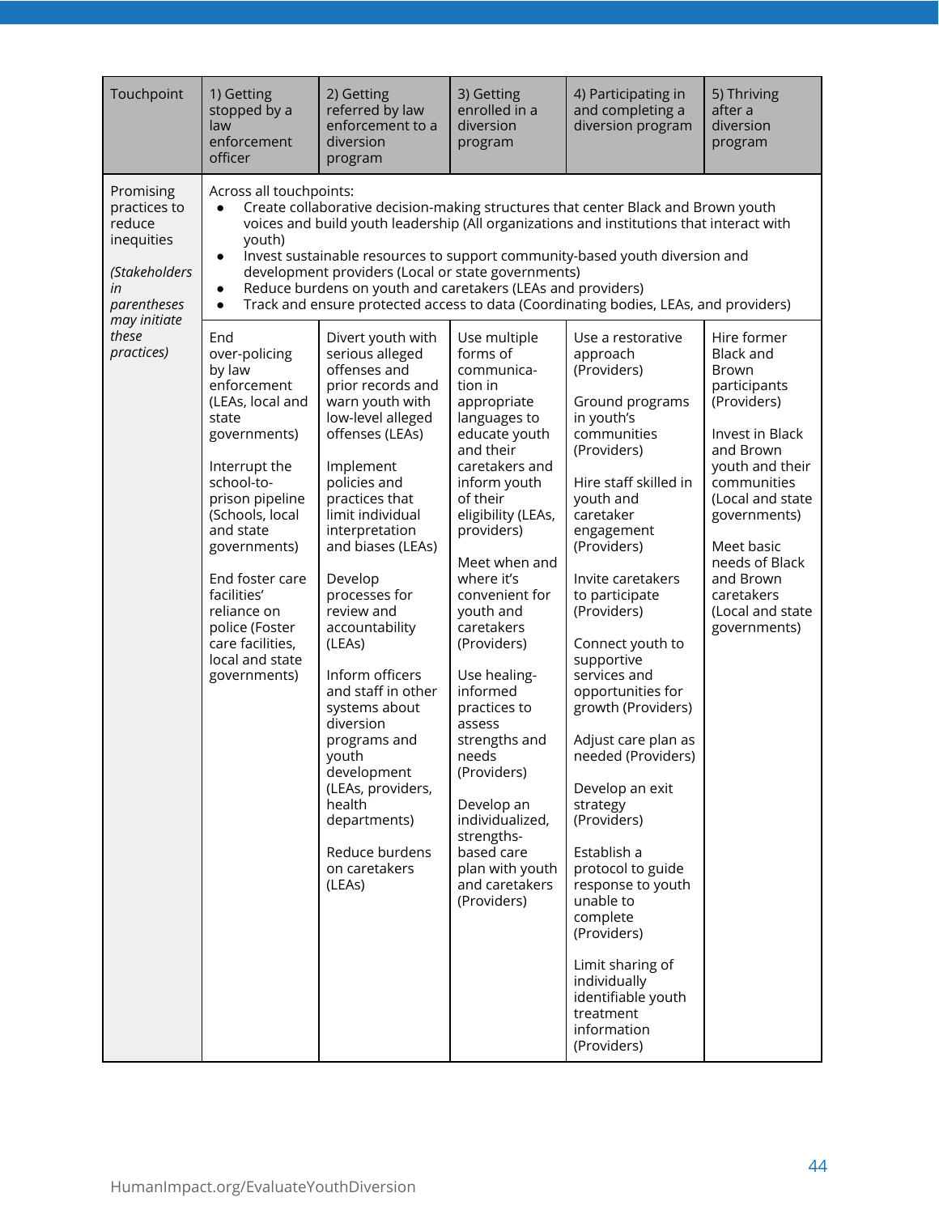| Touchpoint | 1) Getting stopped by a law enforcement officer | 2) Getting referred by law enforcement to a diversion program | 3) Getting enrolled in a diversion program | 4) Participating in and completing a diversion program | 5) Thriving after a diversion program |
|---|---|---|---|---|---|
| Promising practices to reduce inequities *(Stakeholders in parentheses may initiate these practices)* | Across all touchpoints:<br>• Create collaborative decision-making structures that center Black and Brown youth voices and build youth leadership (All organizations and institutions that interact with youth)<br>• Invest sustainable resources to support community-based youth diversion and development providers (Local or state governments)<br>• Reduce burdens on youth and caretakers (LEAs and providers)<br>• Track and ensure protected access to data (Coordinating bodies, LEAs, and providers) | | | | |
| | End over-policing by law enforcement (LEAs, local and state governments)<br><br>Interrupt the school-to-prison pipeline (Schools, local and state governments)<br><br>End foster care facilities' reliance on police (Foster care facilities, local and state governments) | Divert youth with serious alleged offenses and prior records and warn youth with low-level alleged offenses (LEAs)<br><br>Implement policies and practices that limit individual interpretation and biases (LEAs)<br><br>Develop processes for review and accountability (LEAs)<br><br>Inform officers and staff in other systems about diversion programs and youth development (LEAs, providers, health departments)<br><br>Reduce burdens on caretakers (LEAs) | Use multiple forms of communication in appropriate languages to educate youth and their caretakers and inform youth of their eligibility (LEAs, providers)<br><br>Meet when and where it's convenient for youth and caretakers (Providers)<br><br>Use healing-informed practices to assess strengths and needs (Providers)<br><br>Develop an individualized, strengths-based care plan with youth and caretakers (Providers) | Use a restorative approach (Providers)<br><br>Ground programs in youth's communities (Providers)<br><br>Hire staff skilled in youth and caretaker engagement (Providers)<br><br>Invite caretakers to participate (Providers)<br><br>Connect youth to supportive services and opportunities for growth (Providers)<br><br>Adjust care plan as needed (Providers)<br><br>Develop an exit strategy (Providers)<br><br>Establish a protocol to guide response to youth unable to complete (Providers)<br><br>Limit sharing of individually identifiable youth treatment information (Providers) | Hire former Black and Brown participants (Providers)<br><br>Invest in Black and Brown youth and their communities (Local and state governments)<br><br>Meet basic needs of Black and Brown caretakers (Local and state governments) |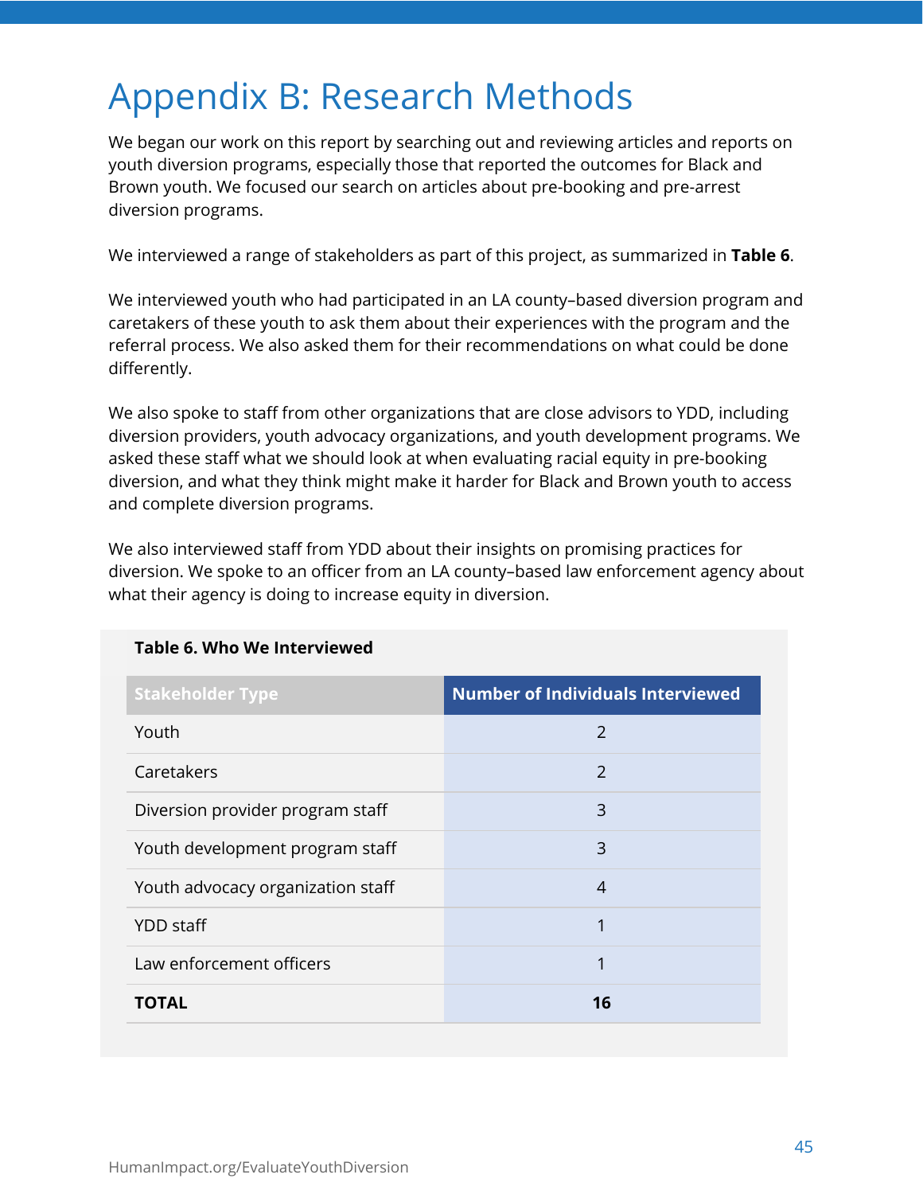# Appendix B: Research Methods

We began our work on this report by searching out and reviewing articles and reports on youth diversion programs, especially those that reported the outcomes for Black and Brown youth. We focused our search on articles about pre-booking and pre-arrest diversion programs.

We interviewed a range of stakeholders as part of this project, as summarized in **Table 6**.

We interviewed youth who had participated in an LA county–based diversion program and caretakers of these youth to ask them about their experiences with the program and the referral process. We also asked them for their recommendations on what could be done differently.

We also spoke to staff from other organizations that are close advisors to YDD, including diversion providers, youth advocacy organizations, and youth development programs. We asked these staff what we should look at when evaluating racial equity in pre-booking diversion, and what they think might make it harder for Black and Brown youth to access and complete diversion programs.

We also interviewed staff from YDD about their insights on promising practices for diversion. We spoke to an officer from an LA county–based law enforcement agency about what their agency is doing to increase equity in diversion.

**Table 6. Who We Interviewed**

| Stakeholder Type | Number of Individuals Interviewed |
|---|---|
| Youth | 2 |
| Caretakers | 2 |
| Diversion provider program staff | 3 |
| Youth development program staff | 3 |
| Youth advocacy organization staff | 4 |
| YDD staff | 1 |
| Law enforcement officers | 1 |
| **TOTAL** | **16** |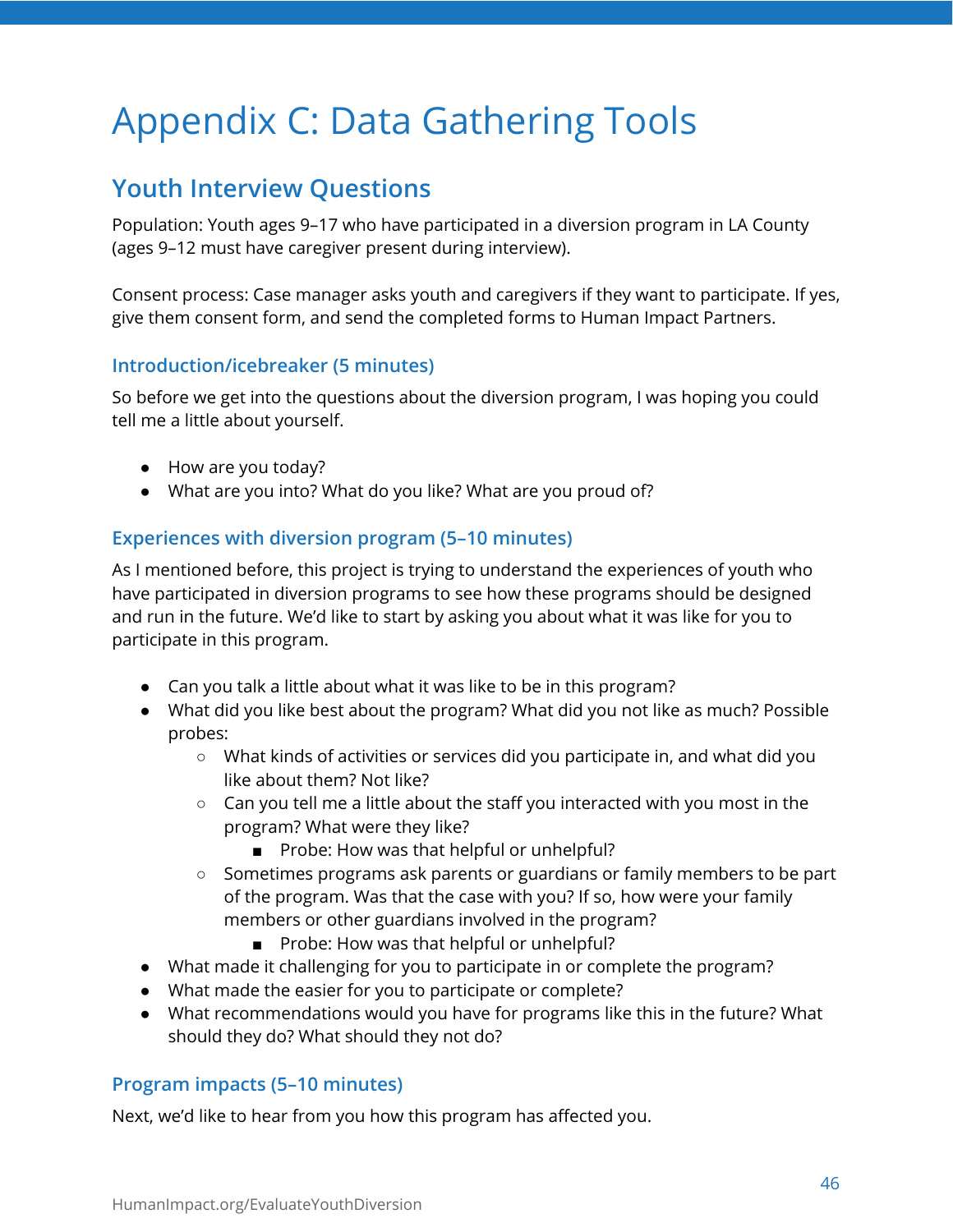# Appendix C: Data Gathering Tools

## Youth Interview Questions

Population: Youth ages 9–17 who have participated in a diversion program in LA County (ages 9–12 must have caregiver present during interview).

Consent process: Case manager asks youth and caregivers if they want to participate. If yes, give them consent form, and send the completed forms to Human Impact Partners.

### Introduction/icebreaker (5 minutes)

So before we get into the questions about the diversion program, I was hoping you could tell me a little about yourself.

- How are you today?
- What are you into? What do you like? What are you proud of?

### Experiences with diversion program (5–10 minutes)

As I mentioned before, this project is trying to understand the experiences of youth who have participated in diversion programs to see how these programs should be designed and run in the future. We'd like to start by asking you about what it was like for you to participate in this program.

- Can you talk a little about what it was like to be in this program?
- What did you like best about the program? What did you not like as much? Possible probes:
  - What kinds of activities or services did you participate in, and what did you like about them? Not like?
  - Can you tell me a little about the staff you interacted with you most in the program? What were they like?
    - Probe: How was that helpful or unhelpful?
  - Sometimes programs ask parents or guardians or family members to be part of the program. Was that the case with you? If so, how were your family members or other guardians involved in the program?
    - Probe: How was that helpful or unhelpful?
- What made it challenging for you to participate in or complete the program?
- What made the easier for you to participate or complete?
- What recommendations would you have for programs like this in the future? What should they do? What should they not do?

### Program impacts (5–10 minutes)

Next, we'd like to hear from you how this program has affected you.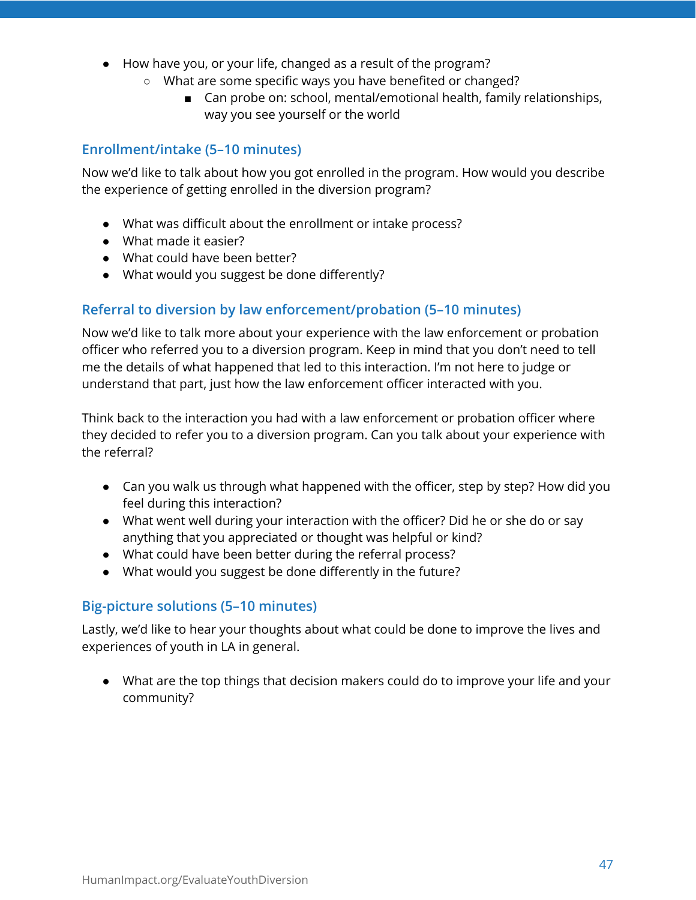- How have you, or your life, changed as a result of the program?
    - What are some specific ways you have benefited or changed?
        - Can probe on: school, mental/emotional health, family relationships, way you see yourself or the world

### Enrollment/intake (5–10 minutes)

Now we'd like to talk about how you got enrolled in the program. How would you describe the experience of getting enrolled in the diversion program?

- What was difficult about the enrollment or intake process?
- What made it easier?
- What could have been better?
- What would you suggest be done differently?

### Referral to diversion by law enforcement/probation (5–10 minutes)

Now we'd like to talk more about your experience with the law enforcement or probation officer who referred you to a diversion program. Keep in mind that you don't need to tell me the details of what happened that led to this interaction. I'm not here to judge or understand that part, just how the law enforcement officer interacted with you.

Think back to the interaction you had with a law enforcement or probation officer where they decided to refer you to a diversion program. Can you talk about your experience with the referral?

- Can you walk us through what happened with the officer, step by step? How did you feel during this interaction?
- What went well during your interaction with the officer? Did he or she do or say anything that you appreciated or thought was helpful or kind?
- What could have been better during the referral process?
- What would you suggest be done differently in the future?

### Big-picture solutions (5–10 minutes)

Lastly, we'd like to hear your thoughts about what could be done to improve the lives and experiences of youth in LA in general.

- What are the top things that decision makers could do to improve your life and your community?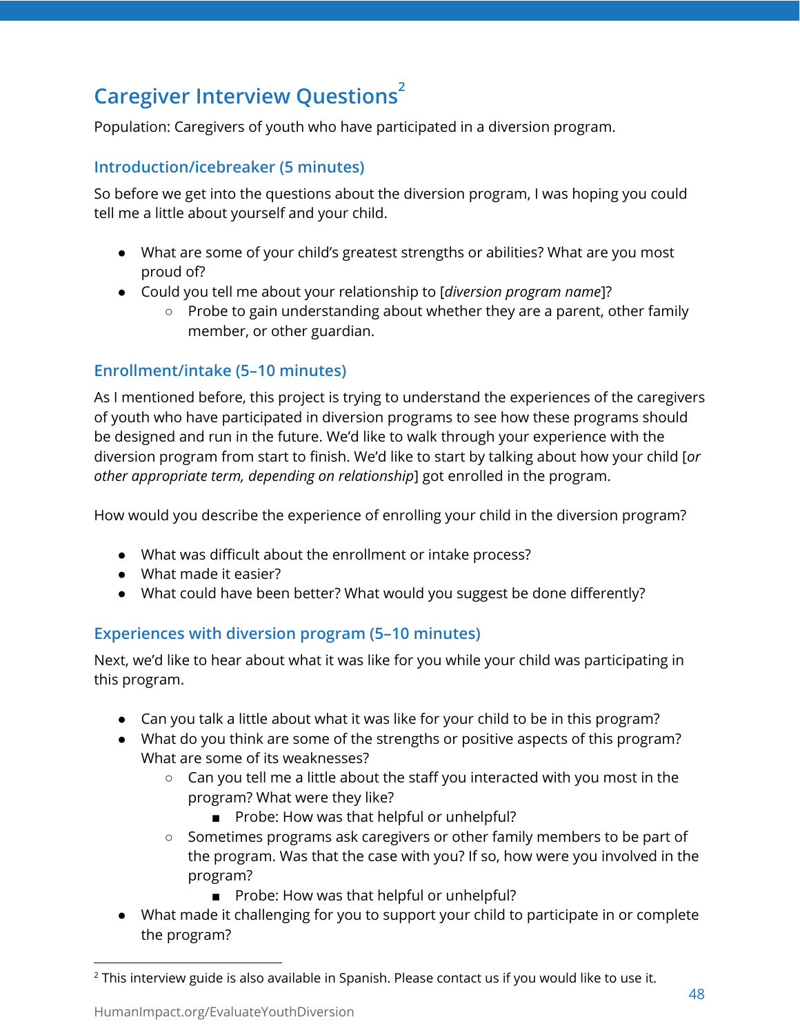## Caregiver Interview Questions[2]

Population: Caregivers of youth who have participated in a diversion program.

### Introduction/icebreaker (5 minutes)

So before we get into the questions about the diversion program, I was hoping you could tell me a little about yourself and your child.

- What are some of your child's greatest strengths or abilities? What are you most proud of?
- Could you tell me about your relationship to [*diversion program name*]?
    - Probe to gain understanding about whether they are a parent, other family member, or other guardian.

### Enrollment/intake (5–10 minutes)

As I mentioned before, this project is trying to understand the experiences of the caregivers of youth who have participated in diversion programs to see how these programs should be designed and run in the future. We'd like to walk through your experience with the diversion program from start to finish. We'd like to start by talking about how your child [*or other appropriate term, depending on relationship*] got enrolled in the program.

How would you describe the experience of enrolling your child in the diversion program?

- What was difficult about the enrollment or intake process?
- What made it easier?
- What could have been better? What would you suggest be done differently?

### Experiences with diversion program (5–10 minutes)

Next, we'd like to hear about what it was like for you while your child was participating in this program.

- Can you talk a little about what it was like for your child to be in this program?
- What do you think are some of the strengths or positive aspects of this program? What are some of its weaknesses?
    - Can you tell me a little about the staff you interacted with you most in the program? What were they like?
        - Probe: How was that helpful or unhelpful?
    - Sometimes programs ask caregivers or other family members to be part of the program. Was that the case with you? If so, how were you involved in the program?
        - Probe: How was that helpful or unhelpful?
- What made it challenging for you to support your child to participate in or complete the program?

---

[2] This interview guide is also available in Spanish. Please contact us if you would like to use it.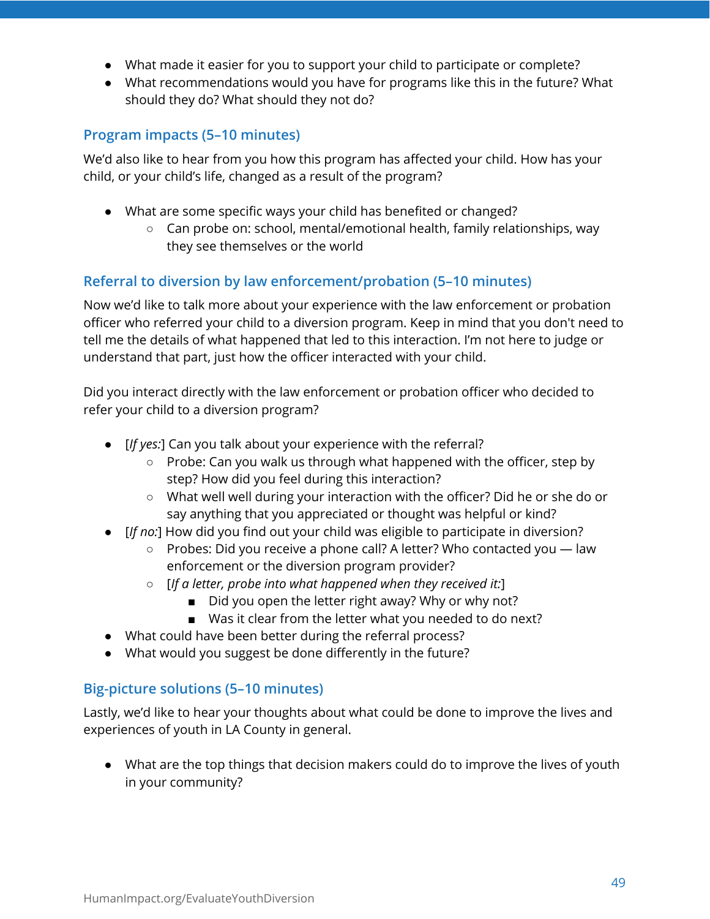- What made it easier for you to support your child to participate or complete?
- What recommendations would you have for programs like this in the future? What should they do? What should they not do?

### Program impacts (5–10 minutes)

We'd also like to hear from you how this program has affected your child. How has your child, or your child's life, changed as a result of the program?

- What are some specific ways your child has benefited or changed?
  - Can probe on: school, mental/emotional health, family relationships, way they see themselves or the world

### Referral to diversion by law enforcement/probation (5–10 minutes)

Now we'd like to talk more about your experience with the law enforcement or probation officer who referred your child to a diversion program. Keep in mind that you don't need to tell me the details of what happened that led to this interaction. I'm not here to judge or understand that part, just how the officer interacted with your child.

Did you interact directly with the law enforcement or probation officer who decided to refer your child to a diversion program?

- [*If yes:*] Can you talk about your experience with the referral?
  - Probe: Can you walk us through what happened with the officer, step by step? How did you feel during this interaction?
  - What well well during your interaction with the officer? Did he or she do or say anything that you appreciated or thought was helpful or kind?
- [*If no:*] How did you find out your child was eligible to participate in diversion?
  - Probes: Did you receive a phone call? A letter? Who contacted you — law enforcement or the diversion program provider?
  - [*If a letter, probe into what happened when they received it:*]
    - Did you open the letter right away? Why or why not?
    - Was it clear from the letter what you needed to do next?
- What could have been better during the referral process?
- What would you suggest be done differently in the future?

### Big-picture solutions (5–10 minutes)

Lastly, we'd like to hear your thoughts about what could be done to improve the lives and experiences of youth in LA County in general.

- What are the top things that decision makers could do to improve the lives of youth in your community?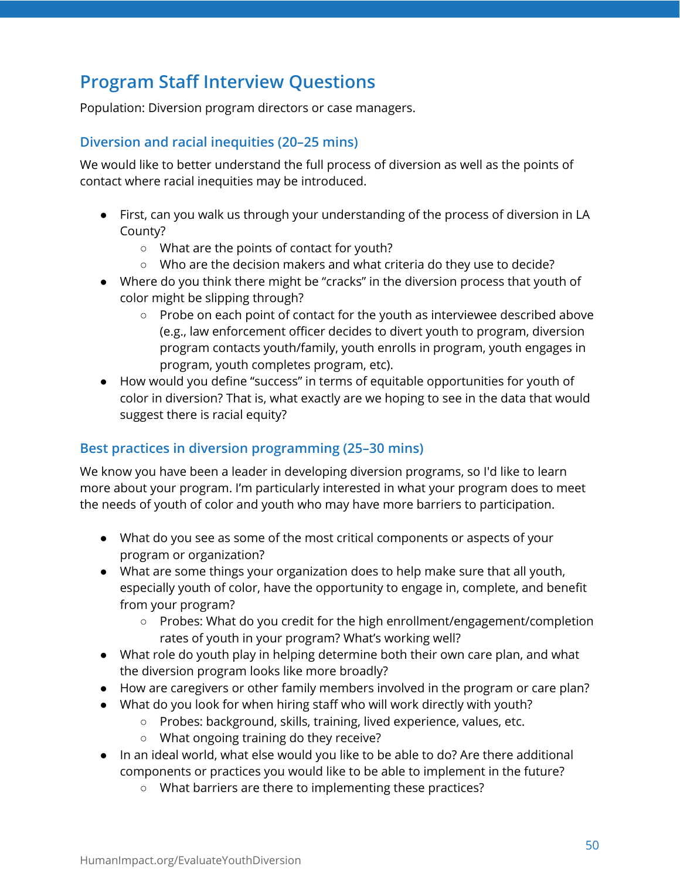## Program Staff Interview Questions

Population: Diversion program directors or case managers.

### Diversion and racial inequities (20–25 mins)

We would like to better understand the full process of diversion as well as the points of contact where racial inequities may be introduced.

- First, can you walk us through your understanding of the process of diversion in LA County?
  - What are the points of contact for youth?
  - Who are the decision makers and what criteria do they use to decide?
- Where do you think there might be "cracks" in the diversion process that youth of color might be slipping through?
  - Probe on each point of contact for the youth as interviewee described above (e.g., law enforcement officer decides to divert youth to program, diversion program contacts youth/family, youth enrolls in program, youth engages in program, youth completes program, etc).
- How would you define "success" in terms of equitable opportunities for youth of color in diversion? That is, what exactly are we hoping to see in the data that would suggest there is racial equity?

### Best practices in diversion programming (25–30 mins)

We know you have been a leader in developing diversion programs, so I'd like to learn more about your program. I'm particularly interested in what your program does to meet the needs of youth of color and youth who may have more barriers to participation.

- What do you see as some of the most critical components or aspects of your program or organization?
- What are some things your organization does to help make sure that all youth, especially youth of color, have the opportunity to engage in, complete, and benefit from your program?
  - Probes: What do you credit for the high enrollment/engagement/completion rates of youth in your program? What's working well?
- What role do youth play in helping determine both their own care plan, and what the diversion program looks like more broadly?
- How are caregivers or other family members involved in the program or care plan?
- What do you look for when hiring staff who will work directly with youth?
  - Probes: background, skills, training, lived experience, values, etc.
  - What ongoing training do they receive?
- In an ideal world, what else would you like to be able to do? Are there additional components or practices you would like to be able to implement in the future?
  - What barriers are there to implementing these practices?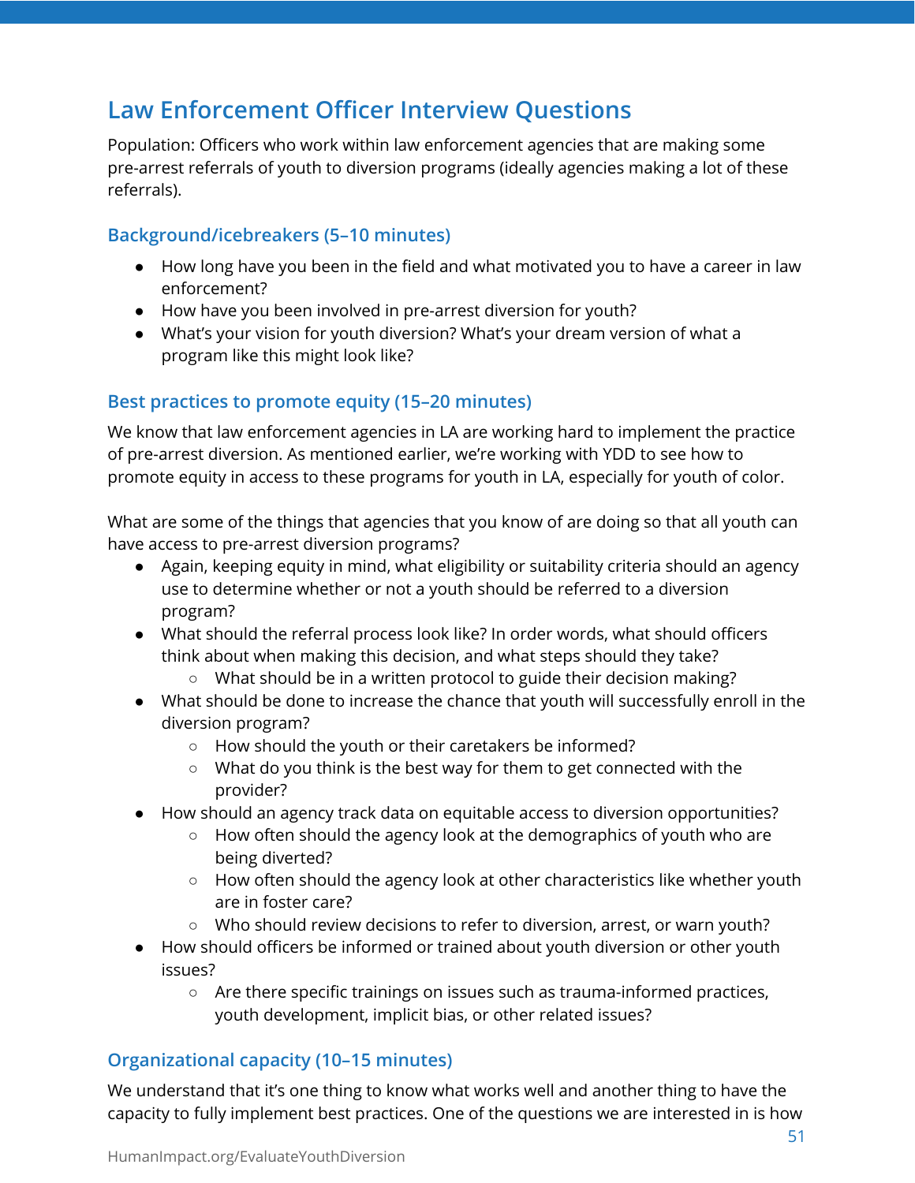## Law Enforcement Officer Interview Questions

Population: Officers who work within law enforcement agencies that are making some pre-arrest referrals of youth to diversion programs (ideally agencies making a lot of these referrals).

### Background/icebreakers (5–10 minutes)

- How long have you been in the field and what motivated you to have a career in law enforcement?
- How have you been involved in pre-arrest diversion for youth?
- What's your vision for youth diversion? What's your dream version of what a program like this might look like?

### Best practices to promote equity (15–20 minutes)

We know that law enforcement agencies in LA are working hard to implement the practice of pre-arrest diversion. As mentioned earlier, we're working with YDD to see how to promote equity in access to these programs for youth in LA, especially for youth of color.

What are some of the things that agencies that you know of are doing so that all youth can have access to pre-arrest diversion programs?

- Again, keeping equity in mind, what eligibility or suitability criteria should an agency use to determine whether or not a youth should be referred to a diversion program?
- What should the referral process look like? In order words, what should officers think about when making this decision, and what steps should they take?
  - What should be in a written protocol to guide their decision making?
- What should be done to increase the chance that youth will successfully enroll in the diversion program?
  - How should the youth or their caretakers be informed?
  - What do you think is the best way for them to get connected with the provider?
- How should an agency track data on equitable access to diversion opportunities?
  - How often should the agency look at the demographics of youth who are being diverted?
  - How often should the agency look at other characteristics like whether youth are in foster care?
  - Who should review decisions to refer to diversion, arrest, or warn youth?
- How should officers be informed or trained about youth diversion or other youth issues?
  - Are there specific trainings on issues such as trauma-informed practices, youth development, implicit bias, or other related issues?

### Organizational capacity (10–15 minutes)

We understand that it's one thing to know what works well and another thing to have the capacity to fully implement best practices. One of the questions we are interested in is how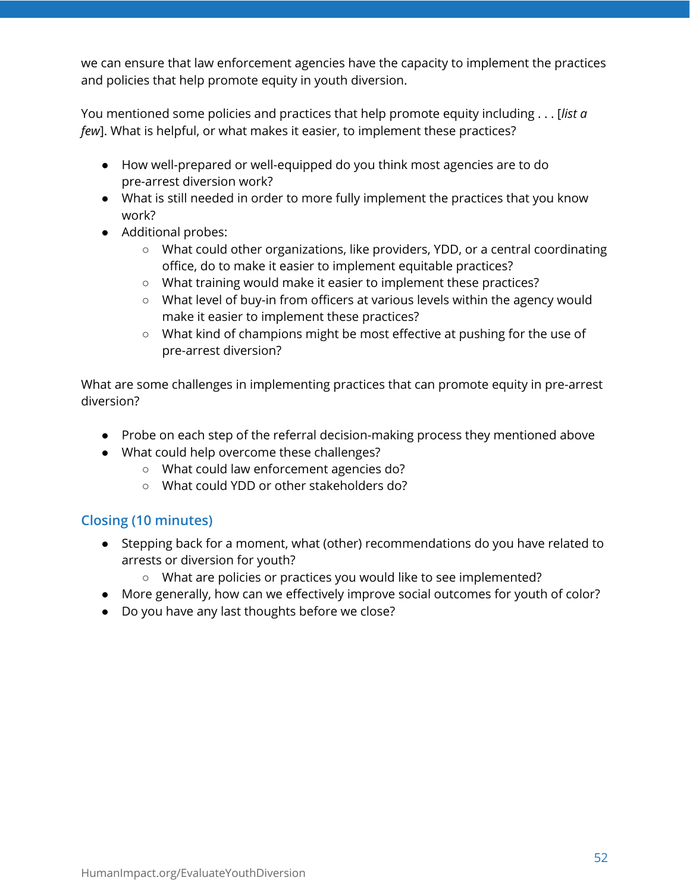we can ensure that law enforcement agencies have the capacity to implement the practices and policies that help promote equity in youth diversion.

You mentioned some policies and practices that help promote equity including . . . [*list a few*]. What is helpful, or what makes it easier, to implement these practices?

- How well-prepared or well-equipped do you think most agencies are to do pre-arrest diversion work?
- What is still needed in order to more fully implement the practices that you know work?
- Additional probes:
  - What could other organizations, like providers, YDD, or a central coordinating office, do to make it easier to implement equitable practices?
  - What training would make it easier to implement these practices?
  - What level of buy-in from officers at various levels within the agency would make it easier to implement these practices?
  - What kind of champions might be most effective at pushing for the use of pre-arrest diversion?

What are some challenges in implementing practices that can promote equity in pre-arrest diversion?

- Probe on each step of the referral decision-making process they mentioned above
- What could help overcome these challenges?
  - What could law enforcement agencies do?
  - What could YDD or other stakeholders do?

## Closing (10 minutes)

- Stepping back for a moment, what (other) recommendations do you have related to arrests or diversion for youth?
  - What are policies or practices you would like to see implemented?
- More generally, how can we effectively improve social outcomes for youth of color?
- Do you have any last thoughts before we close?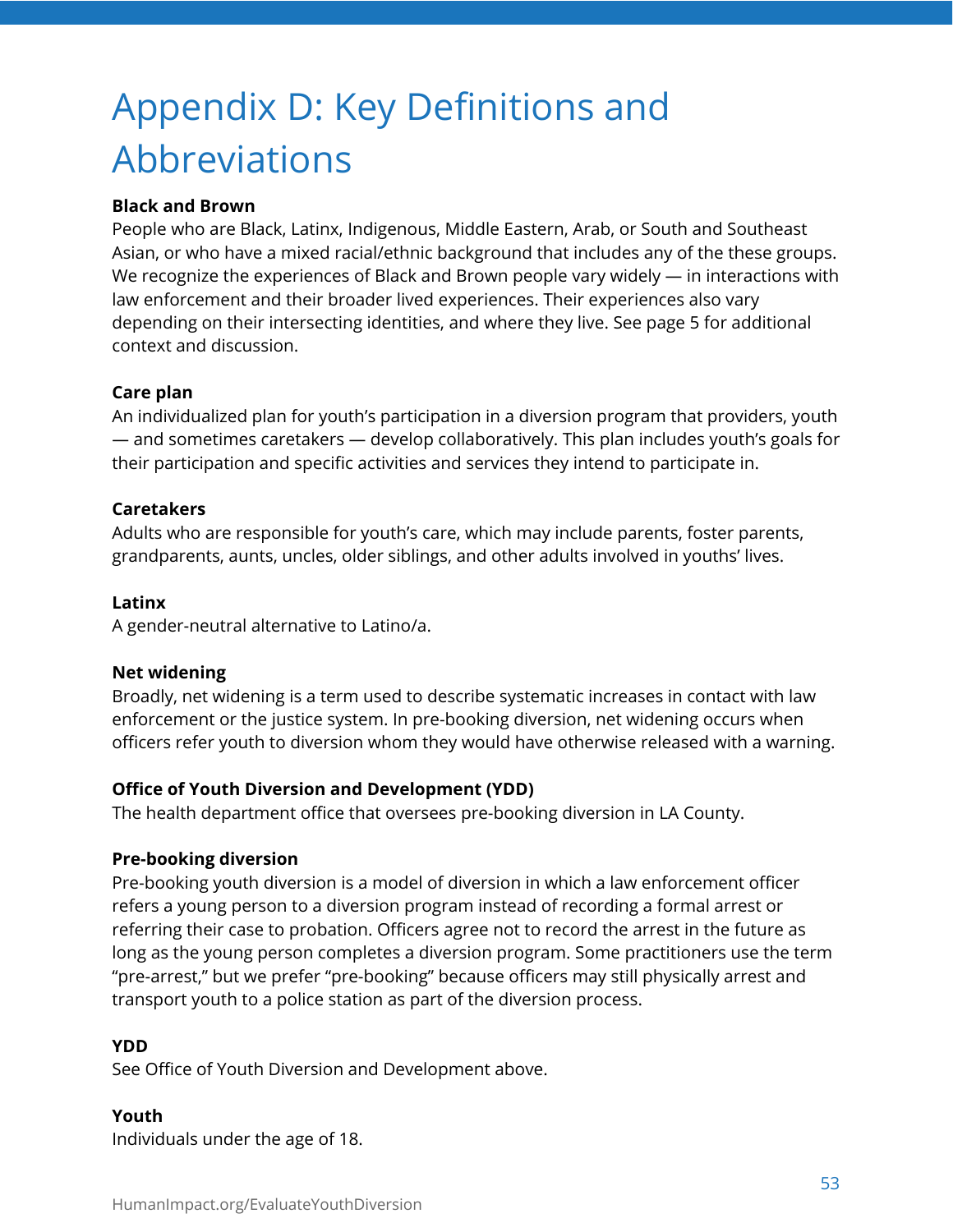# Appendix D: Key Definitions and Abbreviations

**Black and Brown**
People who are Black, Latinx, Indigenous, Middle Eastern, Arab, or South and Southeast Asian, or who have a mixed racial/ethnic background that includes any of the these groups. We recognize the experiences of Black and Brown people vary widely — in interactions with law enforcement and their broader lived experiences. Their experiences also vary depending on their intersecting identities, and where they live. See page 5 for additional context and discussion.

**Care plan**
An individualized plan for youth's participation in a diversion program that providers, youth — and sometimes caretakers — develop collaboratively. This plan includes youth's goals for their participation and specific activities and services they intend to participate in.

**Caretakers**
Adults who are responsible for youth's care, which may include parents, foster parents, grandparents, aunts, uncles, older siblings, and other adults involved in youths' lives.

**Latinx**
A gender-neutral alternative to Latino/a.

**Net widening**
Broadly, net widening is a term used to describe systematic increases in contact with law enforcement or the justice system. In pre-booking diversion, net widening occurs when officers refer youth to diversion whom they would have otherwise released with a warning.

**Office of Youth Diversion and Development (YDD)**
The health department office that oversees pre-booking diversion in LA County.

**Pre-booking diversion**
Pre-booking youth diversion is a model of diversion in which a law enforcement officer refers a young person to a diversion program instead of recording a formal arrest or referring their case to probation. Officers agree not to record the arrest in the future as long as the young person completes a diversion program. Some practitioners use the term "pre-arrest," but we prefer "pre-booking" because officers may still physically arrest and transport youth to a police station as part of the diversion process.

**YDD**
See Office of Youth Diversion and Development above.

**Youth**
Individuals under the age of 18.